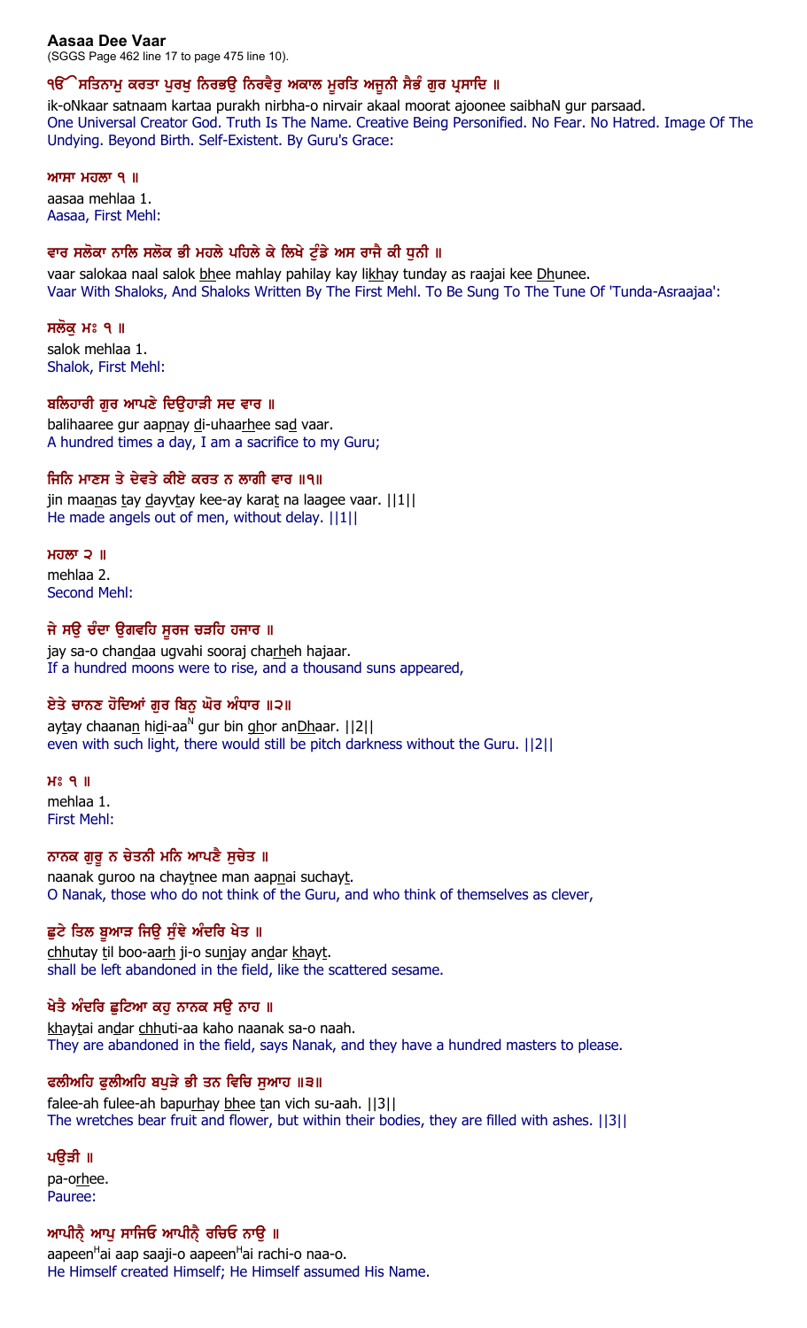**Aasaa Dee Vaar**
(SGGS Page 462 line 17 to page 475 line 10).

**ੴ ਸਤਿਨਾਮੁ ਕਰਤਾ ਪੁਰਖੁ ਨਿਰਭਉ ਨਿਰਵੈਰੁ ਅਕਾਲ ਮੂਰਤਿ ਅਜੂਨੀ ਸੈਭੰ ਗੁਰ ਪ੍ਰਸਾਦਿ ॥**

ik-oNkaar satnaam kartaa purakh nirbha-o nirvair akaal moorat ajoonee saibhaN gur parsaad.
One Universal Creator God. Truth Is The Name. Creative Being Personified. No Fear. No Hatred. Image Of The Undying. Beyond Birth. Self-Existent. By Guru's Grace:

**ਆਸਾ ਮਹਲਾ ੧ ॥**

aasaa mehlaa 1.
Aasaa, First Mehl:

**ਵਾਰ ਸਲੋਕਾ ਨਾਲਿ ਸਲੋਕ ਭੀ ਮਹਲੇ ਪਹਿਲੇ ਕੇ ਲਿਖੇ ਟੁੰਡੇ ਅਸ ਰਾਜੈ ਕੀ ਧੁਨੀ ॥**

vaar salokaa naal salok bhee mahlay pahilay kay likhay tunday as raajai kee Dhunee.
Vaar With Shaloks, And Shaloks Written By The First Mehl. To Be Sung To The Tune Of 'Tunda-Asraajaa':

**ਸਲੋਕੁ ਮਃ ੧ ॥**

salok mehlaa 1.
Shalok, First Mehl:

**ਬਲਿਹਾਰੀ ਗੁਰ ਆਪਣੇ ਦਿਉਹਾੜੀ ਸਦ ਵਾਰ ॥**

balihaaree gur aapnay di-uhaarhee sad vaar.
A hundred times a day, I am a sacrifice to my Guru;

**ਜਿਨਿ ਮਾਣਸ ਤੇ ਦੇਵਤੇ ਕੀਏ ਕਰਤ ਨ ਲਾਗੀ ਵਾਰ ॥੧॥**

jin maanas tay dayvtay kee-ay karat na laagee vaar. ||1||
He made angels out of men, without delay. ||1||

**ਮਹਲਾ ੨ ॥**

mehlaa 2.
Second Mehl:

**ਜੇ ਸਉ ਚੰਦਾ ਉਗਵਹਿ ਸੂਰਜ ਚੜਹਿ ਹਜਾਰ ॥**

jay sa-o chandaa ugvahi sooraj charheh hajaar.
If a hundred moons were to rise, and a thousand suns appeared,

**ਏਤੇ ਚਾਨਣ ਹੋਦਿਆਂ ਗੁਰ ਬਿਨੁ ਘੋਰ ਅੰਧਾਰ ॥੨॥**

aytay chaanan hidi-aaN gur bin ghor anDhaar. ||2||
even with such light, there would still be pitch darkness without the Guru. ||2||

**ਮਃ ੧ ॥**

mehlaa 1.
First Mehl:

**ਨਾਨਕ ਗੁਰੂ ਨ ਚੇਤਨੀ ਮਨਿ ਆਪਣੈ ਸੁਚੇਤ ॥**

naanak guroo na chaytnee man aapnai suchayt.
O Nanak, those who do not think of the Guru, and who think of themselves as clever,

**ਛੁਟੇ ਤਿਲ ਬੂਆੜ ਜਿਉ ਸੁੰਞੇ ਅੰਦਰਿ ਖੇਤ ॥**

chhutay til boo-aarh ji-o sunjay andar khayt.
shall be left abandoned in the field, like the scattered sesame.

**ਖੇਤੈ ਅੰਦਰਿ ਛੁਟਿਆ ਕਹੁ ਨਾਨਕ ਸਉ ਨਾਹ ॥**

khaytai andar chhuti-aa kaho naanak sa-o naah.
They are abandoned in the field, says Nanak, and they have a hundred masters to please.

**ਫਲੀਅਹਿ ਫੁਲੀਅਹਿ ਬਪੁੜੇ ਭੀ ਤਨ ਵਿਚਿ ਸੁਆਹ ॥੩॥**

falee-ah fulee-ah bapurhay bhee tan vich su-aah. ||3||
The wretches bear fruit and flower, but within their bodies, they are filled with ashes. ||3||

**ਪਉੜੀ ॥**

pa-orhee.
Pauree:

**ਆਪੀਨੈ ਆਪੁ ਸਾਜਿਓ ਆਪੀਨੈ ਰਚਿਓ ਨਾਉ ॥**

aapeenHai aap saaji-o aapeenHai rachi-o naa-o.
He Himself created Himself; He Himself assumed His Name.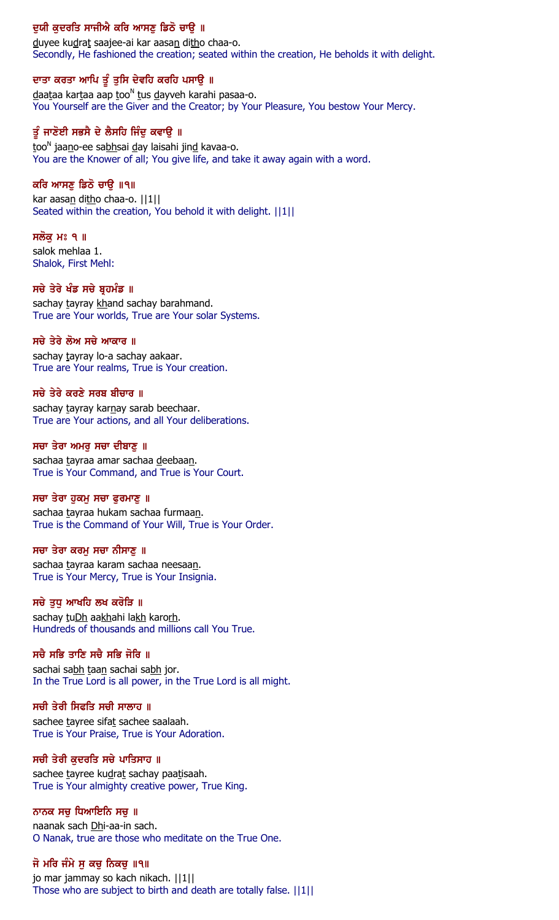**ਦੁਯੀ ਕੁਦਰਤਿ ਸਾਜੀਐ ਕਰਿ ਆਸਣੁ ਡਿਠੋ ਚਾਉ ॥**

duyee kudrat saajee-ai kar aasan ditho chaa-o.

Secondly, He fashioned the creation; seated within the creation, He beholds it with delight.

**ਦਾਤਾ ਕਰਤਾ ਆਪਿ ਤੂੰ ਤੁਸਿ ਦੇਵਹਿ ਕਰਹਿ ਪਸਾਉ ॥**

daataa kartaa aap tooN tus dayveh karahi pasaa-o.

You Yourself are the Giver and the Creator; by Your Pleasure, You bestow Your Mercy.

**ਤੂੰ ਜਾਣੋਈ ਸਭਸੈ ਦੇ ਲੈਸਹਿ ਜਿੰਦੁ ਕਵਾਉ ॥**

tooN jaano-ee sabhsai day laisahi jind kavaa-o.

You are the Knower of all; You give life, and take it away again with a word.

**ਕਰਿ ਆਸਣੁ ਡਿਠੋ ਚਾਉ ॥੧॥**

kar aasan ditho chaa-o. ||1||

Seated within the creation, You behold it with delight. ||1||

**ਸਲੋਕੁ ਮਃ ੧ ॥**

salok mehlaa 1.

Shalok, First Mehl:

**ਸਚੇ ਤੇਰੇ ਖੰਡ ਸਚੇ ਬ੍ਰਹਮੰਡ ॥**

sachay tayray khand sachay barahmand.

True are Your worlds, True are Your solar Systems.

**ਸਚੇ ਤੇਰੇ ਲੋਅ ਸਚੇ ਆਕਾਰ ॥**

sachay tayray lo-a sachay aakaar.

True are Your realms, True is Your creation.

**ਸਚੇ ਤੇਰੇ ਕਰਣੇ ਸਰਬ ਬੀਚਾਰ ॥**

sachay tayray karnay sarab beechaar.

True are Your actions, and all Your deliberations.

**ਸਚਾ ਤੇਰਾ ਅਮਰੁ ਸਚਾ ਦੀਬਾਣੁ ॥**

sachaa tayraa amar sachaa deebaan.

True is Your Command, and True is Your Court.

**ਸਚਾ ਤੇਰਾ ਹੁਕਮੁ ਸਚਾ ਫੁਰਮਾਣੁ ॥**

sachaa tayraa hukam sachaa furmaan.

True is the Command of Your Will, True is Your Order.

**ਸਚਾ ਤੇਰਾ ਕਰਮੁ ਸਚਾ ਨੀਸਾਣੁ ॥**

sachaa tayraa karam sachaa neesaan.

True is Your Mercy, True is Your Insignia.

**ਸਚੇ ਤੁਧੁ ਆਖਹਿ ਲਖ ਕਰੋੜਿ ॥**

sachay tuDh aakhahi lakh karorh.

Hundreds of thousands and millions call You True.

**ਸਚੈ ਸਭਿ ਤਾਣਿ ਸਚੈ ਸਭਿ ਜੋਰਿ ॥**

sachai sabh taan sachai sabh jor.

In the True Lord is all power, in the True Lord is all might.

**ਸਚੀ ਤੇਰੀ ਸਿਫਤਿ ਸਚੀ ਸਾਲਾਹ ॥**

sachee tayree sifat sachee saalaah.

True is Your Praise, True is Your Adoration.

**ਸਚੀ ਤੇਰੀ ਕੁਦਰਤਿ ਸਚੇ ਪਾਤਿਸਾਹ ॥**

sachee tayree kudrat sachay paatisaah.

True is Your almighty creative power, True King.

**ਨਾਨਕ ਸਚੁ ਧਿਆਇਨਿ ਸਚੁ ॥**

naanak sach Dhi-aa-in sach.

O Nanak, true are those who meditate on the True One.

**ਜੋ ਮਰਿ ਜੰਮੇ ਸੁ ਕਚੁ ਨਿਕਚੁ ॥੧॥**

jo mar jammay so kach nikach. ||1||

Those who are subject to birth and death are totally false. ||1||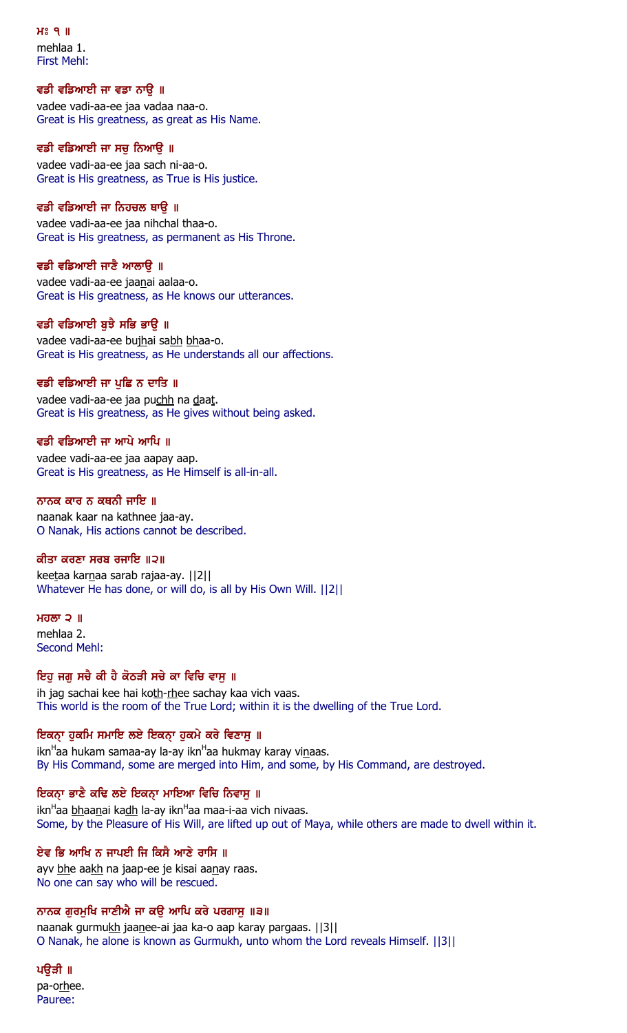ਮਃ ੧ ॥
mehlaa 1.
First Mehl:

ਵਡੀ ਵਡਿਆਈ ਜਾ ਵਡਾ ਨਾਉ ॥
vadee vadi-aa-ee jaa vadaa naa-o.
Great is His greatness, as great as His Name.

ਵਡੀ ਵਡਿਆਈ ਜਾ ਸਚੁ ਨਿਆਉ ॥
vadee vadi-aa-ee jaa sach ni-aa-o.
Great is His greatness, as True is His justice.

ਵਡੀ ਵਡਿਆਈ ਜਾ ਨਿਹਚਲ ਥਾਉ ॥
vadee vadi-aa-ee jaa nihchal thaa-o.
Great is His greatness, as permanent as His Throne.

ਵਡੀ ਵਡਿਆਈ ਜਾਣੈ ਆਲਾਉ ॥
vadee vadi-aa-ee jaanai aalaa-o.
Great is His greatness, as He knows our utterances.

ਵਡੀ ਵਡਿਆਈ ਬੁਝੈ ਸਭਿ ਭਾਉ ॥
vadee vadi-aa-ee bujhai sabh bhaa-o.
Great is His greatness, as He understands all our affections.

ਵਡੀ ਵਡਿਆਈ ਜਾ ਪੁਛਿ ਨ ਦਾਤਿ ॥
vadee vadi-aa-ee jaa puchh na daat.
Great is His greatness, as He gives without being asked.

ਵਡੀ ਵਡਿਆਈ ਜਾ ਆਪੇ ਆਪਿ ॥
vadee vadi-aa-ee jaa aapay aap.
Great is His greatness, as He Himself is all-in-all.

ਨਾਨਕ ਕਾਰ ਨ ਕਥਨੀ ਜਾਇ ॥
naanak kaar na kathnee jaa-ay.
O Nanak, His actions cannot be described.

ਕੀਤਾ ਕਰਣਾ ਸਰਬ ਰਜਾਇ ॥੨॥
keetaa karnaa sarab rajaa-ay. ||2||
Whatever He has done, or will do, is all by His Own Will. ||2||

ਮਹਲਾ ੨ ॥
mehlaa 2.
Second Mehl:

ਇਹੁ ਜਗੁ ਸਚੈ ਕੀ ਹੈ ਕੋਠੜੀ ਸਚੇ ਕਾ ਵਿਚਿ ਵਾਸੁ ॥
ih jag sachai kee hai koth-rhee sachay kaa vich vaas.
This world is the room of the True Lord; within it is the dwelling of the True Lord.

ਇਕਨ੍ਹਾ ਹੁਕਮਿ ਸਮਾਇ ਲਏ ਇਕਨ੍ਹਾ ਹੁਕਮੇ ਕਰੇ ਵਿਣਾਸੁ ॥
ikanHaa hukam samaa-ay la-ay ikanHaa hukmay karay vinaas.
By His Command, some are merged into Him, and some, by His Command, are destroyed.

ਇਕਨ੍ਹਾ ਭਾਣੈ ਕਢਿ ਲਏ ਇਕਨ੍ਹਾ ਮਾਇਆ ਵਿਚਿ ਨਿਵਾਸੁ ॥
ikanHaa bhaanai kadh la-ay ikanHaa maa-i-aa vich nivaas.
Some, by the Pleasure of His Will, are lifted up out of Maya, while others are made to dwell within it.

ਏਵ ਭਿ ਆਖਿ ਨ ਜਾਪਈ ਜਿ ਕਿਸੈ ਆਣੇ ਰਾਸਿ ॥
ayv bhe aakh na jaap-ee je kisai aanay raas.
No one can say who will be rescued.

ਨਾਨਕ ਗੁਰਮੁਖਿ ਜਾਣੀਐ ਜਾ ਕਉ ਆਪਿ ਕਰੇ ਪਰਗਾਸੁ ॥੩॥
naanak gurmukh jaanee-ai jaa ka-o aap karay pargaas. ||3||
O Nanak, he alone is known as Gurmukh, unto whom the Lord reveals Himself. ||3||

ਪਉੜੀ ॥
pa-orhee.
Pauree: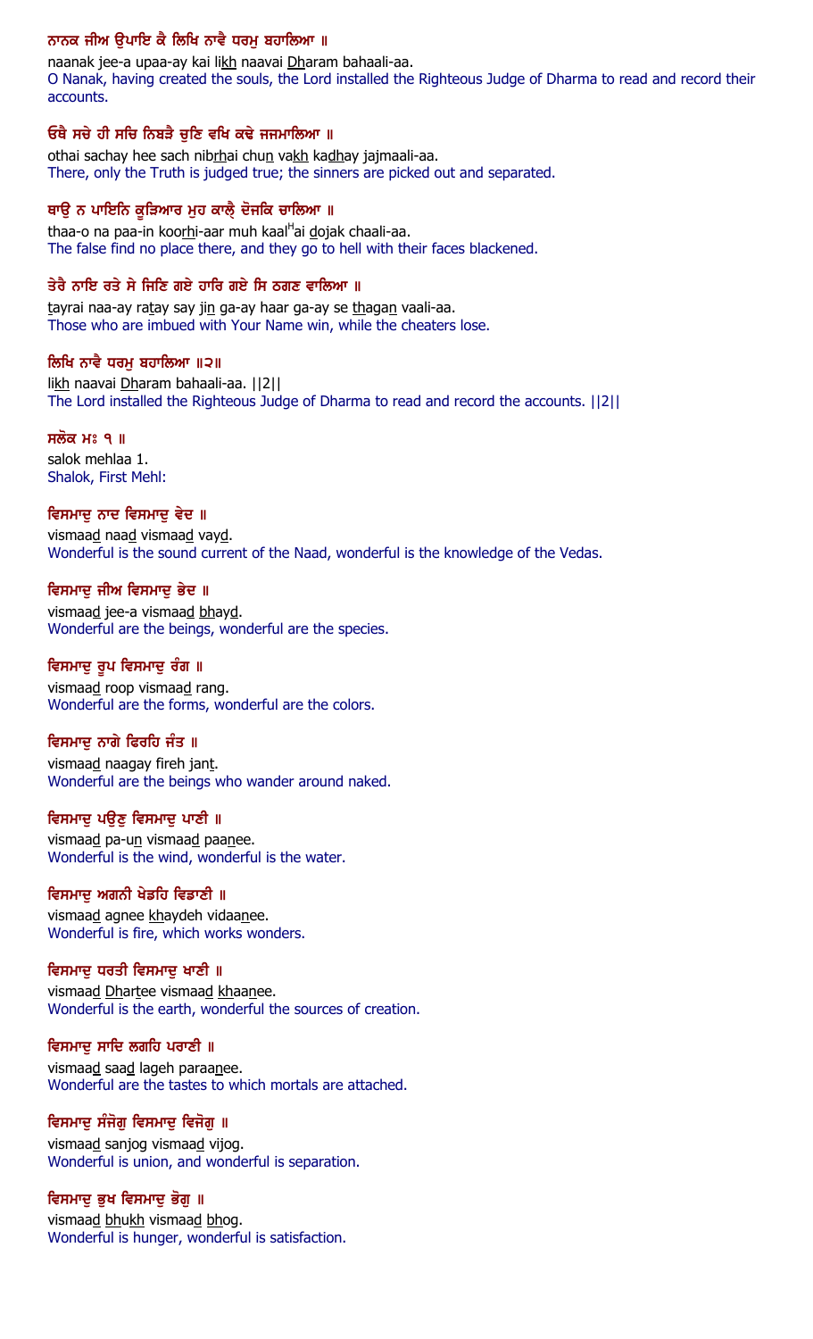ਨਾਨਕ ਜੀਅ ਉਪਾਇ ਕੈ ਲਿਖਿ ਨਾਵੈ ਧਰਮੁ ਬਹਾਲਿਆ ॥

naanak jee-a upaa-ay kai likh naavai Dharam bahaali-aa.
O Nanak, having created the souls, the Lord installed the Righteous Judge of Dharma to read and record their accounts.

ਓਥੈ ਸਚੇ ਹੀ ਸਚਿ ਨਿਬੜੈ ਚੁਣਿ ਵਖਿ ਕਢੇ ਜਜਮਾਲਿਆ ॥

othai sachay hee sach nibrhai chun vakh kadhay jajmaali-aa.
There, only the Truth is judged true; the sinners are picked out and separated.

ਥਾਉ ਨ ਪਾਇਨਿ ਕੂੜਿਆਰ ਮੁਹ ਕਾਲ੍ਹੈ ਦੋਜਕਿ ਚਾਲਿਆ ॥

thaa-o na paa-in koorhi-aar muh kaalHai dojak chaali-aa.
The false find no place there, and they go to hell with their faces blackened.

ਤੇਰੈ ਨਾਇ ਰਤੇ ਸੇ ਜਿਣਿ ਗਏ ਹਾਰਿ ਗਏ ਸਿ ਠਗਣ ਵਾਲਿਆ ॥

tayrai naa-ay ratay say jin ga-ay haar ga-ay se thagan vaali-aa.
Those who are imbued with Your Name win, while the cheaters lose.

ਲਿਖਿ ਨਾਵੈ ਧਰਮੁ ਬਹਾਲਿਆ ॥੨॥

likh naavai Dharam bahaali-aa. ||2||
The Lord installed the Righteous Judge of Dharma to read and record the accounts. ||2||

ਸਲੋਕ ਮਃ ੧ ॥

salok mehlaa 1.
Shalok, First Mehl:

ਵਿਸਮਾਦੁ ਨਾਦ ਵਿਸਮਾਦੁ ਵੇਦ ॥

vismaad naad vismaad vayd.
Wonderful is the sound current of the Naad, wonderful is the knowledge of the Vedas.

ਵਿਸਮਾਦੁ ਜੀਅ ਵਿਸਮਾਦੁ ਭੇਦ ॥

vismaad jee-a vismaad bhayd.
Wonderful are the beings, wonderful are the species.

ਵਿਸਮਾਦੁ ਰੂਪ ਵਿਸਮਾਦੁ ਰੰਗ ॥

vismaad roop vismaad rang.
Wonderful are the forms, wonderful are the colors.

ਵਿਸਮਾਦੁ ਨਾਗੇ ਫਿਰਹਿ ਜੰਤ ॥

vismaad naagay fireh jant.
Wonderful are the beings who wander around naked.

ਵਿਸਮਾਦੁ ਪਉਣੁ ਵਿਸਮਾਦੁ ਪਾਣੀ ॥

vismaad pa-un vismaad paanee.
Wonderful is the wind, wonderful is the water.

ਵਿਸਮਾਦੁ ਅਗਨੀ ਖੇਡਹਿ ਵਿਡਾਣੀ ॥

vismaad agnee khaydeh vidaanee.
Wonderful is fire, which works wonders.

ਵਿਸਮਾਦੁ ਧਰਤੀ ਵਿਸਮਾਦੁ ਖਾਣੀ ॥

vismaad Dhartee vismaad khaanee.
Wonderful is the earth, wonderful the sources of creation.

ਵਿਸਮਾਦੁ ਸਾਦਿ ਲਗਹਿ ਪਰਾਣੀ ॥

vismaad saad lageh paraanee.
Wonderful are the tastes to which mortals are attached.

ਵਿਸਮਾਦੁ ਸੰਜੋਗੁ ਵਿਸਮਾਦੁ ਵਿਜੋਗੁ ॥

vismaad sanjog vismaad vijog.
Wonderful is union, and wonderful is separation.

ਵਿਸਮਾਦੁ ਭੁਖ ਵਿਸਮਾਦੁ ਭੋਗੁ ॥

vismaad bhukh vismaad bhog.
Wonderful is hunger, wonderful is satisfaction.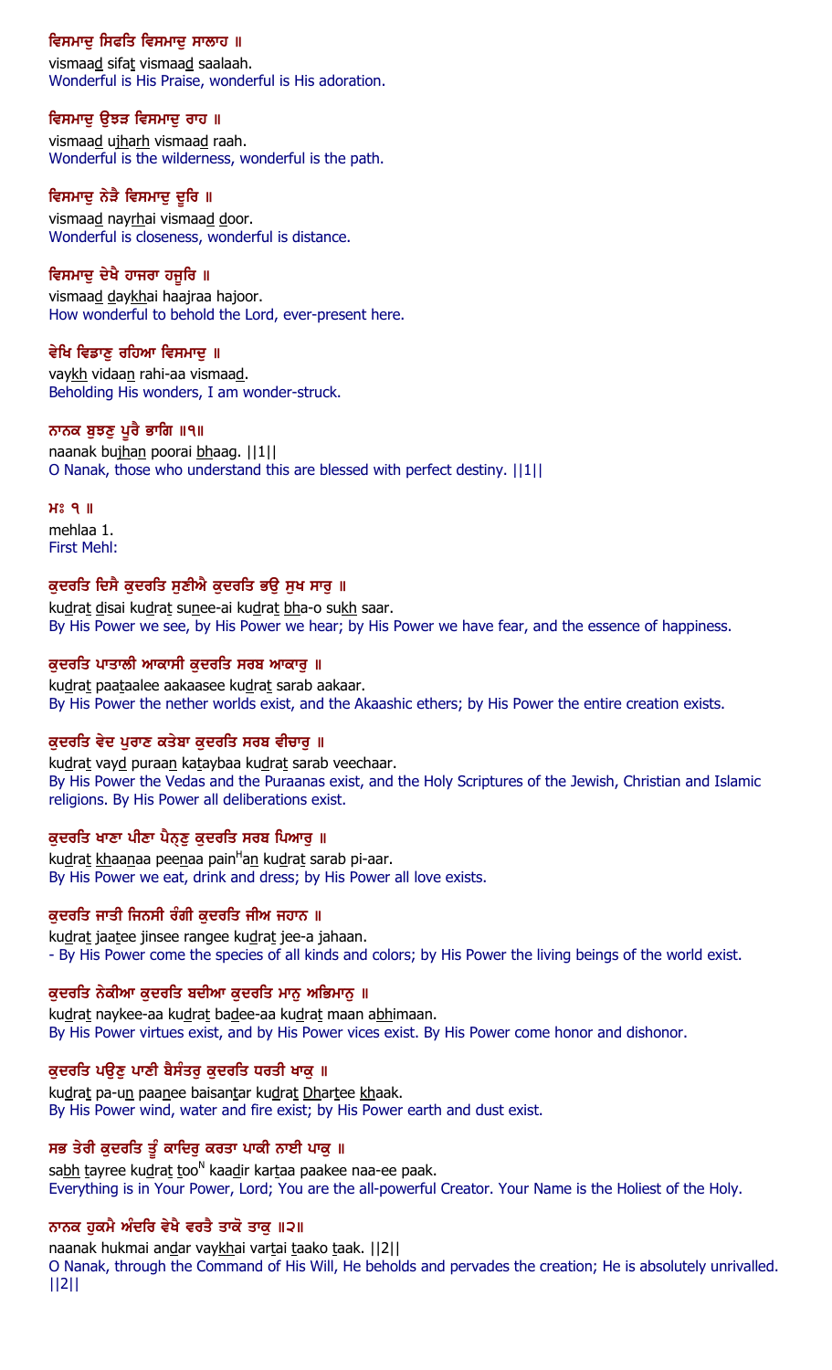ਵਿਸਮਾਦੁ ਸਿਫਤਿ ਵਿਸਮਾਦੁ ਸਾਲਾਹ ॥
vismaad sifat vismaad saalaah.
Wonderful is His Praise, wonderful is His adoration.

ਵਿਸਮਾਦੁ ਉਝੜ ਵਿਸਮਾਦੁ ਰਾਹ ॥
vismaad ujharh vismaad raah.
Wonderful is the wilderness, wonderful is the path.

ਵਿਸਮਾਦੁ ਨੇੜੈ ਵਿਸਮਾਦੁ ਦੂਰਿ ॥
vismaad nayrhai vismaad door.
Wonderful is closeness, wonderful is distance.

ਵਿਸਮਾਦੁ ਦੇਖੈ ਹਾਜਰਾ ਹਜੂਰਿ ॥
vismaad daykhai haajraa hajoor.
How wonderful to behold the Lord, ever-present here.

ਵੇਖਿ ਵਿਡਾਣੁ ਰਹਿਆ ਵਿਸਮਾਦੁ ॥
vaykh vidaan rahi-aa vismaad.
Beholding His wonders, I am wonder-struck.

ਨਾਨਕ ਬੁਝਣੁ ਪੂਰੈ ਭਾਗਿ ॥੧॥
naanak bujhan poorai bhaag. ||1||
O Nanak, those who understand this are blessed with perfect destiny. ||1||

ਮਃ ੧ ॥
mehlaa 1.
First Mehl:

ਕੁਦਰਤਿ ਦਿਸੈ ਕੁਦਰਤਿ ਸੁਣੀਐ ਕੁਦਰਤਿ ਭਉ ਸੁਖ ਸਾਰੁ ॥
kudrat disai kudrat sunee-ai kudrat bha-o sukh saar.
By His Power we see, by His Power we hear; by His Power we have fear, and the essence of happiness.

ਕੁਦਰਤਿ ਪਾਤਾਲੀ ਆਕਾਸੀ ਕੁਦਰਤਿ ਸਰਬ ਆਕਾਰੁ ॥
kudrat paataalee aakaasee kudrat sarab aakaar.
By His Power the nether worlds exist, and the Akaashic ethers; by His Power the entire creation exists.

ਕੁਦਰਤਿ ਵੇਦ ਪੁਰਾਣ ਕਤੇਬਾ ਕੁਦਰਤਿ ਸਰਬ ਵੀਚਾਰੁ ॥
kudrat vayd puraan kataybaa kudrat sarab veechaar.
By His Power the Vedas and the Puraanas exist, and the Holy Scriptures of the Jewish, Christian and Islamic religions. By His Power all deliberations exist.

ਕੁਦਰਤਿ ਖਾਣਾ ਪੀਣਾ ਪੈਨ੍ਹਣੁ ਕੁਦਰਤਿ ਸਰਬ ਪਿਆਰੁ ॥
kudrat khaanaa peenaa painHan kudrat sarab pi-aar.
By His Power we eat, drink and dress; by His Power all love exists.

ਕੁਦਰਤਿ ਜਾਤੀ ਜਿਨਸੀ ਰੰਗੀ ਕੁਦਰਤਿ ਜੀਅ ਜਹਾਨ ॥
kudrat jaatee jinsee rangee kudrat jee-a jahaan.
- By His Power come the species of all kinds and colors; by His Power the living beings of the world exist.

ਕੁਦਰਤਿ ਨੇਕੀਆ ਕੁਦਰਤਿ ਬਦੀਆ ਕੁਦਰਤਿ ਮਾਨੁ ਅਭਿਮਾਨੁ ॥
kudrat naykee-aa kudrat badee-aa kudrat maan abhimaan.
By His Power virtues exist, and by His Power vices exist. By His Power come honor and dishonor.

ਕੁਦਰਤਿ ਪਉਣੁ ਪਾਣੀ ਬੈਸੰਤਰੁ ਕੁਦਰਤਿ ਧਰਤੀ ਖਾਕੁ ॥
kudrat pa-un paanee baisantar kudrat Dhartee khaak.
By His Power wind, water and fire exist; by His Power earth and dust exist.

ਸਭ ਤੇਰੀ ਕੁਦਰਤਿ ਤੂੰ ਕਾਦਿਰੁ ਕਰਤਾ ਪਾਕੀ ਨਾਈ ਪਾਕੁ ॥
sabh tayree kudrat tooN kaadir kartaa paakee naa-ee paak.
Everything is in Your Power, Lord; You are the all-powerful Creator. Your Name is the Holiest of the Holy.

ਨਾਨਕ ਹੁਕਮੈ ਅੰਦਰਿ ਵੇਖੈ ਵਰਤੈ ਤਾਕੋ ਤਾਕੁ ॥੨॥
naanak hukmai andar vaykhai vartai taako taak. ||2||
O Nanak, through the Command of His Will, He beholds and pervades the creation; He is absolutely unrivalled. ||2||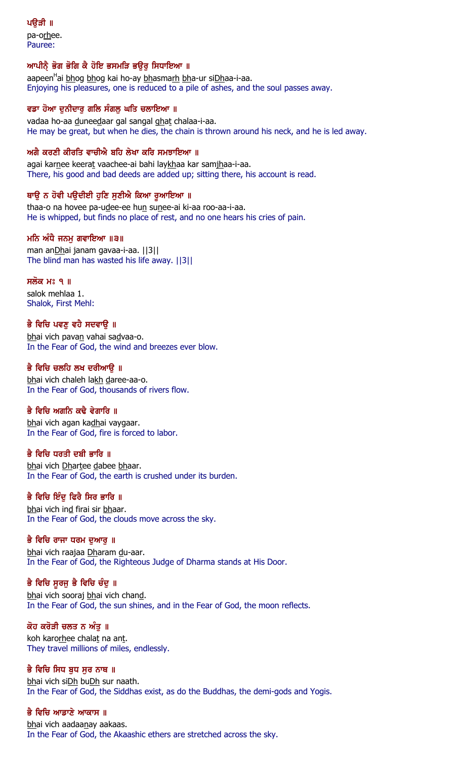ਪਉੜੀ ॥
pa-orhee.
Pauree:

ਆਪੀਨੈ੍ ਭੋਗ ਭੋਗਿ ਕੈ ਹੋਇ ਭਸਮੜਿ ਭਉਰੁ ਸਿਧਾਇਆ ॥
aapeen<sup>H</sup>ai bhog bhog kai ho-ay bhasmarh bha-ur siDhaa-i-aa.
Enjoying his pleasures, one is reduced to a pile of ashes, and the soul passes away.

ਵਡਾ ਹੋਆ ਦੁਨੀਦਾਰੁ ਗਲਿ ਸੰਗਲੁ ਘਤਿ ਚਲਾਇਆ ॥
vadaa ho-aa duneedaar gal sangal ghat chalaa-i-aa.
He may be great, but when he dies, the chain is thrown around his neck, and he is led away.

ਅਗੈ ਕਰਣੀ ਕੀਰਤਿ ਵਾਚੀਐ ਬਹਿ ਲੇਖਾ ਕਰਿ ਸਮਝਾਇਆ ॥
agai karnee keerat vaachee-ai bahi laykhaa kar samjhaa-i-aa.
There, his good and bad deeds are added up; sitting there, his account is read.

ਥਾਉ ਨ ਹੋਵੀ ਪਉਦੀਈ ਹੁਣਿ ਸੁਣੀਐ ਕਿਆ ਰੂਆਇਆ ॥
thaa-o na hovee pa-udee-ee hun sunee-ai ki-aa roo-aa-i-aa.
He is whipped, but finds no place of rest, and no one hears his cries of pain.

ਮਨਿ ਅੰਧੈ ਜਨਮੁ ਗਵਾਇਆ ॥੩॥
man anDhai janam gavaa-i-aa. ||3||
The blind man has wasted his life away. ||3||

ਸਲੋਕ ਮਃ ੧ ॥
salok mehlaa 1.
Shalok, First Mehl:

ਭੈ ਵਿਚਿ ਪਵਣੁ ਵਹੈ ਸਦਵਾਉ ॥
bhai vich pavan vahai sadvaa-o.
In the Fear of God, the wind and breezes ever blow.

ਭੈ ਵਿਚਿ ਚਲਹਿ ਲਖ ਦਰੀਆਉ ॥
bhai vich chaleh lakh daree-aa-o.
In the Fear of God, thousands of rivers flow.

ਭੈ ਵਿਚਿ ਅਗਨਿ ਕਢੈ ਵੇਗਾਰਿ ॥
bhai vich agan kadhai vaygaar.
In the Fear of God, fire is forced to labor.

ਭੈ ਵਿਚਿ ਧਰਤੀ ਦਬੀ ਭਾਰਿ ॥
bhai vich Dhartee dabee bhaar.
In the Fear of God, the earth is crushed under its burden.

ਭੈ ਵਿਚਿ ਇੰਦੁ ਫਿਰੈ ਸਿਰ ਭਾਰਿ ॥
bhai vich ind firai sir bhaar.
In the Fear of God, the clouds move across the sky.

ਭੈ ਵਿਚਿ ਰਾਜਾ ਧਰਮ ਦੁਆਰੁ ॥
bhai vich raajaa Dharam du-aar.
In the Fear of God, the Righteous Judge of Dharma stands at His Door.

ਭੈ ਵਿਚਿ ਸੂਰਜੁ ਭੈ ਵਿਚਿ ਚੰਦੁ ॥
bhai vich sooraj bhai vich chand.
In the Fear of God, the sun shines, and in the Fear of God, the moon reflects.

ਕੋਹ ਕਰੋੜੀ ਚਲਤ ਨ ਅੰਤੁ ॥
koh karorhee chalat na ant.
They travel millions of miles, endlessly.

ਭੈ ਵਿਚਿ ਸਿਧ ਬੁਧ ਸੁਰ ਨਾਥ ॥
bhai vich siDh buDh sur naath.
In the Fear of God, the Siddhas exist, as do the Buddhas, the demi-gods and Yogis.

ਭੈ ਵਿਚਿ ਆਡਾਣੇ ਆਕਾਸ ॥
bhai vich aadaanay aakaas.
In the Fear of God, the Akaashic ethers are stretched across the sky.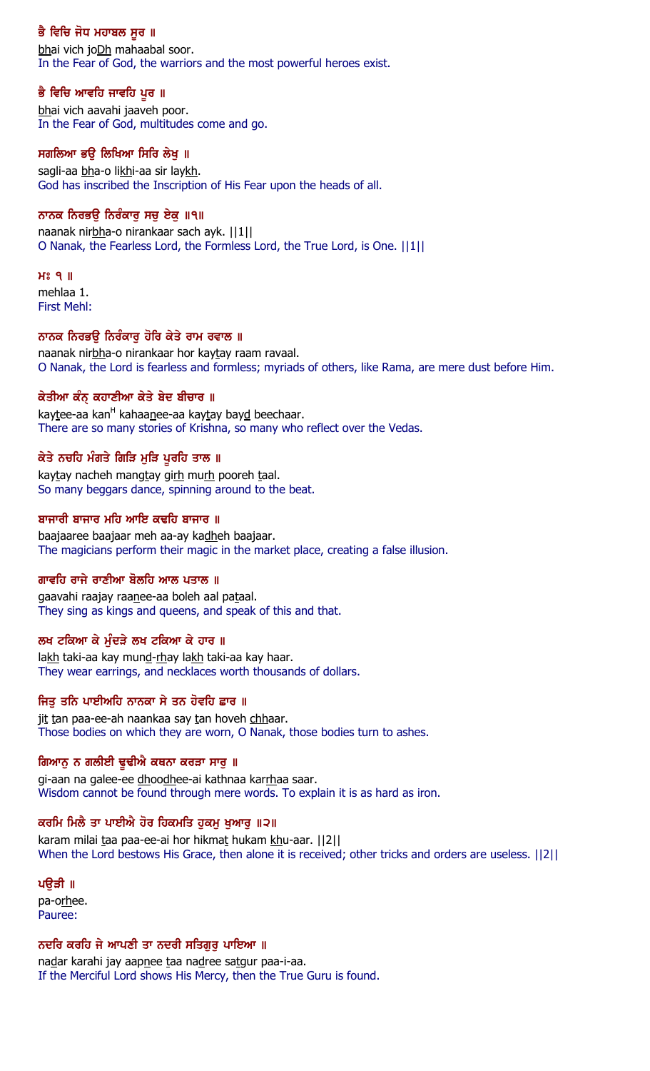**ਭੈ ਵਿਚਿ ਜੋਧ ਮਹਾਬਲ ਸੂਰ ॥**

bhai vich joDh mahaabal soor.

In the Fear of God, the warriors and the most powerful heroes exist.

**ਭੈ ਵਿਚਿ ਆਵਹਿ ਜਾਵਹਿ ਪੂਰ ॥**

bhai vich aavahi jaaveh poor.

In the Fear of God, multitudes come and go.

**ਸਗਲਿਆ ਭਉ ਲਿਖਿਆ ਸਿਰਿ ਲੇਖੁ ॥**

sagli-aa bha-o likhi-aa sir laykh.

God has inscribed the Inscription of His Fear upon the heads of all.

**ਨਾਨਕ ਨਿਰਭਉ ਨਿਰੰਕਾਰੁ ਸਚੁ ਏਕੁ ॥੧॥**

naanak nirbha-o nirankaar sach ayk. ||1||

O Nanak, the Fearless Lord, the Formless Lord, the True Lord, is One. ||1||

**ਮਃ ੧ ॥**

mehlaa 1.

First Mehl:

**ਨਾਨਕ ਨਿਰਭਉ ਨਿਰੰਕਾਰੁ ਹੋਰਿ ਕੇਤੇ ਰਾਮ ਰਵਾਲ ॥**

naanak nirbha-o nirankaar hor kaytay raam ravaal.

O Nanak, the Lord is fearless and formless; myriads of others, like Rama, are mere dust before Him.

**ਕੇਤੀਆ ਕੰਨ੍ ਕਹਾਣੀਆ ਕੇਤੇ ਬੇਦ ਬੀਚਾਰ ॥**

kaytee-aa kanH kahaanee-aa kaytay bayd beechaar.

There are so many stories of Krishna, so many who reflect over the Vedas.

**ਕੇਤੇ ਨਚਹਿ ਮੰਗਤੇ ਗਿੜਿ ਮੁੜਿ ਪੂਰਹਿ ਤਾਲ ॥**

kaytay nacheh mangtay girh murh pooreh taal.

So many beggars dance, spinning around to the beat.

**ਬਾਜਾਰੀ ਬਾਜਾਰ ਮਹਿ ਆਇ ਕਢਹਿ ਬਾਜਾਰ ॥**

baajaaree baajaar meh aa-ay kadheh baajaar.

The magicians perform their magic in the market place, creating a false illusion.

**ਗਾਵਹਿ ਰਾਜੇ ਰਾਣੀਆ ਬੋਲਹਿ ਆਲ ਪਤਾਲ ॥**

gaavahi raajay raanee-aa boleh aal pataal.

They sing as kings and queens, and speak of this and that.

**ਲਖ ਟਕਿਆ ਕੇ ਮੁੰਦੜੇ ਲਖ ਟਕਿਆ ਕੇ ਹਾਰ ॥**

lakh taki-aa kay mund-rhay lakh taki-aa kay haar.

They wear earrings, and necklaces worth thousands of dollars.

**ਜਿਤੁ ਤਨਿ ਪਾਈਅਹਿ ਨਾਨਕਾ ਸੇ ਤਨ ਹੋਵਹਿ ਛਾਰ ॥**

jit tan paa-ee-ah naankaa say tan hoveh chhaar.

Those bodies on which they are worn, O Nanak, those bodies turn to ashes.

**ਗਿਆਨੁ ਨ ਗਲੀਈ ਢੂਢੀਐ ਕਥਨਾ ਕਰੜਾ ਸਾਰੁ ॥**

gi-aan na galee-ee dhoodhee-ai kathnaa karrhaa saar.

Wisdom cannot be found through mere words. To explain it is as hard as iron.

**ਕਰਮਿ ਮਿਲੈ ਤਾ ਪਾਈਐ ਹੋਰ ਹਿਕਮਤਿ ਹੁਕਮੁ ਖੁਆਰੁ ॥੨॥**

karam milai taa paa-ee-ai hor hikmat hukam khu-aar. ||2||

When the Lord bestows His Grace, then alone it is received; other tricks and orders are useless. ||2||

**ਪਉੜੀ ॥**

pa-orhee.

Pauree:

**ਨਦਰਿ ਕਰਹਿ ਜੇ ਆਪਣੀ ਤਾ ਨਦਰੀ ਸਤਿਗੁਰੁ ਪਾਇਆ ॥**

nadar karahi jay aapnee taa nadree satgur paa-i-aa.

If the Merciful Lord shows His Mercy, then the True Guru is found.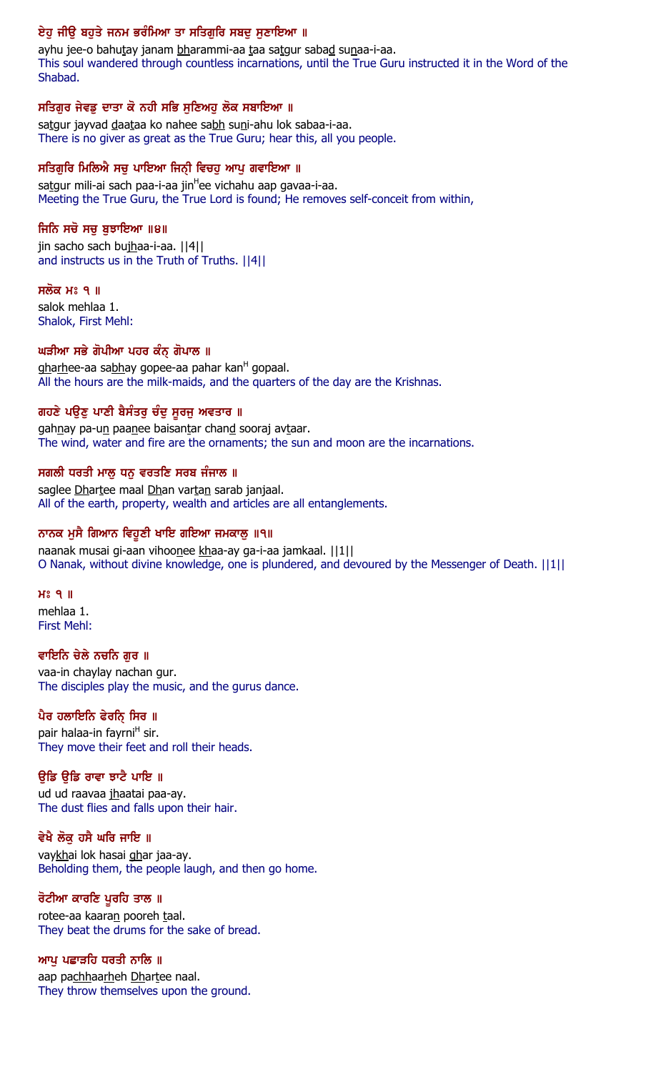ਏਹੁ ਜੀਉ ਬਹੁਤੇ ਜਨਮ ਭਰੰਮਿਆ ਤਾ ਸਤਿਗੁਰਿ ਸਬਦੁ ਸੁਣਾਇਆ ॥
ayhu jee-o bahutay janam bharammi-aa taa satgur sabad sunaa-i-aa.
This soul wandered through countless incarnations, until the True Guru instructed it in the Word of the Shabad.

ਸਤਿਗੁਰ ਜੇਵਡੁ ਦਾਤਾ ਕੋ ਨਹੀ ਸਭਿ ਸੁਣਿਅਹੁ ਲੋਕ ਸਬਾਇਆ ॥
satgur jayvad daataa ko nahee sabh suni-ahu lok sabaa-i-aa.
There is no giver as great as the True Guru; hear this, all you people.

ਸਤਿਗੁਰਿ ਮਿਲਿਐ ਸਚੁ ਪਾਇਆ ਜਿਨ੍ਹੀ ਵਿਚਹੁ ਆਪੁ ਗਵਾਇਆ ॥
satgur mili-ai sach paa-i-aa jinHee vichahu aap gavaa-i-aa.
Meeting the True Guru, the True Lord is found; He removes self-conceit from within,

ਜਿਨਿ ਸਚੋ ਸਚੁ ਬੁਝਾਇਆ ॥੪॥
jin sacho sach bujhaa-i-aa. ||4||
and instructs us in the Truth of Truths. ||4||

ਸਲੋਕ ਮਃ ੧ ॥
salok mehlaa 1.
Shalok, First Mehl:

ਘੜੀਆ ਸਭੇ ਗੋਪੀਆ ਪਹਰ ਕੰਨ੍ ਗੋਪਾਲ ॥
gharhee-aa sabhay gopee-aa pahar kanH gopaal.
All the hours are the milk-maids, and the quarters of the day are the Krishnas.

ਗਹਣੇ ਪਉਣੁ ਪਾਣੀ ਬੈਸੰਤਰੁ ਚੰਦੁ ਸੂਰਜੁ ਅਵਤਾਰ ॥
gahnay pa-un paanee baisantar chand sooraj avtaar.
The wind, water and fire are the ornaments; the sun and moon are the incarnations.

ਸਗਲੀ ਧਰਤੀ ਮਾਲੁ ਧਨੁ ਵਰਤਣਿ ਸਰਬ ਜੰਜਾਲ ॥
saglee Dhartee maal Dhan vartan sarab janjaal.
All of the earth, property, wealth and articles are all entanglements.

ਨਾਨਕ ਮੁਸੈ ਗਿਆਨ ਵਿਹੂਣੀ ਖਾਇ ਗਇਆ ਜਮਕਾਲੁ ॥੧॥
naanak musai gi-aan vihoonee khaa-ay ga-i-aa jamkaal. ||1||
O Nanak, without divine knowledge, one is plundered, and devoured by the Messenger of Death. ||1||

ਮਃ ੧ ॥
mehlaa 1.
First Mehl:

ਵਾਇਨਿ ਚੇਲੇ ਨਚਨਿ ਗੁਰ ॥
vaa-in chaylay nachan gur.
The disciples play the music, and the gurus dance.

ਪੈਰ ਹਲਾਇਨਿ ਫੇਰਨਿ੍ ਸਿਰ ॥
pair halaa-in fayrniH sir.
They move their feet and roll their heads.

ਉਡਿ ਉਡਿ ਰਾਵਾ ਝਾਟੈ ਪਾਇ ॥
ud ud raavaa jhaatai paa-ay.
The dust flies and falls upon their hair.

ਵੇਖੈ ਲੋਕੁ ਹਸੈ ਘਰਿ ਜਾਇ ॥
vaykhai lok hasai ghar jaa-ay.
Beholding them, the people laugh, and then go home.

ਰੋਟੀਆ ਕਾਰਣਿ ਪੂਰਹਿ ਤਾਲ ॥
rotee-aa kaaran pooreh taal.
They beat the drums for the sake of bread.

ਆਪੁ ਪਛਾੜਹਿ ਧਰਤੀ ਨਾਲਿ ॥
aap pachhaarheh Dhartee naal.
They throw themselves upon the ground.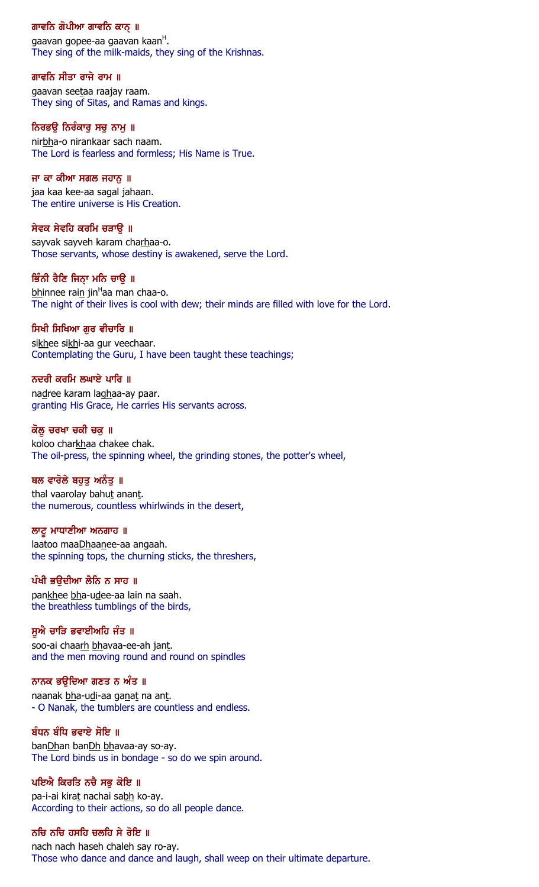**ਗਾਵਨਿ ਗੋਪੀਆ ਗਾਵਨਿ ਕਾਨ੍ ॥**

gaavan gopee-aa gaavan kaan[H].

They sing of the milk-maids, they sing of the Krishnas.

**ਗਾਵਨਿ ਸੀਤਾ ਰਾਜੇ ਰਾਮ ॥**

gaavan seetaa raajay raam.

They sing of Sitas, and Ramas and kings.

**ਨਿਰਭਉ ਨਿਰੰਕਾਰੁ ਸਚੁ ਨਾਮੁ ॥**

nirbha-o nirankaar sach naam.

The Lord is fearless and formless; His Name is True.

**ਜਾ ਕਾ ਕੀਆ ਸਗਲ ਜਹਾਨੁ ॥**

jaa kaa kee-aa sagal jahaan.

The entire universe is His Creation.

**ਸੇਵਕ ਸੇਵਹਿ ਕਰਮਿ ਚੜਾਉ ॥**

sayvak sayveh karam charhaa-o.

Those servants, whose destiny is awakened, serve the Lord.

**ਭਿੰਨੀ ਰੈਣਿ ਜਿਨ੍ਹਾ ਮਨਿ ਚਾਉ ॥**

bhinnee rain jin[H]aa man chaa-o.

The night of their lives is cool with dew; their minds are filled with love for the Lord.

**ਸਿਖੀ ਸਿਖਿਆ ਗੁਰ ਵੀਚਾਰਿ ॥**

sikhee sikhi-aa gur veechaar.

Contemplating the Guru, I have been taught these teachings;

**ਨਦਰੀ ਕਰਮਿ ਲਘਾਏ ਪਾਰਿ ॥**

nadree karam laghaa-ay paar.

granting His Grace, He carries His servants across.

**ਕੋਲੂ ਚਰਖਾ ਚਕੀ ਚਕੁ ॥**

koloo charkhaa chakee chak.

The oil-press, the spinning wheel, the grinding stones, the potter's wheel,

**ਥਲ ਵਾਰੋਲੇ ਬਹੁਤੁ ਅਨੰਤੁ ॥**

thal vaarolay bahut anant.

the numerous, countless whirlwinds in the desert,

**ਲਾਟੂ ਮਾਧਾਣੀਆ ਅਨਗਾਹ ॥**

laatoo maaDhaanee-aa angaah.

the spinning tops, the churning sticks, the threshers,

**ਪੰਖੀ ਭਉਦੀਆ ਲੈਨਿ ਨ ਸਾਹ ॥**

pankhee bha-udee-aa lain na saah.

the breathless tumblings of the birds,

**ਸੂਐ ਚਾੜਿ ਭਵਾਈਅਹਿ ਜੰਤ ॥**

soo-ai chaarh bhavaa-ee-ah jant.

and the men moving round and round on spindles

**ਨਾਨਕ ਭਉਦਿਆ ਗਣਤ ਨ ਅੰਤ ॥**

naanak bha-udi-aa ganat na ant.

- O Nanak, the tumblers are countless and endless.

**ਬੰਧਨ ਬੰਧਿ ਭਵਾਏ ਸੋਇ ॥**

banDhan banDh bhavaa-ay so-ay.

The Lord binds us in bondage - so do we spin around.

**ਪਇਐ ਕਿਰਤਿ ਨਚੈ ਸਭੁ ਕੋਇ ॥**

pa-i-ai kirat nachai sabh ko-ay.

According to their actions, so do all people dance.

**ਨਚਿ ਨਚਿ ਹਸਹਿ ਚਲਹਿ ਸੇ ਰੋਇ ॥**

nach nach haseh chaleh say ro-ay.

Those who dance and dance and laugh, shall weep on their ultimate departure.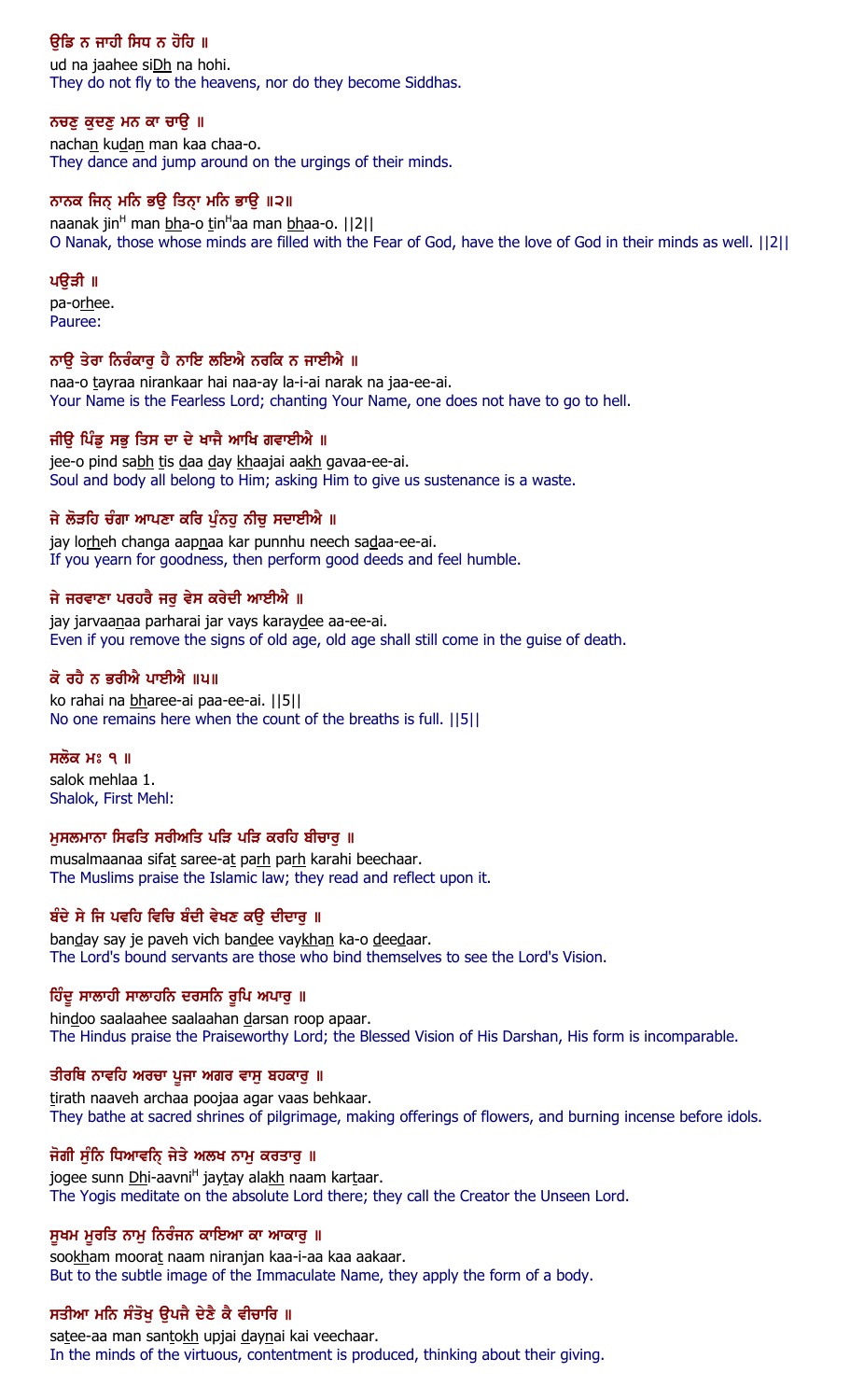ਉਡਿ ਨ ਜਾਹੀ ਸਿਧ ਨ ਹੋਹਿ ॥
ud na jaahee siDh na hohi.
They do not fly to the heavens, nor do they become Siddhas.

ਨਚਣੁ ਕੁਦਣੁ ਮਨ ਕਾ ਚਾਉ ॥
nachan kudan man kaa chaa-o.
They dance and jump around on the urgings of their minds.

ਨਾਨਕ ਜਿਨ੍ ਮਨਿ ਭਉ ਤਿਨ੍ਾ ਮਨਿ ਭਾਉ ॥੨॥
naanak jinH man bha-o tinHaa man bhaa-o. ||2||
O Nanak, those whose minds are filled with the Fear of God, have the love of God in their minds as well. ||2||

ਪਉੜੀ ॥
pa-orhee.
Pauree:

ਨਾਉ ਤੇਰਾ ਨਿਰੰਕਾਰੁ ਹੈ ਨਾਇ ਲਇਐ ਨਰਕਿ ਨ ਜਾਈਐ ॥
naa-o tayraa nirankaar hai naa-ay la-i-ai narak na jaa-ee-ai.
Your Name is the Fearless Lord; chanting Your Name, one does not have to go to hell.

ਜੀਉ ਪਿੰਡੁ ਸਭੁ ਤਿਸ ਦਾ ਦੇ ਖਾਜੈ ਆਖਿ ਗਵਾਈਐ ॥
jee-o pind sabh tis daa day khaajai aakh gavaa-ee-ai.
Soul and body all belong to Him; asking Him to give us sustenance is a waste.

ਜੇ ਲੋੜਹਿ ਚੰਗਾ ਆਪਣਾ ਕਰਿ ਪੁੰਨਹੁ ਨੀਚੁ ਸਦਾਈਐ ॥
jay lorheh changa aapnaa kar punnhu neech sadaa-ee-ai.
If you yearn for goodness, then perform good deeds and feel humble.

ਜੇ ਜਰਵਾਣਾ ਪਰਹਰੈ ਜਰੁ ਵੇਸ ਕਰੇਦੀ ਆਈਐ ॥
jay jarvaanaa parharai jar vays karaydee aa-ee-ai.
Even if you remove the signs of old age, old age shall still come in the guise of death.

ਕੋ ਰਹੈ ਨ ਭਰੀਐ ਪਾਈਐ ॥੫॥
ko rahai na bharee-ai paa-ee-ai. ||5||
No one remains here when the count of the breaths is full. ||5||

ਸਲੋਕ ਮਃ ੧ ॥
salok mehlaa 1.
Shalok, First Mehl:

ਮੁਸਲਮਾਨਾ ਸਿਫਤਿ ਸਰੀਅਤਿ ਪੜਿ ਪੜਿ ਕਰਹਿ ਬੀਚਾਰੁ ॥
musalmaanaa sifat saree-at parh parh karahi beechaar.
The Muslims praise the Islamic law; they read and reflect upon it.

ਬੰਦੇ ਸੇ ਜਿ ਪਵਹਿ ਵਿਚਿ ਬੰਦੀ ਵੇਖਣ ਕਉ ਦੀਦਾਰੁ ॥
banday say je paveh vich bandee vaykhan ka-o deedaar.
The Lord's bound servants are those who bind themselves to see the Lord's Vision.

ਹਿੰਦੂ ਸਾਲਾਹੀ ਸਾਲਾਹਨਿ ਦਰਸਨਿ ਰੂਪਿ ਅਪਾਰੁ ॥
hindoo saalaahee saalaahan darsan roop apaar.
The Hindus praise the Praiseworthy Lord; the Blessed Vision of His Darshan, His form is incomparable.

ਤੀਰਥਿ ਨਾਵਹਿ ਅਰਚਾ ਪੂਜਾ ਅਗਰ ਵਾਸੁ ਬਹਕਾਰੁ ॥
tirath naaveh archaa poojaa agar vaas behkaar.
They bathe at sacred shrines of pilgrimage, making offerings of flowers, and burning incense before idols.

ਜੋਗੀ ਸੁੰਨਿ ਧਿਆਵਨਿ੍ ਜੇਤੇ ਅਲਖ ਨਾਮੁ ਕਰਤਾਰੁ ॥
jogee sunn Dhi-aavniH jaytay alakh naam kartaar.
The Yogis meditate on the absolute Lord there; they call the Creator the Unseen Lord.

ਸੂਖਮ ਮੂਰਤਿ ਨਾਮੁ ਨਿਰੰਜਨ ਕਾਇਆ ਕਾ ਆਕਾਰੁ ॥
sookham moorat naam niranjan kaa-i-aa kaa aakaar.
But to the subtle image of the Immaculate Name, they apply the form of a body.

ਸਤੀਆ ਮਨਿ ਸੰਤੋਖੁ ਉਪਜੈ ਦੇਣੈ ਕੈ ਵੀਚਾਰਿ ॥
satee-aa man santokh upjai daynai kai veechaar.
In the minds of the virtuous, contentment is produced, thinking about their giving.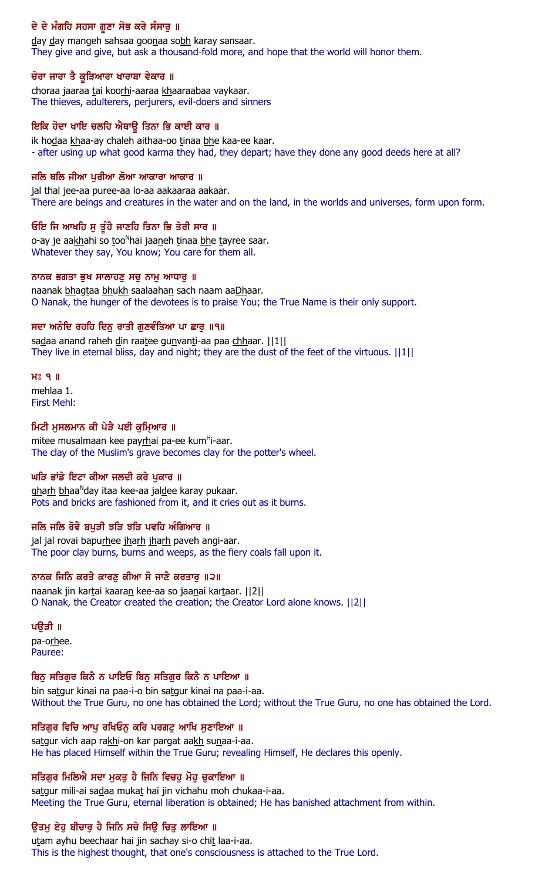ਦੇ ਦੇ ਮੰਗਹਿ ਸਹਸਾ ਗੂਣਾ ਸੋਭ ਕਰੇ ਸੰਸਾਰੁ ॥
day day mangeh sahsaa goonaa sobh karay sansaar.
They give and give, but ask a thousand-fold more, and hope that the world will honor them.

ਚੋਰਾ ਜਾਰਾ ਤੈ ਕੂੜਿਆਰਾ ਖਾਰਾਬਾ ਵੇਕਾਰ ॥
choraa jaaraa tai koorhi-aaraa khaaraabaa vaykaar.
The thieves, adulterers, perjurers, evil-doers and sinners

ਇਕਿ ਹੋਦਾ ਖਾਇ ਚਲਹਿ ਐਥਾਊ ਤਿਨਾ ਭਿ ਕਾਈ ਕਾਰ ॥
ik hodaa khaa-ay chaleh aithaa-oo tinaa bhe kaa-ee kaar.
- after using up what good karma they had, they depart; have they done any good deeds here at all?

ਜਲਿ ਥਲਿ ਜੀਆ ਪੁਰੀਆ ਲੋਆ ਆਕਾਰਾ ਆਕਾਰ ॥
jal thal jee-aa puree-aa lo-aa aakaaraa aakaar.
There are beings and creatures in the water and on the land, in the worlds and universes, form upon form.

ਓਇ ਜਿ ਆਖਹਿ ਸੁ ਤੂੰਹੈ ਜਾਣਹਿ ਤਿਨਾ ਭਿ ਤੇਰੀ ਸਾਰ ॥
o-ay je aakhahi so tooNhai jaaneh tinaa bhe tayree saar.
Whatever they say, You know; You care for them all.

ਨਾਨਕ ਭਗਤਾ ਭੁਖ ਸਾਲਾਹਣੁ ਸਚੁ ਨਾਮੁ ਆਧਾਰੁ ॥
naanak bhagtaa bhukh saalaahan sach naam aaDhaar.
O Nanak, the hunger of the devotees is to praise You; the True Name is their only support.

ਸਦਾ ਅਨੰਦਿ ਰਹਹਿ ਦਿਨੁ ਰਾਤੀ ਗੁਣਵੰਤਿਆ ਪਾ ਛਾਰੁ ॥੧॥
sadaa anand raheh din raatee gunvanti-aa paa chhaar. ||1||
They live in eternal bliss, day and night; they are the dust of the feet of the virtuous. ||1||

ਮਃ ੧ ॥
mehlaa 1.
First Mehl:

ਮਿਟੀ ਮੁਸਲਮਾਨ ਕੀ ਪੇੜੈ ਪਈ ਕੁਮ੍ਹਿਆਰ ॥
mitee musalmaan kee payrhai pa-ee kumHi-aar.
The clay of the Muslim's grave becomes clay for the potter's wheel.

ਘੜਿ ਭਾਂਡੇ ਇਟਾ ਕੀਆ ਜਲਦੀ ਕਰੇ ਪੁਕਾਰ ॥
gharh bhaaNday itaa kee-aa jaldee karay pukaar.
Pots and bricks are fashioned from it, and it cries out as it burns.

ਜਲਿ ਜਲਿ ਰੋਵੈ ਬਪੁੜੀ ਝੜਿ ਝੜਿ ਪਵਹਿ ਅੰਗਿਆਰ ॥
jal jal rovai bapurhee jharh jharh paveh angi-aar.
The poor clay burns, burns and weeps, as the fiery coals fall upon it.

ਨਾਨਕ ਜਿਨਿ ਕਰਤੈ ਕਾਰਣੁ ਕੀਆ ਸੋ ਜਾਣੈ ਕਰਤਾਰੁ ॥੨॥
naanak jin kartai kaaran kee-aa so jaanai kartaar. ||2||
O Nanak, the Creator created the creation; the Creator Lord alone knows. ||2||

ਪਉੜੀ ॥
pa-orhee.
Pauree:

ਬਿਨੁ ਸਤਿਗੁਰ ਕਿਨੈ ਨ ਪਾਇਓ ਬਿਨੁ ਸਤਿਗੁਰ ਕਿਨੈ ਨ ਪਾਇਆ ॥
bin satgur kinai na paa-i-o bin satgur kinai na paa-i-aa.
Without the True Guru, no one has obtained the Lord; without the True Guru, no one has obtained the Lord.

ਸਤਿਗੁਰ ਵਿਚਿ ਆਪੁ ਰਖਿਓਨੁ ਕਰਿ ਪਰਗਟੁ ਆਖਿ ਸੁਣਾਇਆ ॥
satgur vich aap rakhi-on kar pargat aakh sunaa-i-aa.
He has placed Himself within the True Guru; revealing Himself, He declares this openly.

ਸਤਿਗੁਰ ਮਿਲਿਐ ਸਦਾ ਮੁਕਤੁ ਹੈ ਜਿਨਿ ਵਿਚਹੁ ਮੋਹੁ ਚੁਕਾਇਆ ॥
satgur mili-ai sadaa mukat hai jin vichahu moh chukaa-i-aa.
Meeting the True Guru, eternal liberation is obtained; He has banished attachment from within.

ਉਤਮੁ ਏਹੁ ਬੀਚਾਰੁ ਹੈ ਜਿਨਿ ਸਚੇ ਸਿਉ ਚਿਤੁ ਲਾਇਆ ॥
utam ayhu beechaar hai jin sachay si-o chit laa-i-aa.
This is the highest thought, that one's consciousness is attached to the True Lord.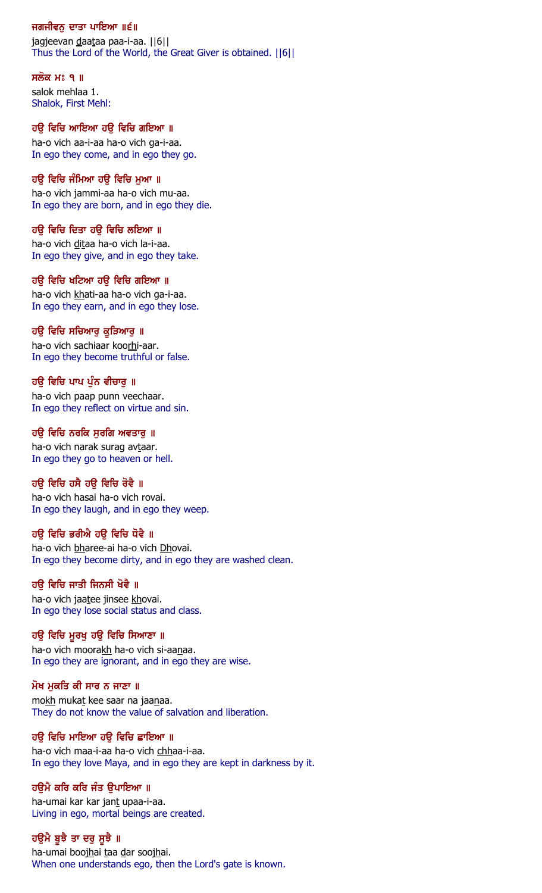ਜਗਜੀਵਨੁ ਦਾਤਾ ਪਾਇਆ ॥੬॥
jagjeevan daataa paa-i-aa. ||6||
Thus the Lord of the World, the Great Giver is obtained. ||6||

ਸਲੋਕ ਮਃ ੧ ॥
salok mehlaa 1.
Shalok, First Mehl:

ਹਉ ਵਿਚਿ ਆਇਆ ਹਉ ਵਿਚਿ ਗਇਆ ॥
ha-o vich aa-i-aa ha-o vich ga-i-aa.
In ego they come, and in ego they go.

ਹਉ ਵਿਚਿ ਜੰਮਿਆ ਹਉ ਵਿਚਿ ਮੁਆ ॥
ha-o vich jammi-aa ha-o vich mu-aa.
In ego they are born, and in ego they die.

ਹਉ ਵਿਚਿ ਦਿਤਾ ਹਉ ਵਿਚਿ ਲਇਆ ॥
ha-o vich ditaa ha-o vich la-i-aa.
In ego they give, and in ego they take.

ਹਉ ਵਿਚਿ ਖਟਿਆ ਹਉ ਵਿਚਿ ਗਇਆ ॥
ha-o vich khati-aa ha-o vich ga-i-aa.
In ego they earn, and in ego they lose.

ਹਉ ਵਿਚਿ ਸਚਿਆਰੁ ਕੂੜਿਆਰੁ ॥
ha-o vich sachiaar koorhi-aar.
In ego they become truthful or false.

ਹਉ ਵਿਚਿ ਪਾਪ ਪੁੰਨ ਵੀਚਾਰੁ ॥
ha-o vich paap punn veechaar.
In ego they reflect on virtue and sin.

ਹਉ ਵਿਚਿ ਨਰਕਿ ਸੁਰਗਿ ਅਵਤਾਰੁ ॥
ha-o vich narak surag avtaar.
In ego they go to heaven or hell.

ਹਉ ਵਿਚਿ ਹਸੈ ਹਉ ਵਿਚਿ ਰੋਵੈ ॥
ha-o vich hasai ha-o vich rovai.
In ego they laugh, and in ego they weep.

ਹਉ ਵਿਚਿ ਭਰੀਐ ਹਉ ਵਿਚਿ ਧੋਵੈ ॥
ha-o vich bharee-ai ha-o vich Dhovai.
In ego they become dirty, and in ego they are washed clean.

ਹਉ ਵਿਚਿ ਜਾਤੀ ਜਿਨਸੀ ਖੋਵੈ ॥
ha-o vich jaatee jinsee khovai.
In ego they lose social status and class.

ਹਉ ਵਿਚਿ ਮੂਰਖੁ ਹਉ ਵਿਚਿ ਸਿਆਣਾ ॥
ha-o vich moorakh ha-o vich si-aanaa.
In ego they are ignorant, and in ego they are wise.

ਮੋਖ ਮੁਕਤਿ ਕੀ ਸਾਰ ਨ ਜਾਣਾ ॥
mokh mukat kee saar na jaanaa.
They do not know the value of salvation and liberation.

ਹਉ ਵਿਚਿ ਮਾਇਆ ਹਉ ਵਿਚਿ ਛਾਇਆ ॥
ha-o vich maa-i-aa ha-o vich chhaa-i-aa.
In ego they love Maya, and in ego they are kept in darkness by it.

ਹਉਮੈ ਕਰਿ ਕਰਿ ਜੰਤ ਉਪਾਇਆ ॥
ha-umai kar kar jant upaa-i-aa.
Living in ego, mortal beings are created.

ਹਉਮੈ ਬੂਝੈ ਤਾ ਦਰੁ ਸੂਝੈ ॥
ha-umai boojhai taa dar soojhai.
When one understands ego, then the Lord's gate is known.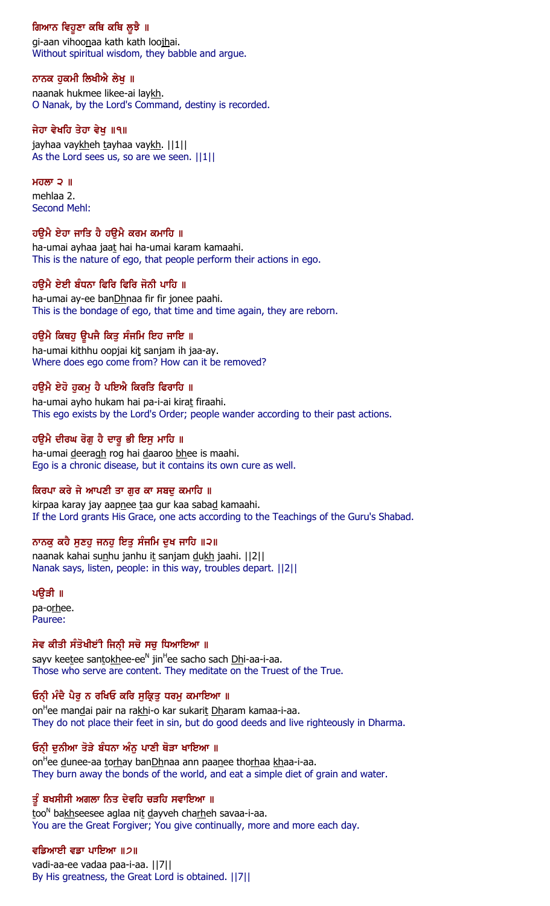ਗਿਆਨ ਵਿਹੂਣਾ ਕਥਿ ਕਥਿ ਲੂਝੈ ॥
gi-aan vihoonaa kath kath loojhai.
Without spiritual wisdom, they babble and argue.

ਨਾਨਕ ਹੁਕਮੀ ਲਿਖੀਐ ਲੇਖੁ ॥
naanak hukmee likee-ai laykh.
O Nanak, by the Lord's Command, destiny is recorded.

ਜੇਹਾ ਵੇਖਹਿ ਤੇਹਾ ਵੇਖੁ ॥੧॥
jayhaa vaykheh tayhaa vaykh. ||1||
As the Lord sees us, so are we seen. ||1||

ਮਹਲਾ ੨ ॥
mehlaa 2.
Second Mehl:

ਹਉਮੈ ਏਹਾ ਜਾਤਿ ਹੈ ਹਉਮੈ ਕਰਮ ਕਮਾਹਿ ॥
ha-umai ayhaa jaat hai ha-umai karam kamaahi.
This is the nature of ego, that people perform their actions in ego.

ਹਉਮੈ ਏਈ ਬੰਧਨਾ ਫਿਰਿ ਫਿਰਿ ਜੋਨੀ ਪਾਹਿ ॥
ha-umai ay-ee banDhnaa fir fir jonee paahi.
This is the bondage of ego, that time and time again, they are reborn.

ਹਉਮੈ ਕਿਥਹੁ ਊਪਜੈ ਕਿਤੁ ਸੰਜਮਿ ਇਹ ਜਾਇ ॥
ha-umai kithhu oopjai kit sanjam ih jaa-ay.
Where does ego come from? How can it be removed?

ਹਉਮੈ ਏਹੋ ਹੁਕਮੁ ਹੈ ਪਇਐ ਕਿਰਤਿ ਫਿਰਾਹਿ ॥
ha-umai ayho hukam hai pa-i-ai kirat firaahi.
This ego exists by the Lord's Order; people wander according to their past actions.

ਹਉਮੈ ਦੀਰਘ ਰੋਗੁ ਹੈ ਦਾਰੂ ਭੀ ਇਸੁ ਮਾਹਿ ॥
ha-umai deeragh rog hai daaroo bhee is maahi.
Ego is a chronic disease, but it contains its own cure as well.

ਕਿਰਪਾ ਕਰੇ ਜੇ ਆਪਣੀ ਤਾ ਗੁਰ ਕਾ ਸਬਦੁ ਕਮਾਹਿ ॥
kirpaa karay jay aapnee taa gur kaa sabad kamaahi.
If the Lord grants His Grace, one acts according to the Teachings of the Guru's Shabad.

ਨਾਨਕੁ ਕਹੈ ਸੁਣਹੁ ਜਨਹੁ ਇਤੁ ਸੰਜਮਿ ਦੁਖ ਜਾਹਿ ॥੨॥
naanak kahai sunhu janhu it sanjam dukh jaahi. ||2||
Nanak says, listen, people: in this way, troubles depart. ||2||

ਪਉੜੀ ॥
pa-orhee.
Pauree:

ਸੇਵ ਕੀਤੀ ਸੰਤੋਖੀਈ ਜਿਨ੍ਹੀ ਸਚੋ ਸਚੁ ਧਿਆਇਆ ॥
sayv keetee santokhee-eeN jinHee sacho sach Dhi-aa-i-aa.
Those who serve are content. They meditate on the Truest of the True.

ਓਨ੍ਹੀ ਮੰਦੈ ਪੈਰੁ ਨ ਰਖਿਓ ਕਰਿ ਸੁਕ੍ਰਿਤੁ ਧਰਮੁ ਕਮਾਇਆ ॥
onHee mandai pair na rakhi-o kar sukarit Dharam kamaa-i-aa.
They do not place their feet in sin, but do good deeds and live righteously in Dharma.

ਓਨ੍ਹੀ ਦੁਨੀਆ ਤੋੜੇ ਬੰਧਨਾ ਅੰਨੁ ਪਾਣੀ ਥੋੜਾ ਖਾਇਆ ॥
onHee dunee-aa torhay banDhnaa ann paanee thorhaa khaa-i-aa.
They burn away the bonds of the world, and eat a simple diet of grain and water.

ਤੂੰ ਬਖਸੀਸੀ ਅਗਲਾ ਨਿਤ ਦੇਵਹਿ ਚੜਹਿ ਸਵਾਇਆ ॥
tooN bakhseesee aglaa nit dayveh charheh savaa-i-aa.
You are the Great Forgiver; You give continually, more and more each day.

ਵਡਿਆਈ ਵਡਾ ਪਾਇਆ ॥੭॥
vadi-aa-ee vadaa paa-i-aa. ||7||
By His greatness, the Great Lord is obtained. ||7||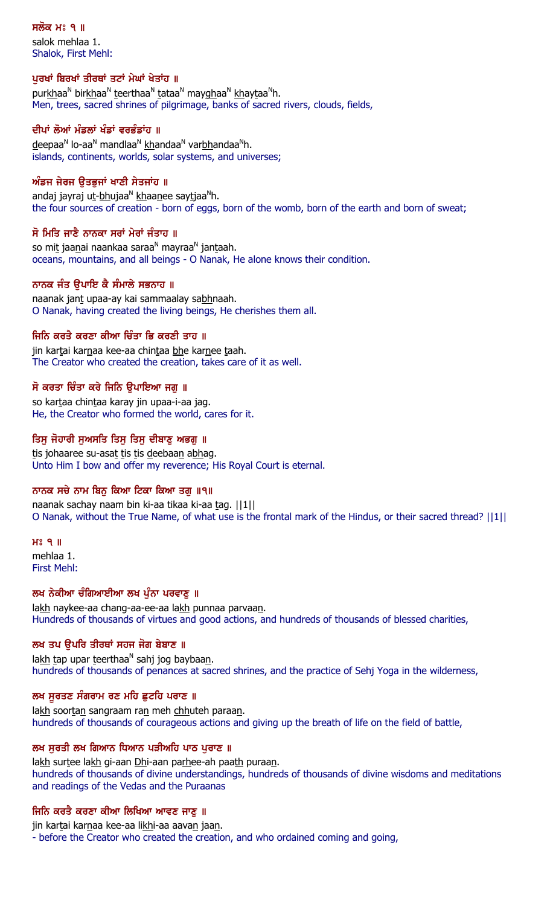**ਸਲੋਕ ਮਃ ੧ ॥**
salok mehlaa 1.
Shalok, First Mehl:

**ਪੁਰਖਾਂ ਬਿਰਖਾਂ ਤੀਰਥਾਂ ਤਟਾਂ ਮੇਘਾਂ ਖੇਤਾਂਹ ॥**
purkhaa$^N$ birkhaa$^N$ teerthaa$^N$ tataa$^N$ mayghaa$^N$ khaytaa$^N$h.
Men, trees, sacred shrines of pilgrimage, banks of sacred rivers, clouds, fields,

**ਦੀਪਾਂ ਲੋਆਂ ਮੰਡਲਾਂ ਖੰਡਾਂ ਵਰਭੰਡਾਂਹ ॥**
deepaa$^N$ lo-aa$^N$ mandlaa$^N$ khandaa$^N$ varbhandaa$^N$h.
islands, continents, worlds, solar systems, and universes;

**ਅੰਡਜ ਜੇਰਜ ਉਤਭੁਜਾਂ ਖਾਣੀ ਸੇਤਜਾਂਹ ॥**
andaj jayraj ut-bhujaa$^N$ khaanee saytjaa$^N$h.
the four sources of creation - born of eggs, born of the womb, born of the earth and born of sweat;

**ਸੋ ਮਿਤਿ ਜਾਣੈ ਨਾਨਕਾ ਸਰਾਂ ਮੇਰਾਂ ਜੰਤਾਹ ॥**
so mit jaanai naankaa saraa$^N$ mayraa$^N$ jantaah.
oceans, mountains, and all beings - O Nanak, He alone knows their condition.

**ਨਾਨਕ ਜੰਤ ਉਪਾਇ ਕੈ ਸੰਮਾਲੇ ਸਭਨਾਹ ॥**
naanak jant upaa-ay kai sammaalay sabhnaah.
O Nanak, having created the living beings, He cherishes them all.

**ਜਿਨਿ ਕਰਤੈ ਕਰਣਾ ਕੀਆ ਚਿੰਤਾ ਭਿ ਕਰਣੀ ਤਾਹ ॥**
jin kartai karnaa kee-aa chintaa bhe karnee taah.
The Creator who created the creation, takes care of it as well.

**ਸੋ ਕਰਤਾ ਚਿੰਤਾ ਕਰੇ ਜਿਨਿ ਉਪਾਇਆ ਜਗੁ ॥**
so kartaa chintaa karay jin upaa-i-aa jag.
He, the Creator who formed the world, cares for it.

**ਤਿਸੁ ਜੋਹਾਰੀ ਸੁਅਸਤਿ ਤਿਸੁ ਤਿਸੁ ਦੀਬਾਣੁ ਅਭਗੁ ॥**
tis johaaree su-asat tis tis deebaan abhag.
Unto Him I bow and offer my reverence; His Royal Court is eternal.

**ਨਾਨਕ ਸਚੇ ਨਾਮ ਬਿਨੁ ਕਿਆ ਟਿਕਾ ਕਿਆ ਤਗੁ ॥੧॥**
naanak sachay naam bin ki-aa tikaa ki-aa tag. ||1||
O Nanak, without the True Name, of what use is the frontal mark of the Hindus, or their sacred thread? ||1||

**ਮਃ ੧ ॥**
mehlaa 1.
First Mehl:

**ਲਖ ਨੇਕੀਆ ਚੰਗਿਆਈਆ ਲਖ ਪੁੰਨਾ ਪਰਵਾਣੁ ॥**
lakh naykee-aa chang-aa-ee-aa lakh punnaa parvaan.
Hundreds of thousands of virtues and good actions, and hundreds of thousands of blessed charities,

**ਲਖ ਤਪ ਉਪਰਿ ਤੀਰਥਾਂ ਸਹਜ ਜੋਗ ਬੇਬਾਣ ॥**
lakh tap upar teerthaa$^N$ sahj jog baybaan.
hundreds of thousands of penances at sacred shrines, and the practice of Sehj Yoga in the wilderness,

**ਲਖ ਸੂਰਤਣ ਸੰਗਰਾਮ ਰਣ ਮਹਿ ਛੁਟਹਿ ਪਰਾਣ ॥**
lakh soortan sangraam ran meh chhuteh paraan.
hundreds of thousands of courageous actions and giving up the breath of life on the field of battle,

**ਲਖ ਸੁਰਤੀ ਲਖ ਗਿਆਨ ਧਿਆਨ ਪੜੀਅਹਿ ਪਾਠ ਪੁਰਾਣ ॥**
lakh surtee lakh gi-aan Dhi-aan parhee-ah paath puraan.
hundreds of thousands of divine understandings, hundreds of thousands of divine wisdoms and meditations and readings of the Vedas and the Puraanas

**ਜਿਨਿ ਕਰਤੈ ਕਰਣਾ ਕੀਆ ਲਿਖਿਆ ਆਵਣ ਜਾਣੁ ॥**
jin kartai karnaa kee-aa likhi-aa aavan jaan.
- before the Creator who created the creation, and who ordained coming and going,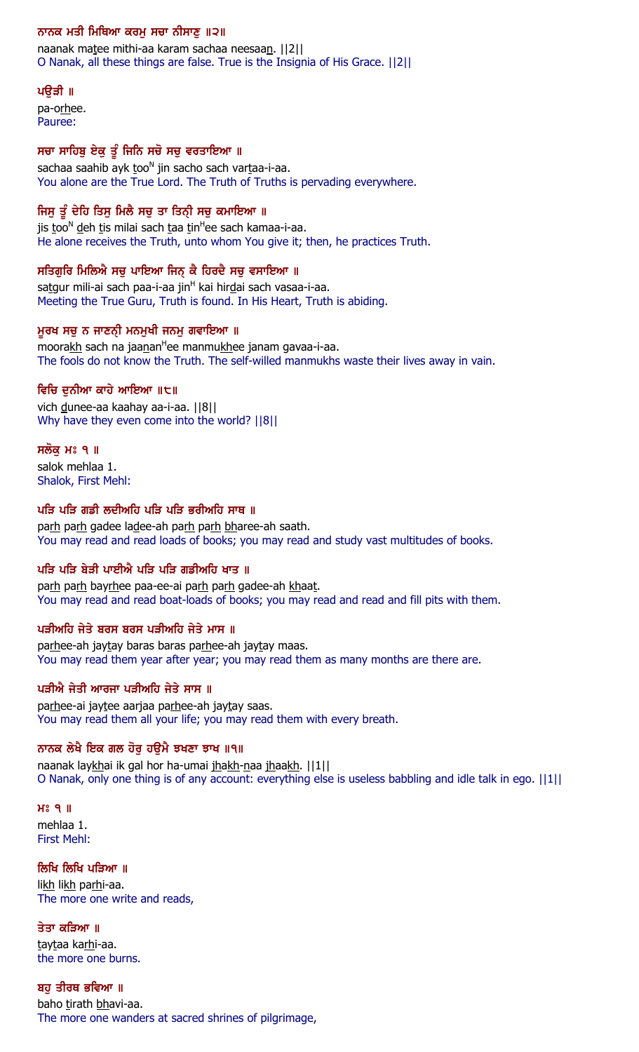ਨਾਨਕ ਮਤੀ ਮਿਥਿਆ ਕਰਮੁ ਸਚਾ ਨੀਸਾਣੁ ॥੨॥
naanak matee mithi-aa karam sachaa neesaan. ||2||
O Nanak, all these things are false. True is the Insignia of His Grace. ||2||

ਪਉੜੀ ॥
pa-orhee.
Pauree:

ਸਚਾ ਸਾਹਿਬੁ ਏਕੁ ਤੂੰ ਜਿਨਿ ਸਚੋ ਸਚੁ ਵਰਤਾਇਆ ॥
sachaa saahib ayk tooN jin sacho sach vartaa-i-aa.
You alone are the True Lord. The Truth of Truths is pervading everywhere.

ਜਿਸੁ ਤੂੰ ਦੇਹਿ ਤਿਸੁ ਮਿਲੈ ਸਚੁ ਤਾ ਤਿਨੀ ਸਚੁ ਕਮਾਇਆ ॥
jis tooN deh tis milai sach taa tinHee sach kamaa-i-aa.
He alone receives the Truth, unto whom You give it; then, he practices Truth.

ਸਤਿਗੁਰਿ ਮਿਲਿਐ ਸਚੁ ਪਾਇਆ ਜਿਨ੍ ਕੈ ਹਿਰਦੈ ਸਚੁ ਵਸਾਇਆ ॥
satgur mili-ai sach paa-i-aa jinH kai hirdai sach vasaa-i-aa.
Meeting the True Guru, Truth is found. In His Heart, Truth is abiding.

ਮੂਰਖ ਸਚੁ ਨ ਜਾਣਨ੍ਹੀ ਮਨਮੁਖੀ ਜਨਮੁ ਗਵਾਇਆ ॥
moorakh sach na jaananHee manmukhee janam gavaa-i-aa.
The fools do not know the Truth. The self-willed manmukhs waste their lives away in vain.

ਵਿਚਿ ਦੁਨੀਆ ਕਾਹੇ ਆਇਆ ॥੮॥
vich dunee-aa kaahay aa-i-aa. ||8||
Why have they even come into the world? ||8||

ਸਲੋਕੁ ਮਃ ੧ ॥
salok mehlaa 1.
Shalok, First Mehl:

ਪੜਿ ਪੜਿ ਗਡੀ ਲਦੀਅਹਿ ਪੜਿ ਪੜਿ ਭਰੀਅਹਿ ਸਾਥ ॥
parh parh gadee ladee-ah parh parh bharee-ah saath.
You may read and read loads of books; you may read and study vast multitudes of books.

ਪੜਿ ਪੜਿ ਬੇੜੀ ਪਾਈਐ ਪੜਿ ਪੜਿ ਗਡੀਅਹਿ ਖਾਤ ॥
parh parh bayrhee paa-ee-ai parh parh gadee-ah khaat.
You may read and read boat-loads of books; you may read and read and fill pits with them.

ਪੜੀਅਹਿ ਜੇਤੇ ਬਰਸ ਬਰਸ ਪੜੀਅਹਿ ਜੇਤੇ ਮਾਸ ॥
parhee-ah jaytay baras baras parhee-ah jaytay maas.
You may read them year after year; you may read them as many months are there are.

ਪੜੀਐ ਜੇਤੀ ਆਰਜਾ ਪੜੀਅਹਿ ਜੇਤੇ ਸਾਸ ॥
parhee-ai jaytee aarjaa parhee-ah jaytay saas.
You may read them all your life; you may read them with every breath.

ਨਾਨਕ ਲੇਖੈ ਇਕ ਗਲ ਹੋਰੁ ਹਉਮੈ ਝਖਣਾ ਝਾਖ ॥੧॥
naanak laykhai ik gal hor ha-umai jhakh-naa jhaakh. ||1||
O Nanak, only one thing is of any account: everything else is useless babbling and idle talk in ego. ||1||

ਮਃ ੧ ॥
mehlaa 1.
First Mehl:

ਲਿਖਿ ਲਿਖਿ ਪੜਿਆ ॥
likh likh parhi-aa.
The more one write and reads,

ਤੇਤਾ ਕੜਿਆ ॥
taytaa karhi-aa.
the more one burns.

ਬਹੁ ਤੀਰਥ ਭਵਿਆ ॥
baho tirath bhavi-aa.
The more one wanders at sacred shrines of pilgrimage,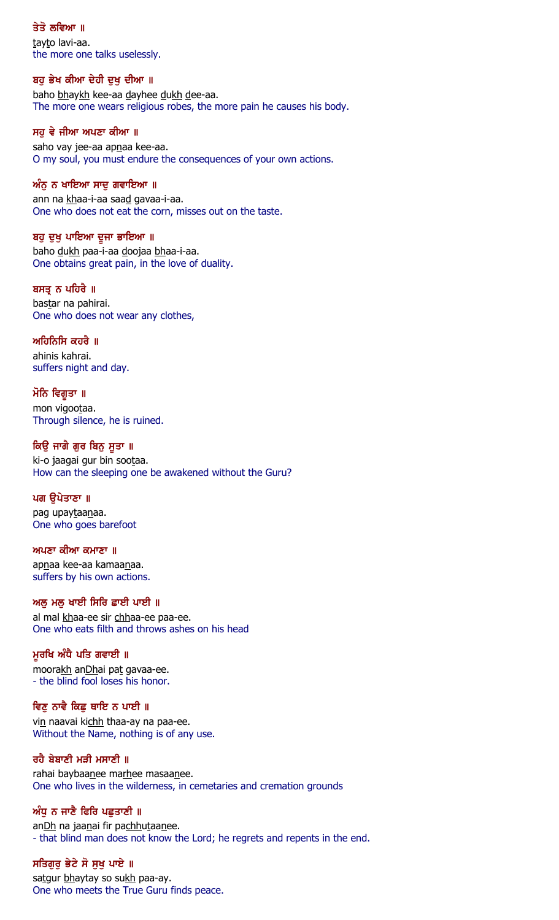ਤੇਤੋ ਲਵਿਆ ॥
tayto lavi-aa.
the more one talks uselessly.

ਬਹੁ ਭੇਖ ਕੀਆ ਦੇਹੀ ਦੁਖੁ ਦੀਆ ॥
baho bhaykh kee-aa dayhee dukh dee-aa.
The more one wears religious robes, the more pain he causes his body.

ਸਹੁ ਵੇ ਜੀਆ ਅਪਣਾ ਕੀਆ ॥
saho vay jee-aa apnaa kee-aa.
O my soul, you must endure the consequences of your own actions.

ਅੰਨੁ ਨ ਖਾਇਆ ਸਾਦੁ ਗਵਾਇਆ ॥
ann na khaa-i-aa saad gavaa-i-aa.
One who does not eat the corn, misses out on the taste.

ਬਹੁ ਦੁਖੁ ਪਾਇਆ ਦੂਜਾ ਭਾਇਆ ॥
baho dukh paa-i-aa doojaa bhaa-i-aa.
One obtains great pain, in the love of duality.

ਬਸਤ੍ਰ ਨ ਪਹਿਰੈ ॥
bastar na pahirai.
One who does not wear any clothes,

ਅਹਿਨਿਸਿ ਕਹਰੈ ॥
ahinis kahrai.
suffers night and day.

ਮੋਨਿ ਵਿਗੂਤਾ ॥
mon vigootaa.
Through silence, he is ruined.

ਕਿਉ ਜਾਗੈ ਗੁਰ ਬਿਨੁ ਸੂਤਾ ॥
ki-o jaagai gur bin sootaa.
How can the sleeping one be awakened without the Guru?

ਪਗ ਉਪੇਤਾਣਾ ॥
pag upaytaanaa.
One who goes barefoot

ਅਪਣਾ ਕੀਆ ਕਮਾਣਾ ॥
apnaa kee-aa kamaanaa.
suffers by his own actions.

ਅਲੁ ਮਲੁ ਖਾਈ ਸਿਰਿ ਛਾਈ ਪਾਈ ॥
al mal khaa-ee sir chhaa-ee paa-ee.
One who eats filth and throws ashes on his head

ਮੂਰਖਿ ਅੰਧੈ ਪਤਿ ਗਵਾਈ ॥
moorakh anDhai pat gavaa-ee.
- the blind fool loses his honor.

ਵਿਣੁ ਨਾਵੈ ਕਿਛੁ ਥਾਇ ਨ ਪਾਈ ॥
vin naavai kichh thaa-ay na paa-ee.
Without the Name, nothing is of any use.

ਰਹੈ ਬੇਬਾਣੀ ਮੜੀ ਮਸਾਣੀ ॥
rahai baybaanee marhee masaanee.
One who lives in the wilderness, in cemetaries and cremation grounds

ਅੰਧੁ ਨ ਜਾਣੈ ਫਿਰਿ ਪਛੁਤਾਣੀ ॥
anDh na jaanai fir pachhutaanee.
- that blind man does not know the Lord; he regrets and repents in the end.

ਸਤਿਗੁਰੁ ਭੇਟੇ ਸੋ ਸੁਖੁ ਪਾਏ ॥
satgur bhaytay so sukh paa-ay.
One who meets the True Guru finds peace.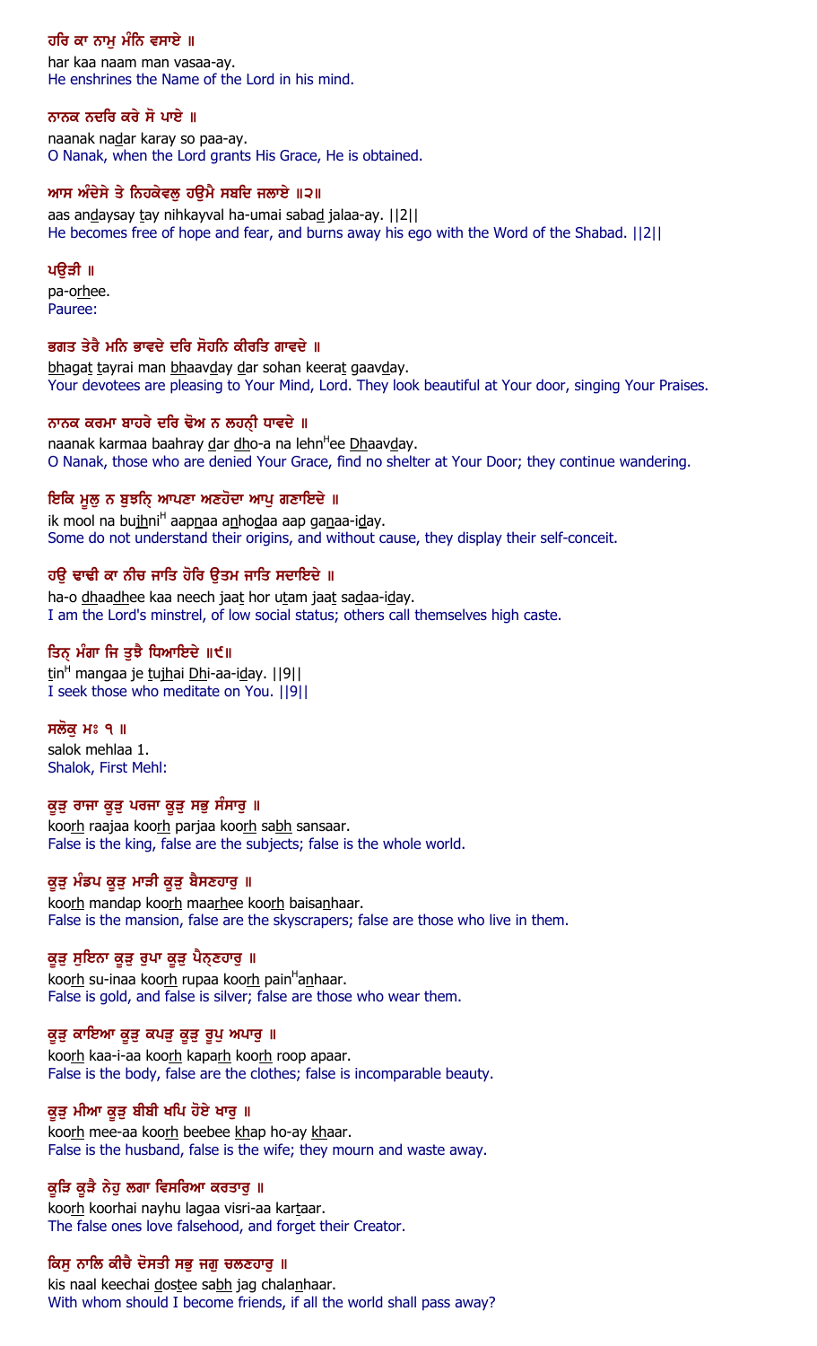ਹਰਿ ਕਾ ਨਾਮੁ ਮੰਨਿ ਵਸਾਏ ॥
har kaa naam man vasaa-ay.
He enshrines the Name of the Lord in his mind.

ਨਾਨਕ ਨਦਰਿ ਕਰੇ ਸੋ ਪਾਏ ॥
naanak nadar karay so paa-ay.
O Nanak, when the Lord grants His Grace, He is obtained.

ਆਸ ਅੰਦੇਸੇ ਤੇ ਨਿਹਕੇਵਲੁ ਹਉਮੈ ਸਬਦਿ ਜਲਾਏ ॥੨॥
aas andaysay tay nihkayval ha-umai sabad jalaa-ay. ||2||
He becomes free of hope and fear, and burns away his ego with the Word of the Shabad. ||2||

ਪਉੜੀ ॥
pa-orhee.
Pauree:

ਭਗਤ ਤੇਰੈ ਮਨਿ ਭਾਵਦੇ ਦਰਿ ਸੋਹਨਿ ਕੀਰਤਿ ਗਾਵਦੇ ॥
bhagat tayrai man bhaavday dar sohan keerat gaavday.
Your devotees are pleasing to Your Mind, Lord. They look beautiful at Your door, singing Your Praises.

ਨਾਨਕ ਕਰਮਾ ਬਾਹਰੇ ਦਰਿ ਢੋਅ ਨ ਲਹਨੑੀ ਧਾਵਦੇ ॥
naanak karmaa baahray dar dho-a na lehnee Dhaavday.
O Nanak, those who are denied Your Grace, find no shelter at Your Door; they continue wandering.

ਇਕਿ ਮੂਲੁ ਨ ਬੁਝਨਿੑ ਆਪਣਾ ਅਣਹੋਦਾ ਆਪੁ ਗਣਾਇਦੇ ॥
ik mool na bujhni aapnaa anhodaa aap ganaa-iday.
Some do not understand their origins, and without cause, they display their self-conceit.

ਹਉ ਢਾਢੀ ਕਾ ਨੀਚ ਜਾਤਿ ਹੋਰਿ ਉਤਮ ਜਾਤਿ ਸਦਾਇਦੇ ॥
ha-o dhaadhee kaa neech jaat hor utam jaat sadaa-iday.
I am the Lord's minstrel, of low social status; others call themselves high caste.

ਤਿਨੑ ਮੰਗਾ ਜਿ ਤੁਝੈ ਧਿਆਇਦੇ ॥੯॥
tin mangaa je tujhai Dhi-aa-iday. ||9||
I seek those who meditate on You. ||9||

ਸਲੋਕੁ ਮਃ ੧ ॥
salok mehlaa 1.
Shalok, First Mehl:

ਕੂੜੁ ਰਾਜਾ ਕੂੜੁ ਪਰਜਾ ਕੂੜੁ ਸਭੁ ਸੰਸਾਰੁ ॥
koorh raajaa koorh parjaa koorh sabh sansaar.
False is the king, false are the subjects; false is the whole world.

ਕੂੜੁ ਮੰਡਪ ਕੂੜੁ ਮਾੜੀ ਕੂੜੁ ਬੈਸਣਹਾਰੁ ॥
koorh mandap koorh maarhee koorh baisanhaar.
False is the mansion, false are the skyscrapers; false are those who live in them.

ਕੂੜੁ ਸੁਇਨਾ ਕੂੜੁ ਰੁਪਾ ਕੂੜੁ ਪੈਨੑਣਹਾਰੁ ॥
koorh su-inaa koorh rupaa koorh painanhaar.
False is gold, and false is silver; false are those who wear them.

ਕੂੜੁ ਕਾਇਆ ਕੂੜੁ ਕਪੜੁ ਕੂੜੁ ਰੂਪੁ ਅਪਾਰੁ ॥
koorh kaa-i-aa koorh kaparh koorh roop apaar.
False is the body, false are the clothes; false is incomparable beauty.

ਕੂੜੁ ਮੀਆ ਕੂੜੁ ਬੀਬੀ ਖਪਿ ਹੋਏ ਖਾਰੁ ॥
koorh mee-aa koorh beebee khap ho-ay khaar.
False is the husband, false is the wife; they mourn and waste away.

ਕੂੜਿ ਕੂੜੈ ਨੇਹੁ ਲਗਾ ਵਿਸਰਿਆ ਕਰਤਾਰੁ ॥
koorh koorhai nayhu lagaa visri-aa kartaar.
The false ones love falsehood, and forget their Creator.

ਕਿਸੁ ਨਾਲਿ ਕੀਚੈ ਦੋਸਤੀ ਸਭੁ ਜਗੁ ਚਲਣਹਾਰੁ ॥
kis naal keechai dostee sabh jag chalanhaar.
With whom should I become friends, if all the world shall pass away?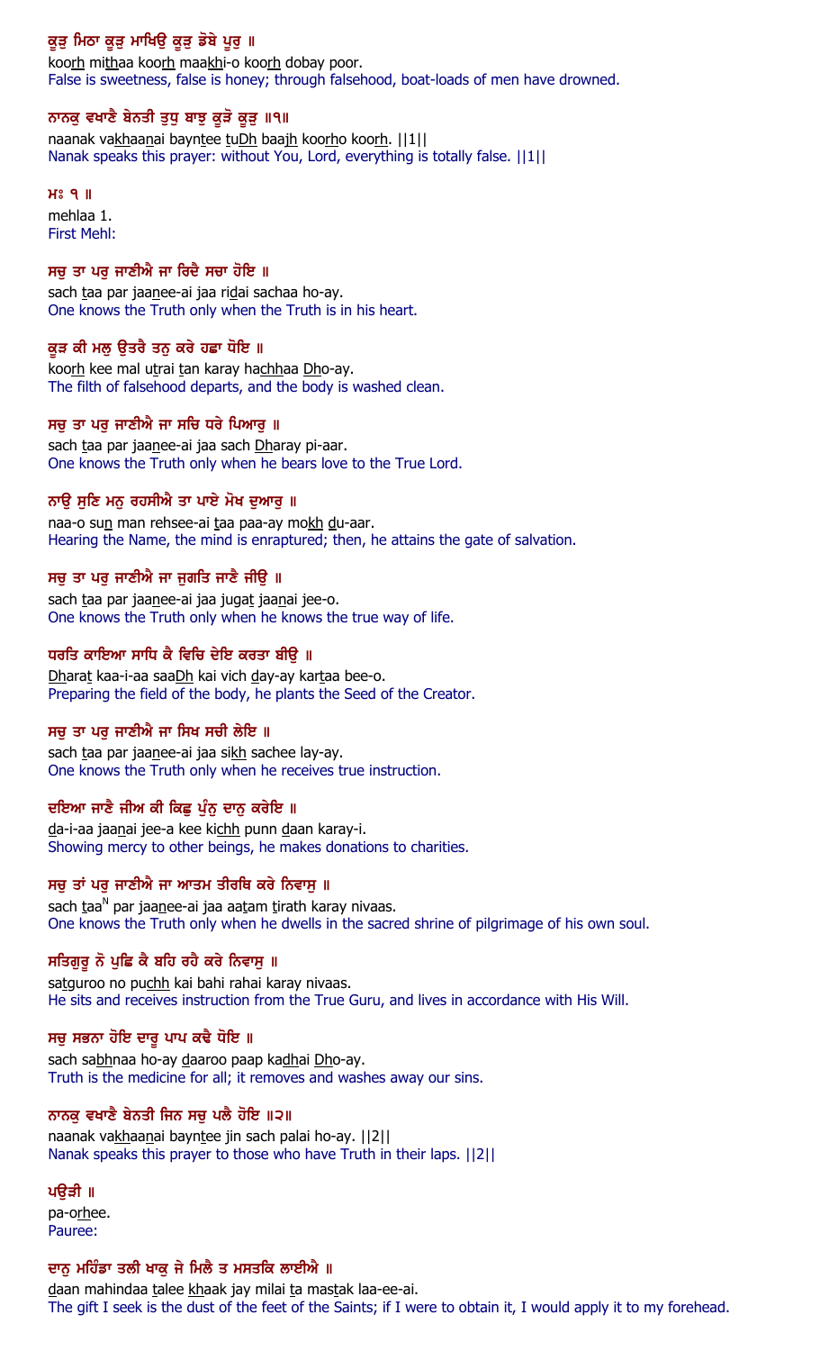ਕੂੜੁ ਮਿਠਾ ਕੂੜੁ ਮਾਖਿਉ ਕੂੜੁ ਡੋਬੇ ਪੂਰੁ ॥
koorh mithaa koorh maakhi-o koorh dobay poor.
False is sweetness, false is honey; through falsehood, boat-loads of men have drowned.

ਨਾਨਕੁ ਵਖਾਣੈ ਬੇਨਤੀ ਤੁਧੁ ਬਾਝੁ ਕੂੜੋ ਕੂੜੁ ॥੧॥
naanak vakhaanai bayntee tuDh baajh koorho koorh. ||1||
Nanak speaks this prayer: without You, Lord, everything is totally false. ||1||

ਮਃ ੧ ॥
mehlaa 1.
First Mehl:

ਸਚੁ ਤਾ ਪਰੁ ਜਾਣੀਐ ਜਾ ਰਿਦੈ ਸਚਾ ਹੋਇ ॥
sach taa par jaanee-ai jaa ridai sachaa ho-ay.
One knows the Truth only when the Truth is in his heart.

ਕੂੜ ਕੀ ਮਲੁ ਉਤਰੈ ਤਨੁ ਕਰੇ ਹਛਾ ਧੋਇ ॥
koorh kee mal utrai tan karay hachhaa Dho-ay.
The filth of falsehood departs, and the body is washed clean.

ਸਚੁ ਤਾ ਪਰੁ ਜਾਣੀਐ ਜਾ ਸਚਿ ਧਰੇ ਪਿਆਰੁ ॥
sach taa par jaanee-ai jaa sach Dharay pi-aar.
One knows the Truth only when he bears love to the True Lord.

ਨਾਉ ਸੁਣਿ ਮਨੁ ਰਹਸੀਐ ਤਾ ਪਾਏ ਮੋਖ ਦੁਆਰੁ ॥
naa-o sun man rehsee-ai taa paa-ay mokh du-aar.
Hearing the Name, the mind is enraptured; then, he attains the gate of salvation.

ਸਚੁ ਤਾ ਪਰੁ ਜਾਣੀਐ ਜਾ ਜੁਗਤਿ ਜਾਣੈ ਜੀਉ ॥
sach taa par jaanee-ai jaa jugat jaanai jee-o.
One knows the Truth only when he knows the true way of life.

ਧਰਤਿ ਕਾਇਆ ਸਾਧਿ ਕੈ ਵਿਚਿ ਦੇਇ ਕਰਤਾ ਬੀਉ ॥
Dharat kaa-i-aa saaDh kai vich day-ay kartaa bee-o.
Preparing the field of the body, he plants the Seed of the Creator.

ਸਚੁ ਤਾ ਪਰੁ ਜਾਣੀਐ ਜਾ ਸਿਖ ਸਚੀ ਲੇਇ ॥
sach taa par jaanee-ai jaa sikh sachee lay-ay.
One knows the Truth only when he receives true instruction.

ਦਇਆ ਜਾਣੈ ਜੀਅ ਕੀ ਕਿਛੁ ਪੁੰਨੁ ਦਾਨੁ ਕਰੇਇ ॥
da-i-aa jaanai jee-a kee kichh punn daan karay-i.
Showing mercy to other beings, he makes donations to charities.

ਸਚੁ ਤਾਂ ਪਰੁ ਜਾਣੀਐ ਜਾ ਆਤਮ ਤੀਰਥਿ ਕਰੇ ਨਿਵਾਸੁ ॥
sach taaN par jaanee-ai jaa aatam tirath karay nivaas.
One knows the Truth only when he dwells in the sacred shrine of pilgrimage of his own soul.

ਸਤਿਗੁਰੂ ਨੋ ਪੁਛਿ ਕੈ ਬਹਿ ਰਹੈ ਕਰੇ ਨਿਵਾਸੁ ॥
satguroo no puchh kai bahi rahai karay nivaas.
He sits and receives instruction from the True Guru, and lives in accordance with His Will.

ਸਚੁ ਸਭਨਾ ਹੋਇ ਦਾਰੂ ਪਾਪ ਕਢੈ ਧੋਇ ॥
sach sabhnaa ho-ay daaroo paap kadhai Dho-ay.
Truth is the medicine for all; it removes and washes away our sins.

ਨਾਨਕੁ ਵਖਾਣੈ ਬੇਨਤੀ ਜਿਨ ਸਚੁ ਪਲੈ ਹੋਇ ॥੨॥
naanak vakhaanai bayntee jin sach palai ho-ay. ||2||
Nanak speaks this prayer to those who have Truth in their laps. ||2||

ਪਉੜੀ ॥
pa-orhee.
Pauree:

ਦਾਨੁ ਮਹਿੰਡਾ ਤਲੀ ਖਾਕੁ ਜੇ ਮਿਲੈ ਤ ਮਸਤਕਿ ਲਾਈਐ ॥
daan mahindaa talee khaak jay milai ta mastak laa-ee-ai.
The gift I seek is the dust of the feet of the Saints; if I were to obtain it, I would apply it to my forehead.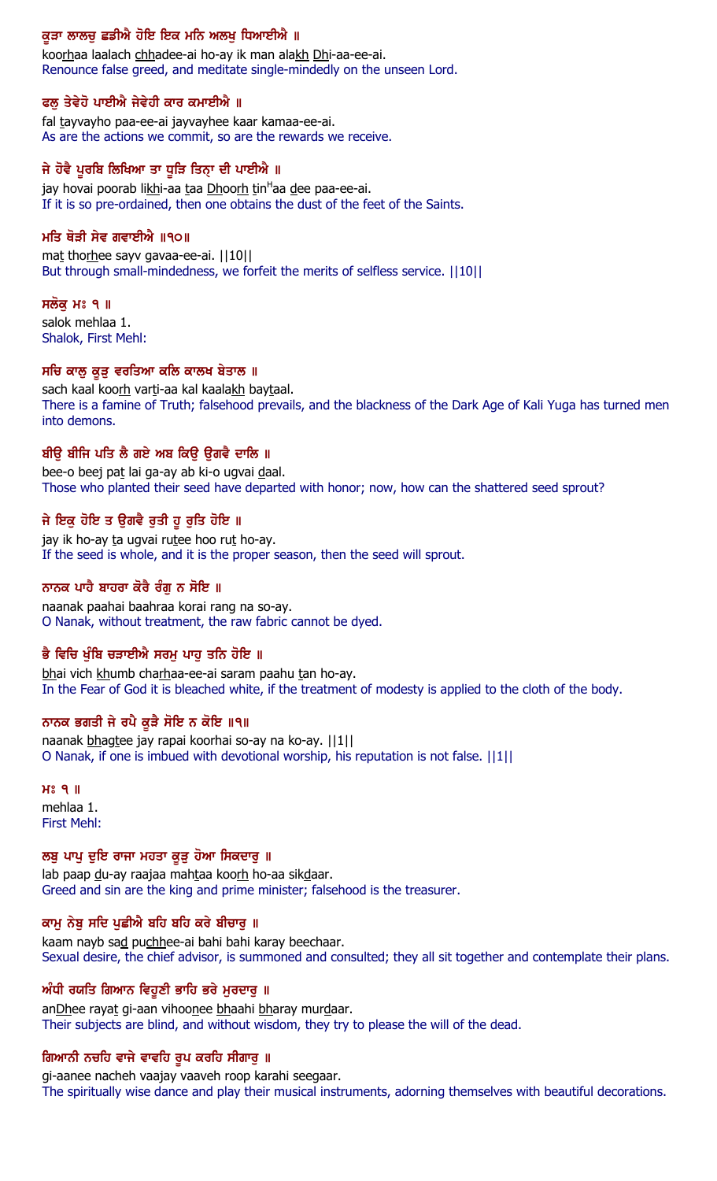**ਕੂੜਾ ਲਾਲਚੁ ਛਡੀਐ ਹੋਇ ਇਕ ਮਨਿ ਅਲਖੁ ਧਿਆਈਐ ॥**
koorhaa laalach chhadee-ai ho-ay ik man alakh Dhi-aa-ee-ai.
Renounce false greed, and meditate single-mindedly on the unseen Lord.

**ਫਲੁ ਤੇਵੇਹੋ ਪਾਈਐ ਜੇਵੇਹੀ ਕਾਰ ਕਮਾਈਐ ॥**
fal tayvayho paa-ee-ai jayvayhee kaar kamaa-ee-ai.
As are the actions we commit, so are the rewards we receive.

**ਜੇ ਹੋਵੈ ਪੂਰਬਿ ਲਿਖਿਆ ਤਾ ਧੂੜਿ ਤਿਨ੍ਹਾ ਦੀ ਪਾਈਐ ॥**
jay hovai poorab likhi-aa taa Dhoorh tinHaa dee paa-ee-ai.
If it is so pre-ordained, then one obtains the dust of the feet of the Saints.

**ਮਤਿ ਥੋੜੀ ਸੇਵ ਗਵਾਈਐ ॥੧੦॥**
mat thorhee sayv gavaa-ee-ai. ||10||
But through small-mindedness, we forfeit the merits of selfless service. ||10||

**ਸਲੋਕੁ ਮਃ ੧ ॥**
salok mehlaa 1.
Shalok, First Mehl:

**ਸਚਿ ਕਾਲੁ ਕੂੜੁ ਵਰਤਿਆ ਕਲਿ ਕਾਲਖ ਬੇਤਾਲ ॥**
sach kaal koorh varti-aa kal kaalakh baytaal.
There is a famine of Truth; falsehood prevails, and the blackness of the Dark Age of Kali Yuga has turned men into demons.

**ਬੀਉ ਬੀਜਿ ਪਤਿ ਲੈ ਗਏ ਅਬ ਕਿਉ ਉਗਵੈ ਦਾਲਿ ॥**
bee-o beej pat lai ga-ay ab ki-o ugvai daal.
Those who planted their seed have departed with honor; now, how can the shattered seed sprout?

**ਜੇ ਇਕੁ ਹੋਇ ਤ ਉਗਵੈ ਰੁਤੀ ਹੂ ਰੁਤਿ ਹੋਇ ॥**
jay ik ho-ay ta ugvai rutee hoo rut ho-ay.
If the seed is whole, and it is the proper season, then the seed will sprout.

**ਨਾਨਕ ਪਾਹੈ ਬਾਹਰਾ ਕੋਰੈ ਰੰਗੁ ਨ ਸੋਇ ॥**
naanak paahai baahraa korai rang na so-ay.
O Nanak, without treatment, the raw fabric cannot be dyed.

**ਭੈ ਵਿਚਿ ਖੁੰਬਿ ਚੜਾਈਐ ਸਰਮੁ ਪਾਹੁ ਤਨਿ ਹੋਇ ॥**
bhai vich khumb charhaa-ee-ai saram paahu tan ho-ay.
In the Fear of God it is bleached white, if the treatment of modesty is applied to the cloth of the body.

**ਨਾਨਕ ਭਗਤੀ ਜੇ ਰਪੈ ਕੂੜੈ ਸੋਇ ਨ ਕੋਇ ॥੧॥**
naanak bhagtee jay rapai koorhai so-ay na ko-ay. ||1||
O Nanak, if one is imbued with devotional worship, his reputation is not false. ||1||

**ਮਃ ੧ ॥**
mehlaa 1.
First Mehl:

**ਲਬੁ ਪਾਪੁ ਦੁਇ ਰਾਜਾ ਮਹਤਾ ਕੂੜੁ ਹੋਆ ਸਿਕਦਾਰੁ ॥**
lab paap du-ay raajaa mahtaa koorh ho-aa sikdaar.
Greed and sin are the king and prime minister; falsehood is the treasurer.

**ਕਾਮੁ ਨੇਬੁ ਸਦਿ ਪੁਛੀਐ ਬਹਿ ਬਹਿ ਕਰੇ ਬੀਚਾਰੁ ॥**
kaam nayb sad puchhee-ai bahi bahi karay beechaar.
Sexual desire, the chief advisor, is summoned and consulted; they all sit together and contemplate their plans.

**ਅੰਧੀ ਰਯਤਿ ਗਿਆਨ ਵਿਹੂਣੀ ਭਾਹਿ ਭਰੇ ਮੁਰਦਾਰੁ ॥**
anDhee rayat gi-aan vihoonee bhaahi bharay murdaar.
Their subjects are blind, and without wisdom, they try to please the will of the dead.

**ਗਿਆਨੀ ਨਚਹਿ ਵਾਜੇ ਵਾਵਹਿ ਰੂਪ ਕਰਹਿ ਸੀਗਾਰੁ ॥**
gi-aanee nacheh vaajay vaaveh roop karahi seegaar.
The spiritually wise dance and play their musical instruments, adorning themselves with beautiful decorations.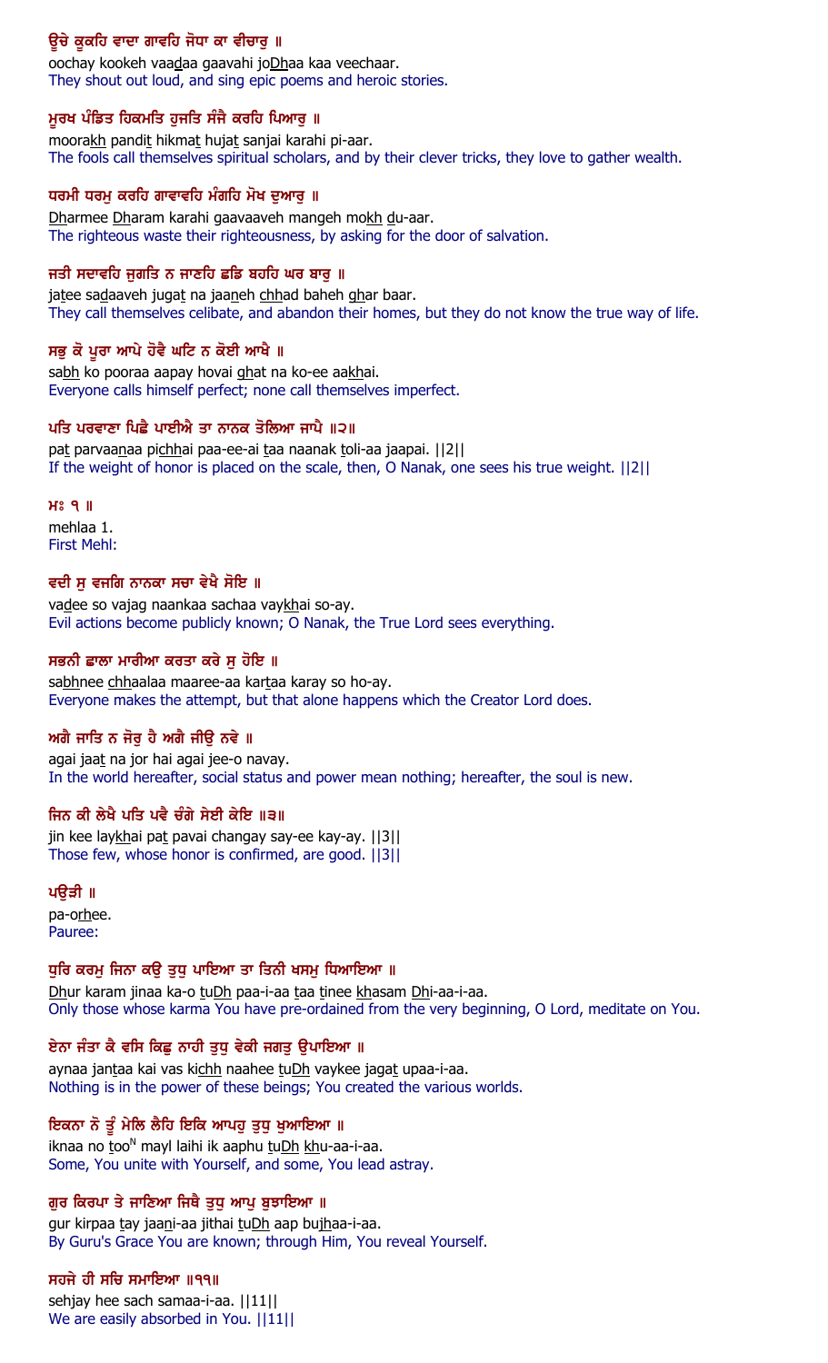**ਉਚੇ ਕੂਕਹਿ ਵਾਦਾ ਗਾਵਹਿ ਜੋਧਾ ਕਾ ਵੀਚਾਰੁ ॥**

oochay kookeh vaadaa gaavahi joDhaa kaa veechaar.

They shout out loud, and sing epic poems and heroic stories.

**ਮੂਰਖ ਪੰਡਿਤ ਹਿਕਮਤਿ ਹੁਜਤਿ ਸੰਜੈ ਕਰਹਿ ਪਿਆਰੁ ॥**

moorakh pandit hikmat hujat sanjai karahi pi-aar.

The fools call themselves spiritual scholars, and by their clever tricks, they love to gather wealth.

**ਧਰਮੀ ਧਰਮੁ ਕਰਹਿ ਗਾਵਾਵਹਿ ਮੰਗਹਿ ਮੋਖ ਦੁਆਰੁ ॥**

Dharmee Dharam karahi gaavaaveh mangeh mokh du-aar.

The righteous waste their righteousness, by asking for the door of salvation.

**ਜਤੀ ਸਦਾਵਹਿ ਜੁਗਤਿ ਨ ਜਾਣਹਿ ਛਡਿ ਬਹਹਿ ਘਰ ਬਾਰੁ ॥**

jatee sadaaveh jugat na jaaneh chhad baheh ghar baar.

They call themselves celibate, and abandon their homes, but they do not know the true way of life.

**ਸਭੁ ਕੋ ਪੂਰਾ ਆਪੇ ਹੋਵੈ ਘਟਿ ਨ ਕੋਈ ਆਖੈ ॥**

sabh ko pooraa aapay hovai ghat na ko-ee aakhai.

Everyone calls himself perfect; none call themselves imperfect.

**ਪਤਿ ਪਰਵਾਣਾ ਪਿਛੈ ਪਾਈਐ ਤਾ ਨਾਨਕ ਤੋਲਿਆ ਜਾਪੈ ॥੨॥**

pat parvaanaa pichhai paa-ee-ai taa naanak toli-aa jaapai. ||2||

If the weight of honor is placed on the scale, then, O Nanak, one sees his true weight. ||2||

**ਮਃ ੧ ॥**

mehlaa 1.

First Mehl:

**ਵਦੀ ਸੁ ਵਜਗਿ ਨਾਨਕਾ ਸਚਾ ਵੇਖੈ ਸੋਇ ॥**

vadee so vajag naankaa sachaa vaykhai so-ay.

Evil actions become publicly known; O Nanak, the True Lord sees everything.

**ਸਭਨੀ ਛਾਲਾ ਮਾਰੀਆ ਕਰਤਾ ਕਰੇ ਸੁ ਹੋਇ ॥**

sabhnee chhaalaa maaree-aa kartaa karay so ho-ay.

Everyone makes the attempt, but that alone happens which the Creator Lord does.

**ਅਗੈ ਜਾਤਿ ਨ ਜੋਰੁ ਹੈ ਅਗੈ ਜੀਉ ਨਵੇ ॥**

agai jaat na jor hai agai jee-o navay.

In the world hereafter, social status and power mean nothing; hereafter, the soul is new.

**ਜਿਨ ਕੀ ਲੇਖੈ ਪਤਿ ਪਵੈ ਚੰਗੇ ਸੇਈ ਕੇਇ ॥੩॥**

jin kee laykhai pat pavai changay say-ee kay-ay. ||3||

Those few, whose honor is confirmed, are good. ||3||

**ਪਉੜੀ ॥**

pa-orhee.

Pauree:

**ਧੁਰਿ ਕਰਮੁ ਜਿਨਾ ਕਉ ਤੁਧੁ ਪਾਇਆ ਤਾ ਤਿਨੀ ਖਸਮੁ ਧਿਆਇਆ ॥**

Dhur karam jinaa ka-o tuDh paa-i-aa taa tinee khasam Dhi-aa-i-aa.

Only those whose karma You have pre-ordained from the very beginning, O Lord, meditate on You.

**ਏਨਾ ਜੰਤਾ ਕੈ ਵਸਿ ਕਿਛੁ ਨਾਹੀ ਤੁਧੁ ਵੇਕੀ ਜਗਤੁ ਉਪਾਇਆ ॥**

aynaa jantaa kai vas kichh naahee tuDh vaykee jagat upaa-i-aa.

Nothing is in the power of these beings; You created the various worlds.

**ਇਕਨਾ ਨੋ ਤੂੰ ਮੇਲਿ ਲੈਹਿ ਇਕਿ ਆਪਹੁ ਤੁਧੁ ਖੁਆਇਆ ॥**

iknaa no tooN mayl laihi ik aaphu tuDh khu-aa-i-aa.

Some, You unite with Yourself, and some, You lead astray.

**ਗੁਰ ਕਿਰਪਾ ਤੇ ਜਾਣਿਆ ਜਿਥੈ ਤੁਧੁ ਆਪੁ ਬੁਝਾਇਆ ॥**

gur kirpaa tay jaani-aa jithai tuDh aap bujhaa-i-aa.

By Guru's Grace You are known; through Him, You reveal Yourself.

**ਸਹਜੇ ਹੀ ਸਚਿ ਸਮਾਇਆ ॥੧੧॥**

sehjay hee sach samaa-i-aa. ||11||

We are easily absorbed in You. ||11||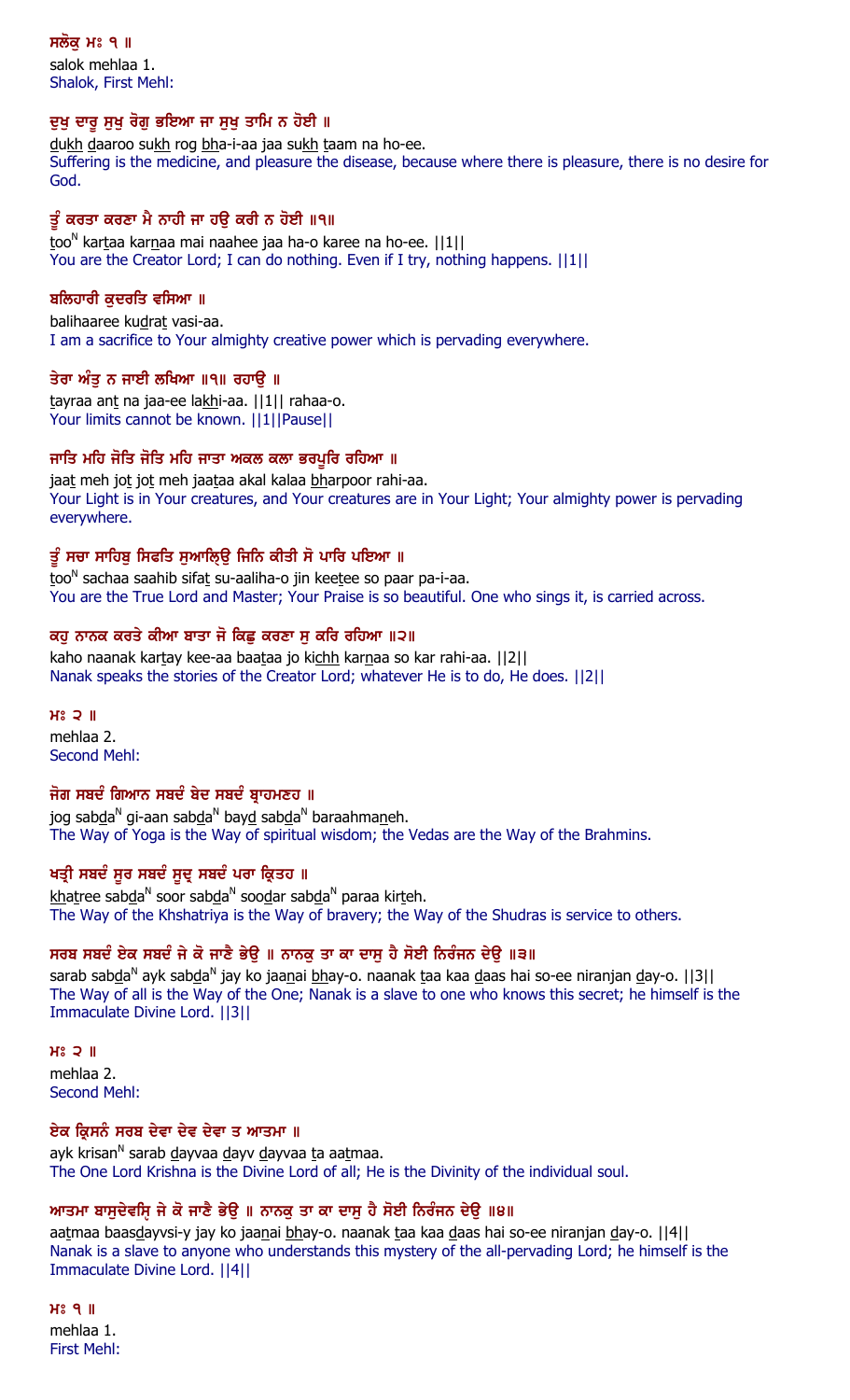**ਸਲੋਕੁ ਮਃ ੧ ॥**

salok mehlaa 1.
Shalok, First Mehl:

**ਦੁਖੁ ਦਾਰੂ ਸੁਖੁ ਰੋਗੁ ਭਇਆ ਜਾ ਸੁਖੁ ਤਾਮਿ ਨ ਹੋਈ ॥**

dukh daaroo sukh rog bha-i-aa jaa sukh taam na ho-ee.
Suffering is the medicine, and pleasure the disease, because where there is pleasure, there is no desire for God.

**ਤੂੰ ਕਰਤਾ ਕਰਣਾ ਮੈ ਨਾਹੀ ਜਾ ਹਉ ਕਰੀ ਨ ਹੋਈ ॥੧॥**

tooN kartaa karnaa mai naahee jaa ha-o karee na ho-ee. ||1||
You are the Creator Lord; I can do nothing. Even if I try, nothing happens. ||1||

**ਬਲਿਹਾਰੀ ਕੁਦਰਤਿ ਵਸਿਆ ॥**

balihaaree kudrat vasi-aa.
I am a sacrifice to Your almighty creative power which is pervading everywhere.

**ਤੇਰਾ ਅੰਤੁ ਨ ਜਾਈ ਲਖਿਆ ॥੧॥ ਰਹਾਉ ॥**

tayraa ant na jaa-ee lakhi-aa. ||1|| rahaa-o.
Your limits cannot be known. ||1||Pause||

**ਜਾਤਿ ਮਹਿ ਜੋਤਿ ਜੋਤਿ ਮਹਿ ਜਾਤਾ ਅਕਲ ਕਲਾ ਭਰਪੂਰਿ ਰਹਿਆ ॥**

jaat meh jot jot meh jaataa akal kalaa bharpoor rahi-aa.
Your Light is in Your creatures, and Your creatures are in Your Light; Your almighty power is pervading everywhere.

**ਤੂੰ ਸਚਾ ਸਾਹਿਬੁ ਸਿਫਤਿ ਸੁਆਲ੍ਹਿਉ ਜਿਨਿ ਕੀਤੀ ਸੋ ਪਾਰਿ ਪਇਆ ॥**

tooN sachaa saahib sifat su-aaliha-o jin keetee so paar pa-i-aa.
You are the True Lord and Master; Your Praise is so beautiful. One who sings it, is carried across.

**ਕਹੁ ਨਾਨਕ ਕਰਤੇ ਕੀਆ ਬਾਤਾ ਜੋ ਕਿਛੁ ਕਰਣਾ ਸੁ ਕਰਿ ਰਹਿਆ ॥੨॥**

kaho naanak kartay kee-aa baataa jo kichh karnaa so kar rahi-aa. ||2||
Nanak speaks the stories of the Creator Lord; whatever He is to do, He does. ||2||

**ਮਃ ੨ ॥**

mehlaa 2.
Second Mehl:

**ਜੋਗ ਸਬਦੰ ਗਿਆਨ ਸਬਦੰ ਬੇਦ ਸਬਦੰ ਬ੍ਰਾਹਮਣਹ ॥**

jog sabdaN gi-aan sabdaN bayd sabdaN baraahmaneh.
The Way of Yoga is the Way of spiritual wisdom; the Vedas are the Way of the Brahmins.

**ਖਤ੍ਰੀ ਸਬਦੰ ਸੂਰ ਸਬਦੰ ਸੂਦ੍ਰ ਸਬਦੰ ਪਰਾ ਕ੍ਰਿਤਹ ॥**

khatree sabdaN soor sabdaN soodar sabdaN paraa kirteh.
The Way of the Khshatriya is the Way of bravery; the Way of the Shudras is service to others.

**ਸਰਬ ਸਬਦੰ ਏਕ ਸਬਦੰ ਜੇ ਕੋ ਜਾਣੈ ਭੇਉ ॥ ਨਾਨਕੁ ਤਾ ਕਾ ਦਾਸੁ ਹੈ ਸੋਈ ਨਿਰੰਜਨ ਦੇਉ ॥੩॥**

sarab sabdaN ayk sabdaN jay ko jaanai bhay-o. naanak taa kaa daas hai so-ee niranjan day-o. ||3||
The Way of all is the Way of the One; Nanak is a slave to one who knows this secret; he himself is the Immaculate Divine Lord. ||3||

**ਮਃ ੨ ॥**

mehlaa 2.
Second Mehl:

**ਏਕ ਕ੍ਰਿਸਨੰ ਸਰਬ ਦੇਵਾ ਦੇਵ ਦੇਵਾ ਤ ਆਤਮਾ ॥**

ayk krisanN sarab dayvaa dayv dayvaa ta aatmaa.
The One Lord Krishna is the Divine Lord of all; He is the Divinity of the individual soul.

**ਆਤਮਾ ਬਾਸੁਦੇਵਸ੍ਯਿ ਜੇ ਕੋ ਜਾਣੈ ਭੇਉ ॥ ਨਾਨਕੁ ਤਾ ਕਾ ਦਾਸੁ ਹੈ ਸੋਈ ਨਿਰੰਜਨ ਦੇਉ ॥੪॥**

aatmaa baasdayvsi-y jay ko jaanai bhay-o. naanak taa kaa daas hai so-ee niranjan day-o. ||4||
Nanak is a slave to anyone who understands this mystery of the all-pervading Lord; he himself is the Immaculate Divine Lord. ||4||

**ਮਃ ੧ ॥**

mehlaa 1.
First Mehl: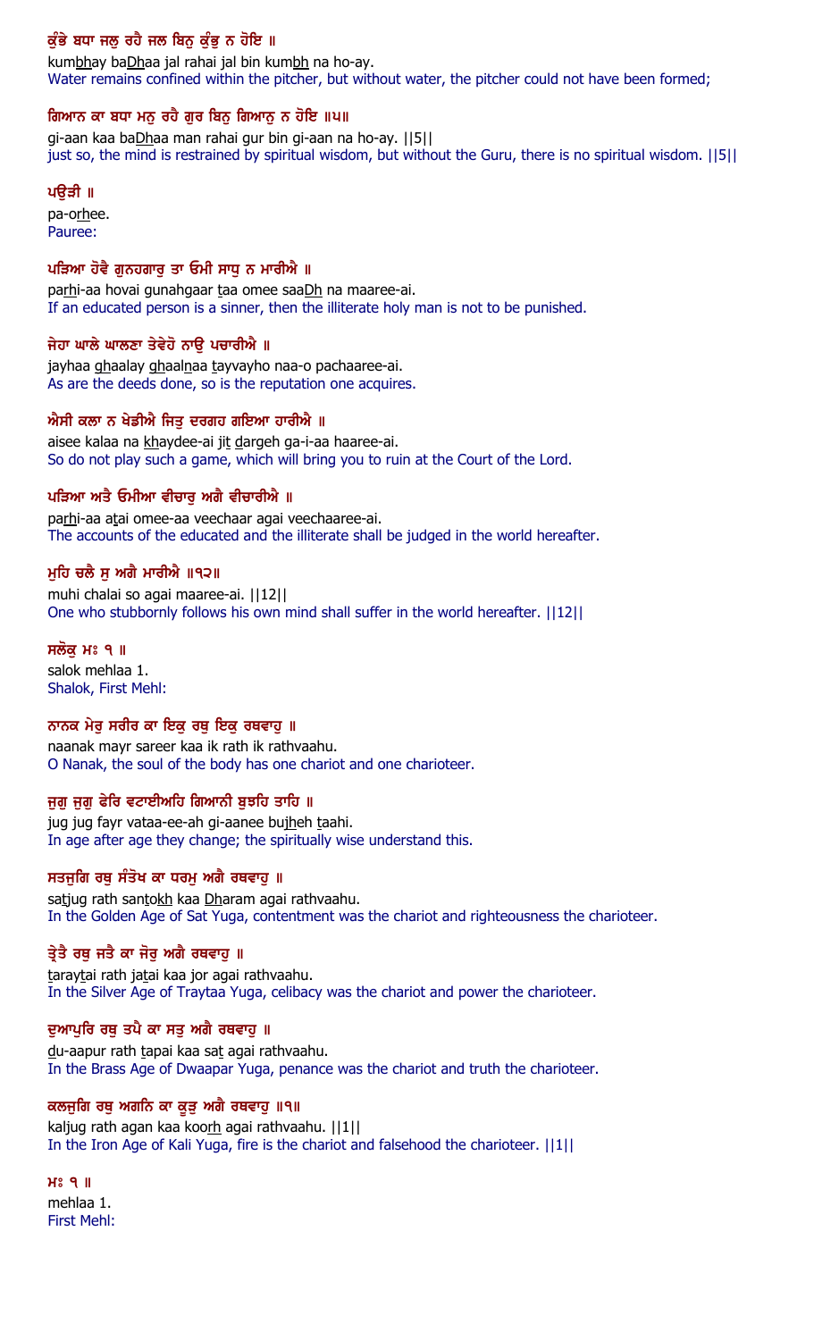**ਕੁੰਭੇ ਬਧਾ ਜਲੁ ਰਹੈ ਜਲ ਬਿਨੁ ਕੁੰਭੁ ਨ ਹੋਇ ॥**

kumbhay baDhaa jal rahai jal bin kumbh na ho-ay.

Water remains confined within the pitcher, but without water, the pitcher could not have been formed;

**ਗਿਆਨ ਕਾ ਬਧਾ ਮਨੁ ਰਹੈ ਗੁਰ ਬਿਨੁ ਗਿਆਨੁ ਨ ਹੋਇ ॥੫॥**

gi-aan kaa baDhaa man rahai gur bin gi-aan na ho-ay. ||5||

just so, the mind is restrained by spiritual wisdom, but without the Guru, there is no spiritual wisdom. ||5||

**ਪਉੜੀ ॥**

pa-orhee.

Pauree:

**ਪੜਿਆ ਹੋਵੈ ਗੁਨਹਗਾਰੁ ਤਾ ਓਮੀ ਸਾਧੁ ਨ ਮਾਰੀਐ ॥**

parhi-aa hovai gunahgaar taa omee saaDh na maaree-ai.

If an educated person is a sinner, then the illiterate holy man is not to be punished.

**ਜੇਹਾ ਘਾਲੇ ਘਾਲਣਾ ਤੇਵੇਹੋ ਨਾਉ ਪਚਾਰੀਐ ॥**

jayhaa ghaalay ghaalnaa tayvayho naa-o pachaaree-ai.

As are the deeds done, so is the reputation one acquires.

**ਐਸੀ ਕਲਾ ਨ ਖੇਡੀਐ ਜਿਤੁ ਦਰਗਹ ਗਇਆ ਹਾਰੀਐ ॥**

aisee kalaa na khaydee-ai jit dargeh ga-i-aa haaree-ai.

So do not play such a game, which will bring you to ruin at the Court of the Lord.

**ਪੜਿਆ ਅਤੈ ਓਮੀਆ ਵੀਚਾਰੁ ਅਗੈ ਵੀਚਾਰੀਐ ॥**

parhi-aa atai omee-aa veechaar agai veechaaree-ai.

The accounts of the educated and the illiterate shall be judged in the world hereafter.

**ਮੁਹਿ ਚਲੈ ਸੁ ਅਗੈ ਮਾਰੀਐ ॥੧੨॥**

muhi chalai so agai maaree-ai. ||12||

One who stubbornly follows his own mind shall suffer in the world hereafter. ||12||

**ਸਲੋਕੁ ਮਃ ੧ ॥**

salok mehlaa 1.

Shalok, First Mehl:

**ਨਾਨਕ ਮੇਰੁ ਸਰੀਰ ਕਾ ਇਕੁ ਰਥੁ ਇਕੁ ਰਥਵਾਹੁ ॥**

naanak mayr sareer kaa ik rath ik rathvaahu.

O Nanak, the soul of the body has one chariot and one charioteer.

**ਜੁਗੁ ਜੁਗੁ ਫੇਰਿ ਵਟਾਈਅਹਿ ਗਿਆਨੀ ਬੁਝਹਿ ਤਾਹਿ ॥**

jug jug fayr vataa-ee-ah gi-aanee bujheh taahi.

In age after age they change; the spiritually wise understand this.

**ਸਤਜੁਗਿ ਰਥੁ ਸੰਤੋਖ ਕਾ ਧਰਮੁ ਅਗੈ ਰਥਵਾਹੁ ॥**

satjug rath santokh kaa Dharam agai rathvaahu.

In the Golden Age of Sat Yuga, contentment was the chariot and righteousness the charioteer.

**ਤ੍ਰੇਤੈ ਰਥੁ ਜਤੈ ਕਾ ਜੋਰੁ ਅਗੈ ਰਥਵਾਹੁ ॥**

taraytai rath jatai kaa jor agai rathvaahu.

In the Silver Age of Traytaa Yuga, celibacy was the chariot and power the charioteer.

**ਦੁਆਪੁਰਿ ਰਥੁ ਤਪੈ ਕਾ ਸਤੁ ਅਗੈ ਰਥਵਾਹੁ ॥**

du-aapur rath tapai kaa sat agai rathvaahu.

In the Brass Age of Dwaapar Yuga, penance was the chariot and truth the charioteer.

**ਕਲਜੁਗਿ ਰਥੁ ਅਗਨਿ ਕਾ ਕੂੜੁ ਅਗੈ ਰਥਵਾਹੁ ॥੧॥**

kaljug rath agan kaa koorh agai rathvaahu. ||1||

In the Iron Age of Kali Yuga, fire is the chariot and falsehood the charioteer. ||1||

**ਮਃ ੧ ॥**

mehlaa 1.

First Mehl: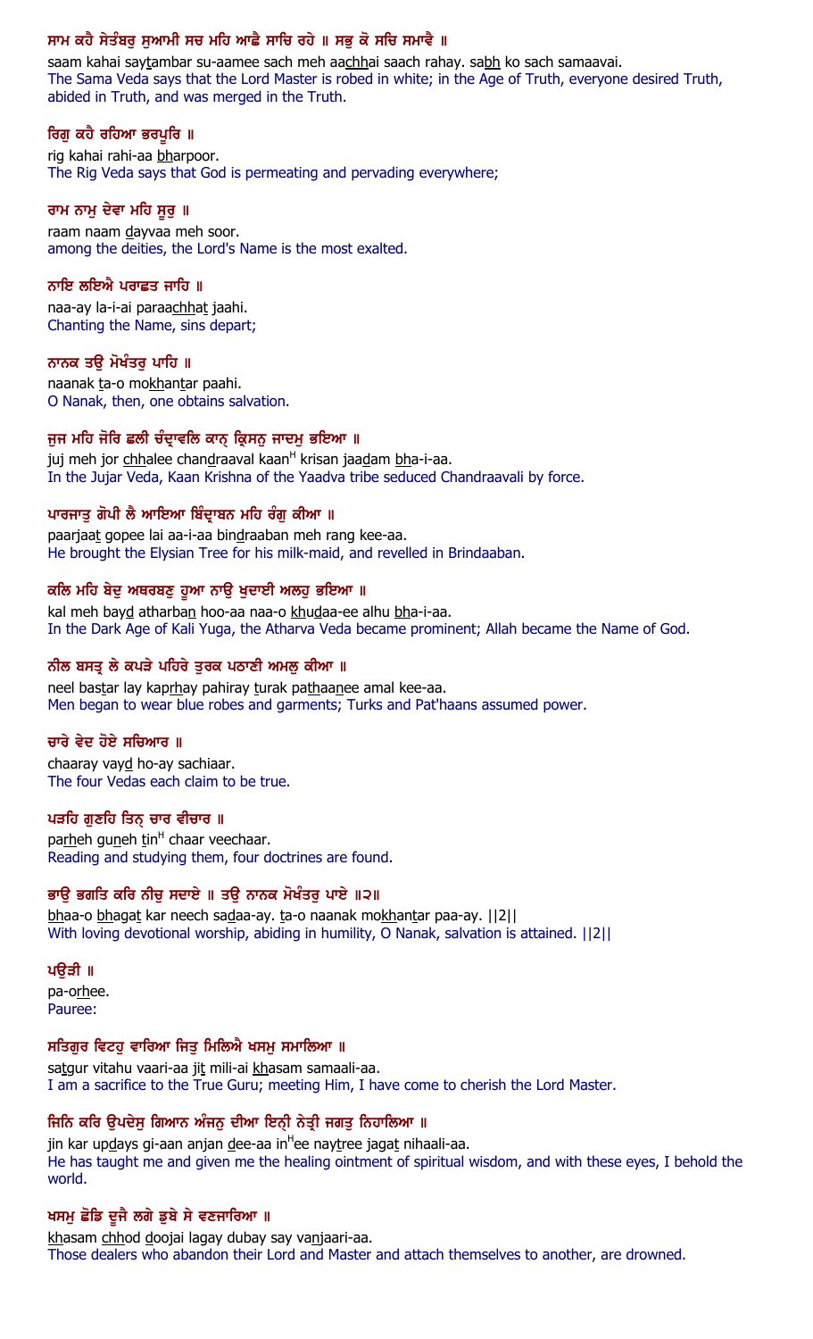ਸਾਮ ਕਹੈ ਸੇਤੰਬਰੁ ਸੁਆਮੀ ਸਚ ਮਹਿ ਆਛੈ ਸਾਚਿ ਰਹੇ ॥ ਸਭੁ ਕੋ ਸਚਿ ਸਮਾਵੈ ॥

saam kahai saytambar su-aamee sach meh aachhai saach rahay. sabh ko sach samaavai.

The Sama Veda says that the Lord Master is robed in white; in the Age of Truth, everyone desired Truth, abided in Truth, and was merged in the Truth.

ਰਿਗੁ ਕਹੈ ਰਹਿਆ ਭਰਪੂਰਿ ॥

rig kahai rahi-aa bharpoor.

The Rig Veda says that God is permeating and pervading everywhere;

ਰਾਮ ਨਾਮੁ ਦੇਵਾ ਮਹਿ ਸੂਰੁ ॥

raam naam dayvaa meh soor.

among the deities, the Lord's Name is the most exalted.

ਨਾਇ ਲਇਐ ਪਰਾਛਤ ਜਾਹਿ ॥

naa-ay la-i-ai paraachhat jaahi.

Chanting the Name, sins depart;

ਨਾਨਕ ਤਉ ਮੋਖੰਤਰੁ ਪਾਹਿ ॥

naanak ta-o mokhantar paahi.

O Nanak, then, one obtains salvation.

ਜੁਜ ਮਹਿ ਜੋਰਿ ਛਲੀ ਚੰਦ੍ਰਾਵਲਿ ਕਾਨ੍ ਕ੍ਰਿਸਨੁ ਜਾਦਮੁ ਭਇਆ ॥

juj meh jor chhalee chandraaval kaanH krisan jaadam bha-i-aa.

In the Jujar Veda, Kaan Krishna of the Yaadva tribe seduced Chandraavali by force.

ਪਾਰਜਾਤੁ ਗੋਪੀ ਲੈ ਆਇਆ ਬਿੰਦ੍ਰਾਬਨ ਮਹਿ ਰੰਗੁ ਕੀਆ ॥

paarjaat gopee lai aa-i-aa bindraaban meh rang kee-aa.

He brought the Elysian Tree for his milk-maid, and revelled in Brindaaban.

ਕਲਿ ਮਹਿ ਬੇਦੁ ਅਥਰਬਣੁ ਹੂਆ ਨਾਉ ਖੁਦਾਈ ਅਲਹੁ ਭਇਆ ॥

kal meh bayd atharban hoo-aa naa-o khudaa-ee alhu bha-i-aa.

In the Dark Age of Kali Yuga, the Atharva Veda became prominent; Allah became the Name of God.

ਨੀਲ ਬਸਤ੍ਰ ਲੇ ਕਪੜੇ ਪਹਿਰੇ ਤੁਰਕ ਪਠਾਣੀ ਅਮਲੁ ਕੀਆ ॥

neel bastar lay kaprhay pahiray turak pathaanee amal kee-aa.

Men began to wear blue robes and garments; Turks and Pat'haans assumed power.

ਚਾਰੇ ਵੇਦ ਹੋਏ ਸਚਿਆਰ ॥

chaaray vayd ho-ay sachiaar.

The four Vedas each claim to be true.

ਪੜਹਿ ਗੁਣਹਿ ਤਿਨ੍ ਚਾਰ ਵੀਚਾਰ ॥

parheh guneh tinH chaar veechaar.

Reading and studying them, four doctrines are found.

ਭਾਉ ਭਗਤਿ ਕਰਿ ਨੀਚੁ ਸਦਾਏ ॥ ਤਉ ਨਾਨਕ ਮੋਖੰਤਰੁ ਪਾਏ ॥੨॥

bhaa-o bhagat kar neech sadaa-ay. ta-o naanak mokhantar paa-ay. ||2||

With loving devotional worship, abiding in humility, O Nanak, salvation is attained. ||2||

ਪਉੜੀ ॥

pa-orhee.

Pauree:

ਸਤਿਗੁਰ ਵਿਟਹੁ ਵਾਰਿਆ ਜਿਤੁ ਮਿਲਿਐ ਖਸਮੁ ਸਮਾਲਿਆ ॥

satgur vitahu vaari-aa jit mili-ai khasam samaali-aa.

I am a sacrifice to the True Guru; meeting Him, I have come to cherish the Lord Master.

ਜਿਨਿ ਕਰਿ ਉਪਦੇਸੁ ਗਿਆਨ ਅੰਜਨੁ ਦੀਆ ਇਨ੍ਹੀ ਨੇਤ੍ਰੀ ਜਗਤੁ ਨਿਹਾਲਿਆ ॥

jin kar updays gi-aan anjan dee-aa inHee naytree jagat nihaali-aa.

He has taught me and given me the healing ointment of spiritual wisdom, and with these eyes, I behold the world.

ਖਸਮੁ ਛੋਡਿ ਦੂਜੈ ਲਗੇ ਡੁਬੇ ਸੇ ਵਣਜਾਰਿਆ ॥

khasam chhod doojai lagay dubay say vanjaari-aa.

Those dealers who abandon their Lord and Master and attach themselves to another, are drowned.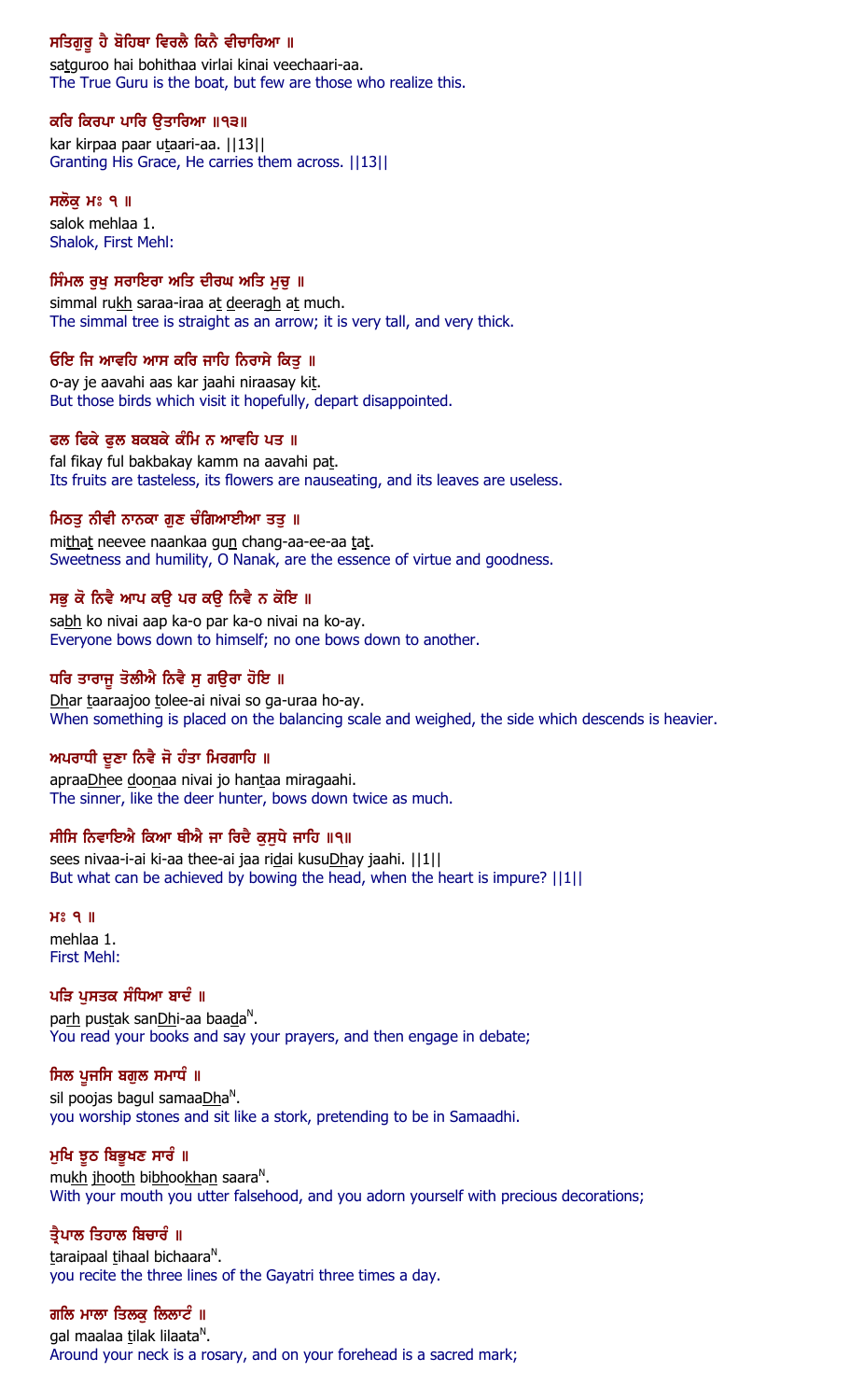ਸਤਿਗੁਰੂ ਹੈ ਬੋਹਿਥਾ ਵਿਰਲੈ ਕਿਨੈ ਵੀਚਾਰਿਆ ॥
satguroo hai bohithaa virlai kinai veechaari-aa.
The True Guru is the boat, but few are those who realize this.

ਕਰਿ ਕਿਰਪਾ ਪਾਰਿ ਉਤਾਰਿਆ ॥੧੩॥
kar kirpaa paar utaari-aa. ||13||
Granting His Grace, He carries them across. ||13||

ਸਲੋਕੁ ਮਃ ੧ ॥
salok mehlaa 1.
Shalok, First Mehl:

ਸਿੰਮਲ ਰੁਖੁ ਸਰਾਇਰਾ ਅਤਿ ਦੀਰਘ ਅਤਿ ਮੁਚੁ ॥
simmal rukh saraa-iraa at deeragh at much.
The simmal tree is straight as an arrow; it is very tall, and very thick.

ਓਇ ਜਿ ਆਵਹਿ ਆਸ ਕਰਿ ਜਾਹਿ ਨਿਰਾਸੇ ਕਿਤੁ ॥
o-ay je aavahi aas kar jaahi niraasay kit.
But those birds which visit it hopefully, depart disappointed.

ਫਲ ਫਿਕੇ ਫੁਲ ਬਕਬਕੇ ਕੰਮਿ ਨ ਆਵਹਿ ਪਤ ॥
fal fikay ful bakbakay kamm na aavahi pat.
Its fruits are tasteless, its flowers are nauseating, and its leaves are useless.

ਮਿਠਤੁ ਨੀਵੀ ਨਾਨਕਾ ਗੁਣ ਚੰਗਿਆਈਆ ਤਤੁ ॥
mithat neevee naankaa gun chang-aa-ee-aa tat.
Sweetness and humility, O Nanak, are the essence of virtue and goodness.

ਸਭੁ ਕੋ ਨਿਵੈ ਆਪ ਕਉ ਪਰ ਕਉ ਨਿਵੈ ਨ ਕੋਇ ॥
sabh ko nivai aap ka-o par ka-o nivai na ko-ay.
Everyone bows down to himself; no one bows down to another.

ਧਰਿ ਤਾਰਾਜੂ ਤੋਲੀਐ ਨਿਵੈ ਸੁ ਗਉਰਾ ਹੋਇ ॥
Dhar taaraajoo tolee-ai nivai so ga-uraa ho-ay.
When something is placed on the balancing scale and weighed, the side which descends is heavier.

ਅਪਰਾਧੀ ਦੂਣਾ ਨਿਵੈ ਜੋ ਹੰਤਾ ਮਿਰਗਾਹਿ ॥
apraaDhee doonaa nivai jo hantaa miragaahi.
The sinner, like the deer hunter, bows down twice as much.

ਸੀਸਿ ਨਿਵਾਇਐ ਕਿਆ ਥੀਐ ਜਾ ਰਿਦੈ ਕੁਸੁਧੇ ਜਾਹਿ ॥੧॥
sees nivaa-i-ai ki-aa thee-ai jaa ridai kusuDhay jaahi. ||1||
But what can be achieved by bowing the head, when the heart is impure? ||1||

ਮਃ ੧ ॥
mehlaa 1.
First Mehl:

ਪੜਿ ਪੁਸਤਕ ਸੰਧਿਆ ਬਾਦੰ ॥
parh pustak sanDhi-aa baadaN.
You read your books and say your prayers, and then engage in debate;

ਸਿਲ ਪੂਜਸਿ ਬਗੁਲ ਸਮਾਧੰ ॥
sil poojas bagul samaaDhaN.
you worship stones and sit like a stork, pretending to be in Samaadhi.

ਮੁਖਿ ਝੂਠ ਬਿਭੂਖਣ ਸਾਰੰ ॥
mukh jhooth bibhookhan saaraN.
With your mouth you utter falsehood, and you adorn yourself with precious decorations;

ਤ੍ਰੈਪਾਲ ਤਿਹਾਲ ਬਿਚਾਰੰ ॥
taraipaal tihaal bichaaraN.
you recite the three lines of the Gayatri three times a day.

ਗਲਿ ਮਾਲਾ ਤਿਲਕੁ ਲਿਲਾਟੰ ॥
gal maalaa tilak lilaataN.
Around your neck is a rosary, and on your forehead is a sacred mark;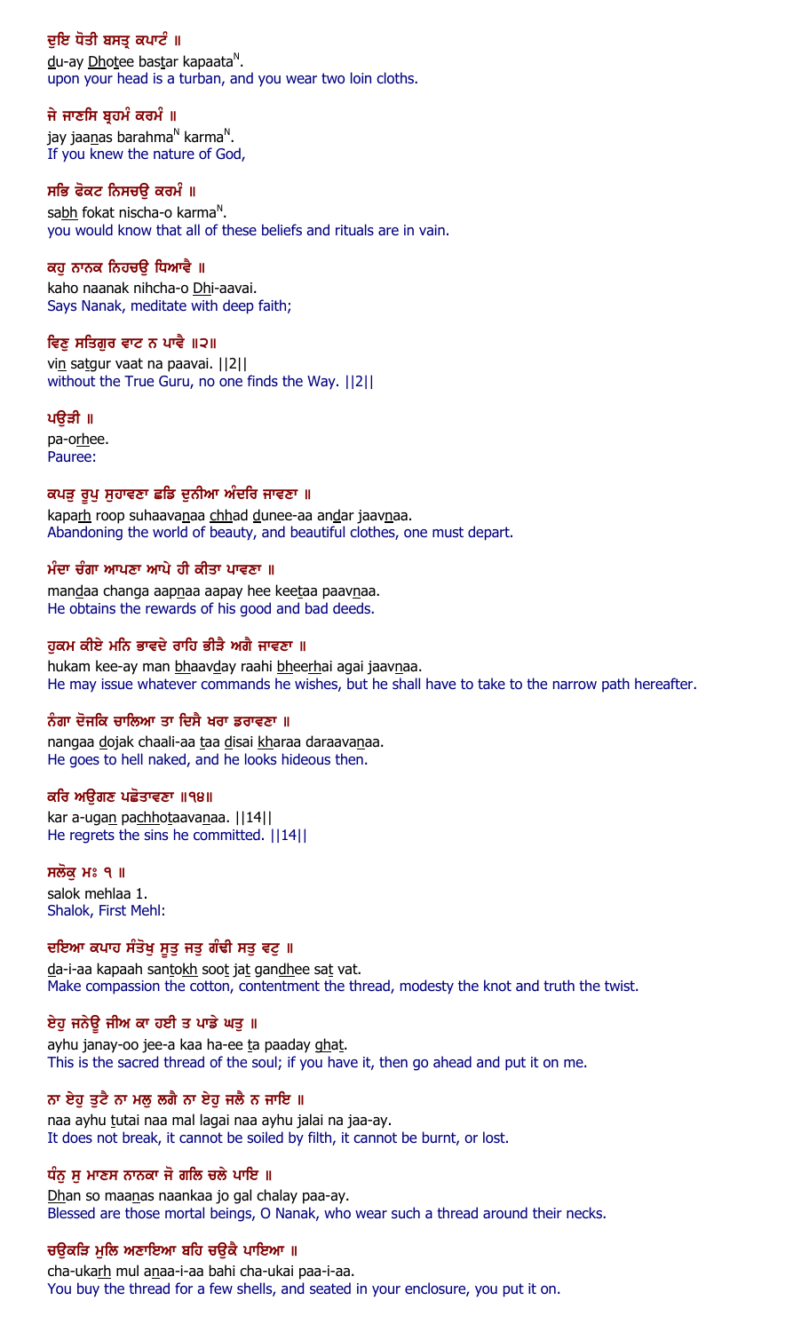ਦੁਇ ਧੋਤੀ ਬਸਤ੍ਰ ਕਪਾਟੰ ॥

du-ay Dhotee bastar kapaata[N].

upon your head is a turban, and you wear two loin cloths.

ਜੇ ਜਾਣਸਿ ਬ੍ਰਹਮੰ ਕਰਮੰ ॥

jay jaanas barahma[N] karma[N].

If you knew the nature of God,

ਸਭਿ ਫੋਕਟ ਨਿਸਚਉ ਕਰਮੰ ॥

sabh fokat nischa-o karma[N].

you would know that all of these beliefs and rituals are in vain.

ਕਹੁ ਨਾਨਕ ਨਿਹਚਉ ਧਿਆਵੈ ॥

kaho naanak nihcha-o Dhi-aavai.

Says Nanak, meditate with deep faith;

ਵਿਣੁ ਸਤਿਗੁਰ ਵਾਟ ਨ ਪਾਵੈ ॥੨॥

vin satgur vaat na paavai. ||2||

without the True Guru, no one finds the Way. ||2||

ਪਉੜੀ ॥

pa-orhee.

Pauree:

ਕਪੜੁ ਰੂਪੁ ਸੁਹਾਵਣਾ ਛਡਿ ਦੁਨੀਆ ਅੰਦਰਿ ਜਾਵਣਾ ॥

kaparh roop suhaavanaa chhad dunee-aa andar jaavnaa.

Abandoning the world of beauty, and beautiful clothes, one must depart.

ਮੰਦਾ ਚੰਗਾ ਆਪਣਾ ਆਪੇ ਹੀ ਕੀਤਾ ਪਾਵਣਾ ॥

mandaa changa aapnaa aapay hee keetaa paavnaa.

He obtains the rewards of his good and bad deeds.

ਹੁਕਮ ਕੀਏ ਮਨਿ ਭਾਵਦੇ ਰਾਹਿ ਭੀੜੈ ਅਗੈ ਜਾਵਣਾ ॥

hukam kee-ay man bhaavday raahi bheerhai agai jaavnaa.

He may issue whatever commands he wishes, but he shall have to take to the narrow path hereafter.

ਨੰਗਾ ਦੋਜਕਿ ਚਾਲਿਆ ਤਾ ਦਿਸੈ ਖਰਾ ਡਰਾਵਣਾ ॥

nangaa dojak chaali-aa taa disai kharaa daraavanaa.

He goes to hell naked, and he looks hideous then.

ਕਰਿ ਅਉਗਣ ਪਛੋਤਾਵਣਾ ॥੧੪॥

kar a-ugan pachhotaavanaa. ||14||

He regrets the sins he committed. ||14||

ਸਲੋਕੁ ਮਃ ੧ ॥

salok mehlaa 1.

Shalok, First Mehl:

ਦਇਆ ਕਪਾਹ ਸੰਤੋਖੁ ਸੂਤੁ ਜਤੁ ਗੰਢੀ ਸਤੁ ਵਟੁ ॥

da-i-aa kapaah santokh soot jat gandhee sat vat.

Make compassion the cotton, contentment the thread, modesty the knot and truth the twist.

ਏਹੁ ਜਨੇਊ ਜੀਅ ਕਾ ਹਈ ਤ ਪਾਡੇ ਘਤੁ ॥

ayhu janay-oo jee-a kaa ha-ee ta paaday ghat.

This is the sacred thread of the soul; if you have it, then go ahead and put it on me.

ਨਾ ਏਹੁ ਤੁਟੈ ਨਾ ਮਲੁ ਲਗੈ ਨਾ ਏਹੁ ਜਲੈ ਨ ਜਾਇ ॥

naa ayhu tutai naa mal lagai naa ayhu jalai na jaa-ay.

It does not break, it cannot be soiled by filth, it cannot be burnt, or lost.

ਧੰਨੁ ਸੁ ਮਾਣਸ ਨਾਨਕਾ ਜੋ ਗਲਿ ਚਲੇ ਪਾਇ ॥

Dhan so maanas naankaa jo gal chalay paa-ay.

Blessed are those mortal beings, O Nanak, who wear such a thread around their necks.

ਚਉਕੜਿ ਮੁਲਿ ਅਣਾਇਆ ਬਹਿ ਚਉਕੈ ਪਾਇਆ ॥

cha-ukarh mul anaa-i-aa bahi cha-ukai paa-i-aa.

You buy the thread for a few shells, and seated in your enclosure, you put it on.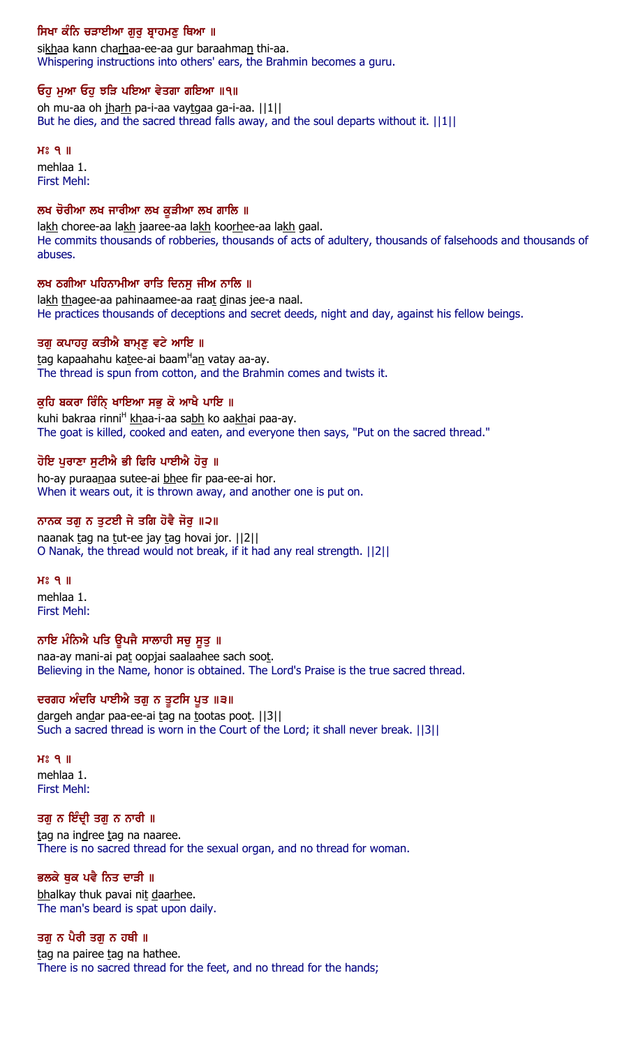ਸਿਖਾ ਕੰਨਿ ਚੜਾਈਆ ਗੁਰੁ ਬ੍ਰਾਹਮਣੁ ਥਿਆ ॥

sikhaa kann charhaa-ee-aa gur baraahman thi-aa.

Whispering instructions into others' ears, the Brahmin becomes a guru.

ਓਹੁ ਮੁਆ ਓਹੁ ਝੜਿ ਪਇਆ ਵੇਤਗਾ ਗਇਆ ॥੧॥

oh mu-aa oh jharh pa-i-aa vaytgaa ga-i-aa. ||1||

But he dies, and the sacred thread falls away, and the soul departs without it. ||1||

ਮਃ ੧ ॥

mehlaa 1.

First Mehl:

ਲਖ ਚੋਰੀਆ ਲਖ ਜਾਰੀਆ ਲਖ ਕੂੜੀਆ ਲਖ ਗਾਲਿ ॥

lakh choree-aa lakh jaaree-aa lakh koorhee-aa lakh gaal.

He commits thousands of robberies, thousands of acts of adultery, thousands of falsehoods and thousands of abuses.

ਲਖ ਠਗੀਆ ਪਹਿਨਾਮੀਆ ਰਾਤਿ ਦਿਨਸੁ ਜੀਅ ਨਾਲਿ ॥

lakh thagee-aa pahinaamee-aa raat dinas jee-a naal.

He practices thousands of deceptions and secret deeds, night and day, against his fellow beings.

ਤਗੁ ਕਪਾਹਹੁ ਕਤੀਐ ਬਾਮ੍ਹਣੁ ਵਟੇ ਆਇ ॥

tag kapaahahu katee-ai baamHan vatay aa-ay.

The thread is spun from cotton, and the Brahmin comes and twists it.

ਕੁਹਿ ਬਕਰਾ ਰਿੰਨ੍ਹਿ ਖਾਇਆ ਸਭੁ ਕੋ ਆਖੈ ਪਾਇ ॥

kuhi bakraa rinniH khaa-i-aa sabh ko aakhai paa-ay.

The goat is killed, cooked and eaten, and everyone then says, "Put on the sacred thread."

ਹੋਇ ਪੁਰਾਣਾ ਸੁਟੀਐ ਭੀ ਫਿਰਿ ਪਾਈਐ ਹੋਰੁ ॥

ho-ay puraanaa sutee-ai bhee fir paa-ee-ai hor.

When it wears out, it is thrown away, and another one is put on.

ਨਾਨਕ ਤਗੁ ਨ ਤੁਟਈ ਜੇ ਤਗਿ ਹੋਵੈ ਜੋਰੁ ॥੨॥

naanak tag na tut-ee jay tag hovai jor. ||2||

O Nanak, the thread would not break, if it had any real strength. ||2||

ਮਃ ੧ ॥

mehlaa 1.

First Mehl:

ਨਾਇ ਮੰਨਿਐ ਪਤਿ ਊਪਜੈ ਸਾਲਾਹੀ ਸਚੁ ਸੂਤੁ ॥

naa-ay mani-ai pat oopjai saalaahee sach soot.

Believing in the Name, honor is obtained. The Lord's Praise is the true sacred thread.

ਦਰਗਹ ਅੰਦਰਿ ਪਾਈਐ ਤਗੁ ਨ ਤੂਟਸਿ ਪੂਤ ॥੩॥

dargeh andar paa-ee-ai tag na tootas poot. ||3||

Such a sacred thread is worn in the Court of the Lord; it shall never break. ||3||

ਮਃ ੧ ॥

mehlaa 1.

First Mehl:

ਤਗੁ ਨ ਇੰਦ੍ਰੀ ਤਗੁ ਨ ਨਾਰੀ ॥

tag na indree tag na naaree.

There is no sacred thread for the sexual organ, and no thread for woman.

ਭਲਕੇ ਥੁਕ ਪਵੈ ਨਿਤ ਦਾੜੀ ॥

bhalkay thuk pavai nit daarhee.

The man's beard is spat upon daily.

ਤਗੁ ਨ ਪੈਰੀ ਤਗੁ ਨ ਹਥੀ ॥

tag na pairee tag na hathee.

There is no sacred thread for the feet, and no thread for the hands;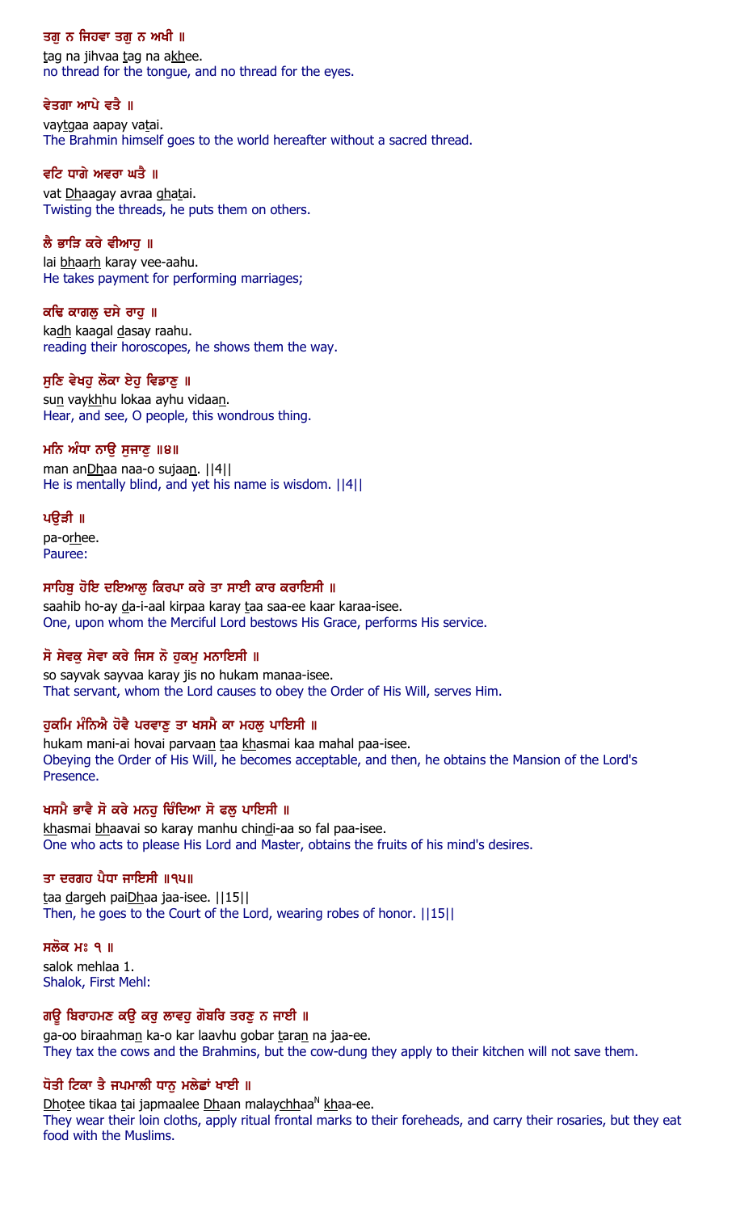ਤਗੁ ਨ ਜਿਹਵਾ ਤਗੁ ਨ ਅਖੀ ॥
tag na jihvaa tag na akhee.
no thread for the tongue, and no thread for the eyes.

ਵੇਤਗਾ ਆਪੇ ਵਤੈ ॥
vaytgaa aapay vatai.
The Brahmin himself goes to the world hereafter without a sacred thread.

ਵਟਿ ਧਾਗੇ ਅਵਰਾ ਘਤੈ ॥
vat Dhaagay avraa ghatai.
Twisting the threads, he puts them on others.

ਲੈ ਭਾੜਿ ਕਰੇ ਵੀਆਹੁ ॥
lai bhaarh karay vee-aahu.
He takes payment for performing marriages;

ਕਢਿ ਕਾਗਲੁ ਦਸੇ ਰਾਹੁ ॥
kadh kaagal dasay raahu.
reading their horoscopes, he shows them the way.

ਸੁਣਿ ਵੇਖਹੁ ਲੋਕਾ ਏਹੁ ਵਿਡਾਣੁ ॥
sun vaykhhu lokaa ayhu vidaan.
Hear, and see, O people, this wondrous thing.

ਮਨਿ ਅੰਧਾ ਨਾਉ ਸੁਜਾਣੁ ॥੪॥
man anDhaa naa-o sujaan. ||4||
He is mentally blind, and yet his name is wisdom. ||4||

ਪਉੜੀ ॥
pa-orhee.
Pauree:

ਸਾਹਿਬੁ ਹੋਇ ਦਇਆਲੁ ਕਿਰਪਾ ਕਰੇ ਤਾ ਸਾਈ ਕਾਰ ਕਰਾਇਸੀ ॥
saahib ho-ay da-i-aal kirpaa karay taa saa-ee kaar karaa-isee.
One, upon whom the Merciful Lord bestows His Grace, performs His service.

ਸੋ ਸੇਵਕੁ ਸੇਵਾ ਕਰੇ ਜਿਸ ਨੋ ਹੁਕਮੁ ਮਨਾਇਸੀ ॥
so sayvak sayvaa karay jis no hukam manaa-isee.
That servant, whom the Lord causes to obey the Order of His Will, serves Him.

ਹੁਕਮਿ ਮੰਨਿਐ ਹੋਵੈ ਪਰਵਾਣੁ ਤਾ ਖਸਮੈ ਕਾ ਮਹਲੁ ਪਾਇਸੀ ॥
hukam mani-ai hovai parvaan taa khasmai kaa mahal paa-isee.
Obeying the Order of His Will, he becomes acceptable, and then, he obtains the Mansion of the Lord's Presence.

ਖਸਮੈ ਭਾਵੈ ਸੋ ਕਰੇ ਮਨਹੁ ਚਿੰਦਿਆ ਸੋ ਫਲੁ ਪਾਇਸੀ ॥
khasmai bhaavai so karay manhu chindi-aa so fal paa-isee.
One who acts to please His Lord and Master, obtains the fruits of his mind's desires.

ਤਾ ਦਰਗਹ ਪੈਧਾ ਜਾਇਸੀ ॥੧੫॥
taa dargeh paiDhaa jaa-isee. ||15||
Then, he goes to the Court of the Lord, wearing robes of honor. ||15||

ਸਲੋਕ ਮਃ ੧ ॥
salok mehlaa 1.
Shalok, First Mehl:

ਗਊ ਬਿਰਾਹਮਣ ਕਉ ਕਰੁ ਲਾਵਹੁ ਗੋਬਰਿ ਤਰਣੁ ਨ ਜਾਈ ॥
ga-oo biraahman ka-o kar laavhu gobar taran na jaa-ee.
They tax the cows and the Brahmins, but the cow-dung they apply to their kitchen will not save them.

ਧੋਤੀ ਟਿਕਾ ਤੈ ਜਪਮਾਲੀ ਧਾਨੁ ਮਲੇਛਾਂ ਖਾਈ ॥
Dhotee tikaa tai japmaalee Dhaan malaychhaaN khaa-ee.
They wear their loin cloths, apply ritual frontal marks to their foreheads, and carry their rosaries, but they eat food with the Muslims.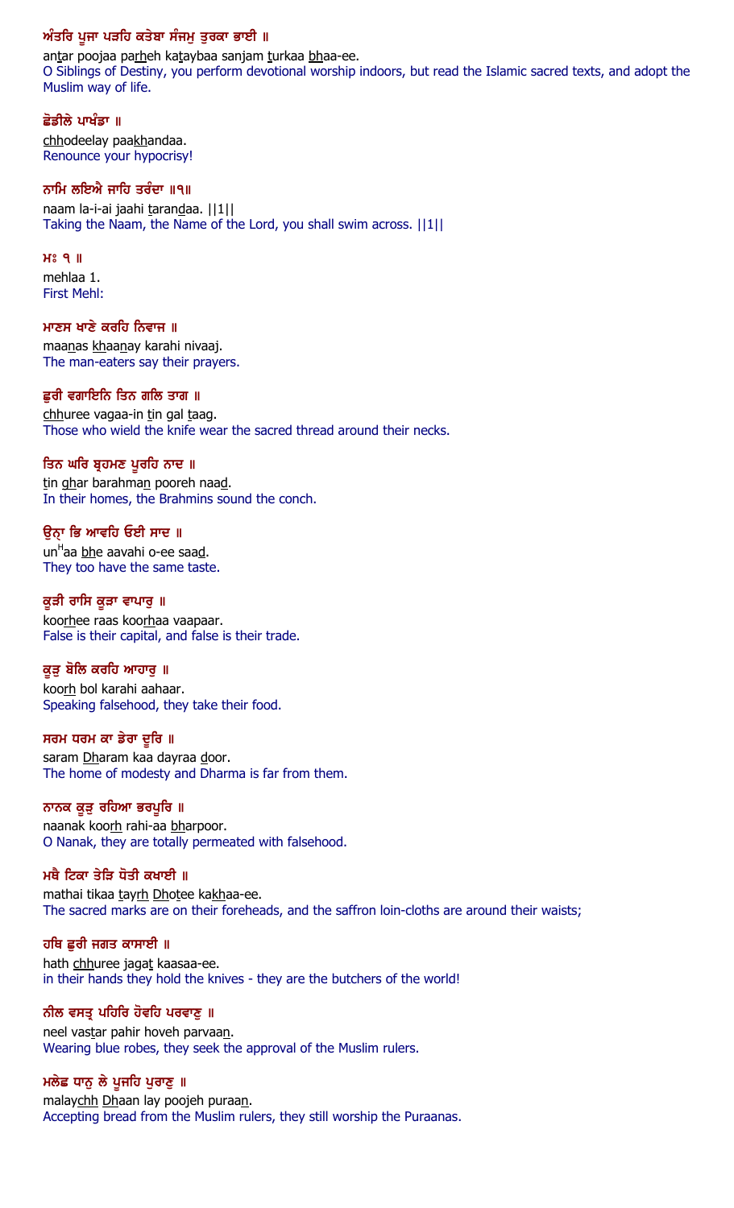**ਅੰਤਰਿ ਪੂਜਾ ਪੜਹਿ ਕਤੇਬਾ ਸੰਜਮੁ ਤੁਰਕਾ ਭਾਈ ॥**

antar poojaa parheh kataybaa sanjam turkaa bhaa-ee.

O Siblings of Destiny, you perform devotional worship indoors, but read the Islamic sacred texts, and adopt the Muslim way of life.

**ਛੋਡੀਲੇ ਪਾਖੰਡਾ ॥**

chhodeelay paakhandaa.

Renounce your hypocrisy!

**ਨਾਮਿ ਲਇਐ ਜਾਹਿ ਤਰੰਦਾ ॥੧॥**

naam la-i-ai jaahi tarandaa. ||1||

Taking the Naam, the Name of the Lord, you shall swim across. ||1||

**ਮਃ ੧ ॥**

mehlaa 1.

First Mehl:

**ਮਾਣਸ ਖਾਣੇ ਕਰਹਿ ਨਿਵਾਜ ॥**

maanas khaanay karahi nivaaj.

The man-eaters say their prayers.

**ਛੁਰੀ ਵਗਾਇਨਿ ਤਿਨ ਗਲਿ ਤਾਗ ॥**

chhuree vagaa-in tin gal taag.

Those who wield the knife wear the sacred thread around their necks.

**ਤਿਨ ਘਰਿ ਬ੍ਰਹਮਣ ਪੂਰਹਿ ਨਾਦ ॥**

tin ghar barahman pooreh naad.

In their homes, the Brahmins sound the conch.

**ਉਨ੍ਹਾ ਭਿ ਆਵਹਿ ਓਈ ਸਾਦ ॥**

unHaa bhe aavahi o-ee saad.

They too have the same taste.

**ਕੂੜੀ ਰਾਸਿ ਕੂੜਾ ਵਾਪਾਰੁ ॥**

koorhee raas koorhaa vaapaar.

False is their capital, and false is their trade.

**ਕੂੜੁ ਬੋਲਿ ਕਰਹਿ ਆਹਾਰੁ ॥**

koorh bol karahi aahaar.

Speaking falsehood, they take their food.

**ਸਰਮ ਧਰਮ ਕਾ ਡੇਰਾ ਦੂਰਿ ॥**

saram Dharam kaa dayraa door.

The home of modesty and Dharma is far from them.

**ਨਾਨਕ ਕੂੜੁ ਰਹਿਆ ਭਰਪੂਰਿ ॥**

naanak koorh rahi-aa bharpoor.

O Nanak, they are totally permeated with falsehood.

**ਮਥੈ ਟਿਕਾ ਤੇੜਿ ਧੋਤੀ ਕਖਾਈ ॥**

mathai tikaa tayrh Dhotee kakhaa-ee.

The sacred marks are on their foreheads, and the saffron loin-cloths are around their waists;

**ਹਥਿ ਛੁਰੀ ਜਗਤ ਕਾਸਾਈ ॥**

hath chhuree jagat kaasaa-ee.

in their hands they hold the knives - they are the butchers of the world!

**ਨੀਲ ਵਸਤ੍ਰ ਪਹਿਰਿ ਹੋਵਹਿ ਪਰਵਾਣੁ ॥**

neel vastar pahir hoveh parvaan.

Wearing blue robes, they seek the approval of the Muslim rulers.

**ਮਲੇਛ ਧਾਨੁ ਲੇ ਪੂਜਹਿ ਪੁਰਾਣੁ ॥**

malaychh Dhaan lay poojeh puraan.

Accepting bread from the Muslim rulers, they still worship the Puraanas.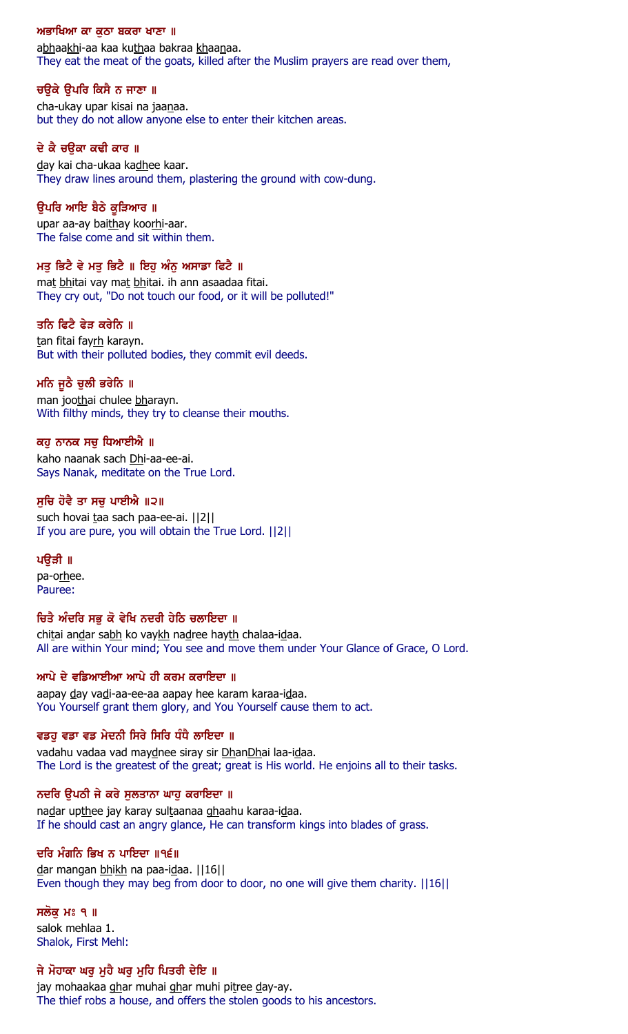ਅਭਾਖਿਆ ਕਾ ਕੁਠਾ ਬਕਰਾ ਖਾਣਾ ॥

abhaakhi-aa kaa kuthaa bakraa khaanaa.

They eat the meat of the goats, killed after the Muslim prayers are read over them,

ਚਉਕੇ ਉਪਰਿ ਕਿਸੈ ਨ ਜਾਣਾ ॥

cha-ukay upar kisai na jaanaa.

but they do not allow anyone else to enter their kitchen areas.

ਦੇ ਕੈ ਚਉਕਾ ਕਢੀ ਕਾਰ ॥

day kai cha-ukaa kadhee kaar.

They draw lines around them, plastering the ground with cow-dung.

ਉਪਰਿ ਆਇ ਬੈਠੇ ਕੂੜਿਆਰ ॥

upar aa-ay baithay koorhi-aar.

The false come and sit within them.

ਮਤੁ ਭਿਟੈ ਵੇ ਮਤੁ ਭਿਟੈ ॥ ਇਹੁ ਅੰਨੁ ਅਸਾਡਾ ਫਿਟੈ ॥

mat bhitai vay mat bhitai. ih ann asaadaa fitai.

They cry out, "Do not touch our food, or it will be polluted!"

ਤਨਿ ਫਿਟੈ ਫੇੜ ਕਰੇਨਿ ॥

tan fitai fayrh karayn.

But with their polluted bodies, they commit evil deeds.

ਮਨਿ ਜੂਠੈ ਚੁਲੀ ਭਰੇਨਿ ॥

man joothai chulee bharayn.

With filthy minds, they try to cleanse their mouths.

ਕਹੁ ਨਾਨਕ ਸਚੁ ਧਿਆਈਐ ॥

kaho naanak sach Dhi-aa-ee-ai.

Says Nanak, meditate on the True Lord.

ਸੁਚਿ ਹੋਵੈ ਤਾ ਸਚੁ ਪਾਈਐ ॥੨॥

such hovai taa sach paa-ee-ai. ||2||

If you are pure, you will obtain the True Lord. ||2||

ਪਉੜੀ ॥

pa-orhee.

Pauree:

ਚਿਤੈ ਅੰਦਰਿ ਸਭੁ ਕੋ ਵੇਖਿ ਨਦਰੀ ਹੇਠਿ ਚਲਾਇਦਾ ॥

chitai andar sabh ko vaykh nadree hayth chalaa-idaa.

All are within Your mind; You see and move them under Your Glance of Grace, O Lord.

ਆਪੇ ਦੇ ਵਡਿਆਈਆ ਆਪੇ ਹੀ ਕਰਮ ਕਰਾਇਦਾ ॥

aapay day vadi-aa-ee-aa aapay hee karam karaa-idaa.

You Yourself grant them glory, and You Yourself cause them to act.

ਵਡਹੁ ਵਡਾ ਵਡ ਮੇਦਨੀ ਸਿਰੇ ਸਿਰਿ ਧੰਧੈ ਲਾਇਦਾ ॥

vadahu vadaa vad maydnee siray sir DhanDhai laa-idaa.

The Lord is the greatest of the great; great is His world. He enjoins all to their tasks.

ਨਦਰਿ ਉਪਠੀ ਜੇ ਕਰੇ ਸੁਲਤਾਨਾ ਘਾਹੁ ਕਰਾਇਦਾ ॥

nadar upthee jay karay sultaanaa ghaahu karaa-idaa.

If he should cast an angry glance, He can transform kings into blades of grass.

ਦਰਿ ਮੰਗਨਿ ਭਿਖ ਨ ਪਾਇਦਾ ॥੧੬॥

dar mangan bhikh na paa-idaa. ||16||

Even though they may beg from door to door, no one will give them charity. ||16||

ਸਲੋਕੁ ਮਃ ੧ ॥

salok mehlaa 1.

Shalok, First Mehl:

ਜੇ ਮੋਹਾਕਾ ਘਰੁ ਮੁਹੈ ਘਰੁ ਮੁਹਿ ਪਿਤਰੀ ਦੇਇ ॥

jay mohaakaa ghar muhai ghar muhi pitree day-ay.

The thief robs a house, and offers the stolen goods to his ancestors.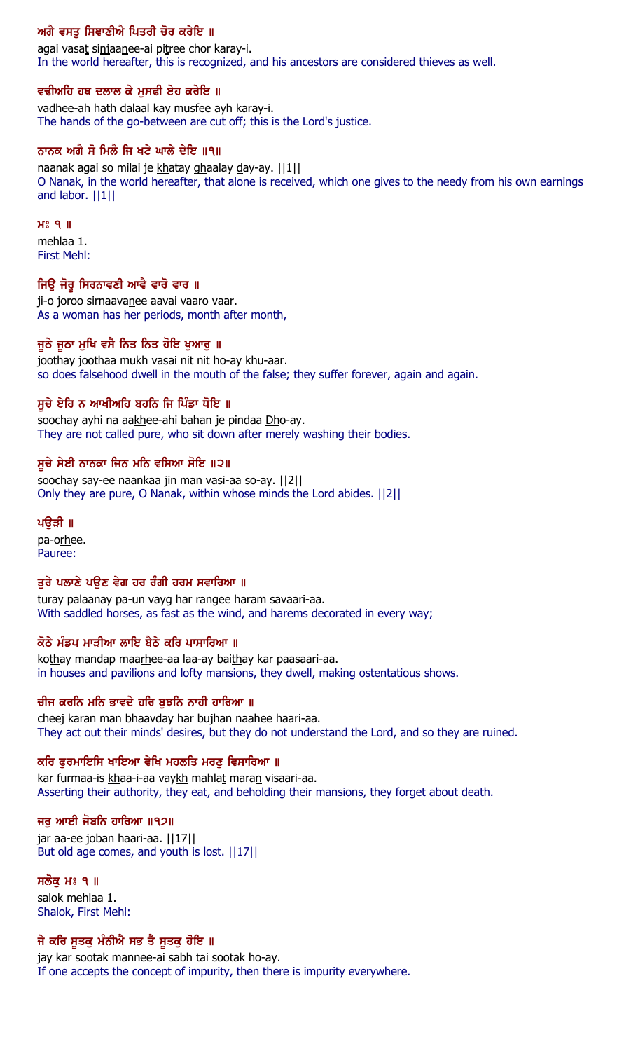ਅਗੈ ਵਸਤੁ ਸਿਞਾਣੀਐ ਪਿਤਰੀ ਚੋਰ ਕਰੇਇ ॥

agai vasat sinjaanee-ai pitree chor karay-i.

In the world hereafter, this is recognized, and his ancestors are considered thieves as well.

ਵਢੀਅਹਿ ਹਥ ਦਲਾਲ ਕੇ ਮੁਸਫੀ ਏਹ ਕਰੇਇ ॥

vadhee-ah hath dalaal kay musfee ayh karay-i.

The hands of the go-between are cut off; this is the Lord's justice.

ਨਾਨਕ ਅਗੈ ਸੋ ਮਿਲੈ ਜਿ ਖਟੇ ਘਾਲੇ ਦੇਇ ॥੧॥

naanak agai so milai je khatay ghaalay day-ay. ||1||

O Nanak, in the world hereafter, that alone is received, which one gives to the needy from his own earnings and labor. ||1||

ਮਃ ੧ ॥

mehlaa 1.

First Mehl:

ਜਿਉ ਜੋਰੂ ਸਿਰਨਾਵਣੀ ਆਵੈ ਵਾਰੋ ਵਾਰ ॥

ji-o joroo sirnaavanee aavai vaaro vaar.

As a woman has her periods, month after month,

ਜੂਠੇ ਜੂਠਾ ਮੁਖਿ ਵਸੈ ਨਿਤ ਨਿਤ ਹੋਇ ਖੁਆਰੁ ॥

joothay joothaa mukh vasai nit nit ho-ay khu-aar.

so does falsehood dwell in the mouth of the false; they suffer forever, again and again.

ਸੂਚੇ ਏਹਿ ਨ ਆਖੀਅਹਿ ਬਹਨਿ ਜਿ ਪਿੰਡਾ ਧੋਇ ॥

soochay ayhi na aakhee-ahi bahan je pindaa Dho-ay.

They are not called pure, who sit down after merely washing their bodies.

ਸੂਚੇ ਸੇਈ ਨਾਨਕਾ ਜਿਨ ਮਨਿ ਵਸਿਆ ਸੋਇ ॥੨॥

soochay say-ee naankaa jin man vasi-aa so-ay. ||2||

Only they are pure, O Nanak, within whose minds the Lord abides. ||2||

ਪਉੜੀ ॥

pa-orhee.

Pauree:

ਤੁਰੇ ਪਲਾਣੇ ਪਉਣ ਵੇਗ ਹਰ ਰੰਗੀ ਹਰਮ ਸਵਾਰਿਆ ॥

turay palaanay pa-un vayg har rangee haram savaari-aa.

With saddled horses, as fast as the wind, and harems decorated in every way;

ਕੋਠੇ ਮੰਡਪ ਮਾੜੀਆ ਲਾਇ ਬੈਠੇ ਕਰਿ ਪਾਸਾਰਿਆ ॥

kothay mandap maarhee-aa laa-ay baithay kar paasaari-aa.

in houses and pavilions and lofty mansions, they dwell, making ostentatious shows.

ਚੀਜ ਕਰਨਿ ਮਨਿ ਭਾਵਦੇ ਹਰਿ ਬੁਝਨਿ ਨਾਹੀ ਹਾਰਿਆ ॥

cheej karan man bhaavday har bujhan naahee haari-aa.

They act out their minds' desires, but they do not understand the Lord, and so they are ruined.

ਕਰਿ ਫੁਰਮਾਇਸਿ ਖਾਇਆ ਵੇਖਿ ਮਹਲਤਿ ਮਰਣੁ ਵਿਸਾਰਿਆ ॥

kar furmaa-is khaa-i-aa vaykh mahlat maran visaari-aa.

Asserting their authority, they eat, and beholding their mansions, they forget about death.

ਜਰੁ ਆਈ ਜੋਬਨਿ ਹਾਰਿਆ ॥੧੭॥

jar aa-ee joban haari-aa. ||17||

But old age comes, and youth is lost. ||17||

ਸਲੋਕੁ ਮਃ ੧ ॥

salok mehlaa 1.

Shalok, First Mehl:

ਜੇ ਕਰਿ ਸੂਤਕੁ ਮੰਨੀਐ ਸਭ ਤੈ ਸੂਤਕੁ ਹੋਇ ॥

jay kar sootak mannee-ai sabh tai sootak ho-ay.

If one accepts the concept of impurity, then there is impurity everywhere.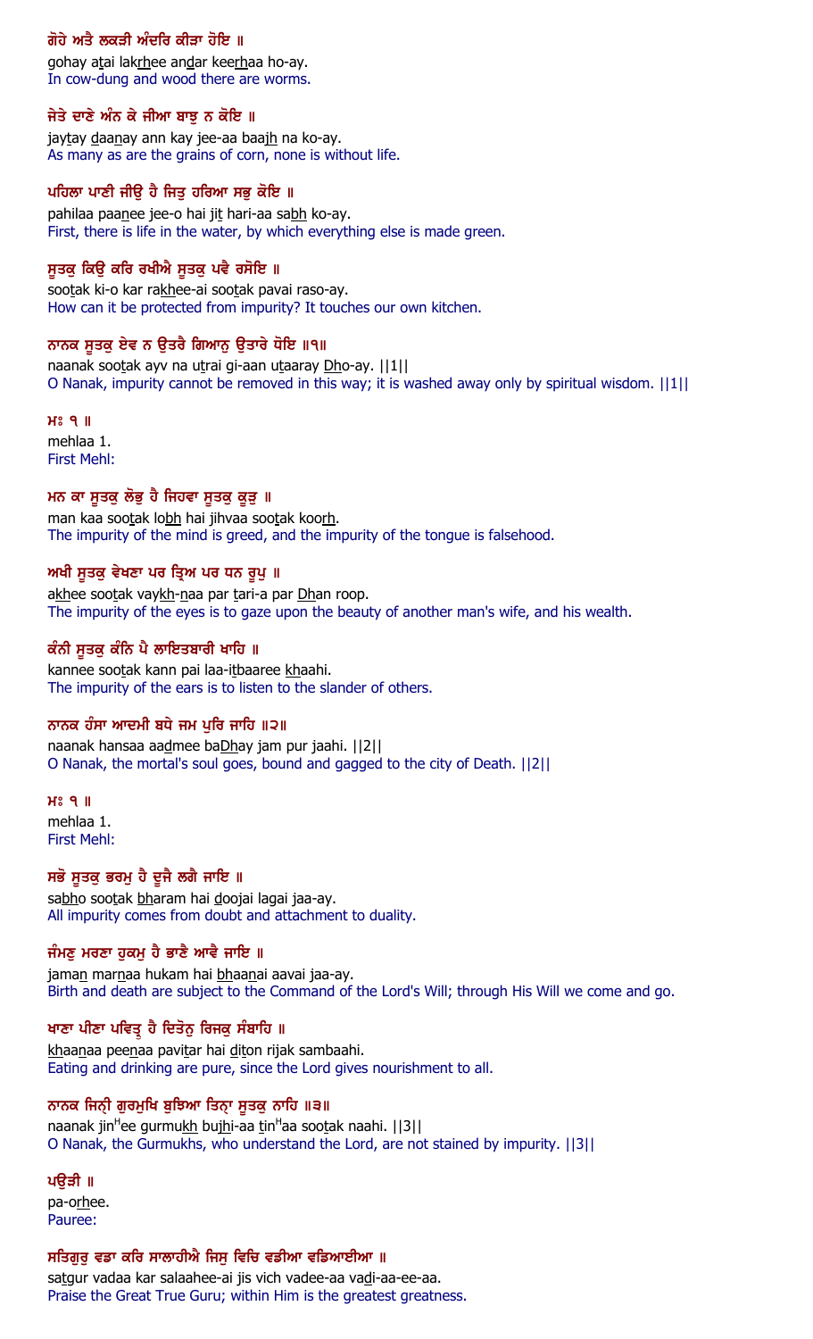ਗੋਹੇ ਅਤੈ ਲਕੜੀ ਅੰਦਰਿ ਕੀੜਾ ਹੋਇ ॥
gohay atai lakrhee andar keerhaa ho-ay.
In cow-dung and wood there are worms.

ਜੇਤੇ ਦਾਣੇ ਅੰਨ ਕੇ ਜੀਆ ਬਾਝੁ ਨ ਕੋਇ ॥
jaytay daanay ann kay jee-aa baajh na ko-ay.
As many as are the grains of corn, none is without life.

ਪਹਿਲਾ ਪਾਣੀ ਜੀਉ ਹੈ ਜਿਤੁ ਹਰਿਆ ਸਭੁ ਕੋਇ ॥
pahilaa paanee jee-o hai jit hari-aa sabh ko-ay.
First, there is life in the water, by which everything else is made green.

ਸੂਤਕੁ ਕਿਉ ਕਰਿ ਰਖੀਐ ਸੂਤਕੁ ਪਵੈ ਰਸੋਇ ॥
sootak ki-o kar rakhee-ai sootak pavai raso-ay.
How can it be protected from impurity? It touches our own kitchen.

ਨਾਨਕ ਸੂਤਕੁ ਏਵ ਨ ਉਤਰੈ ਗਿਆਨੁ ਉਤਾਰੇ ਧੋਇ ॥੧॥
naanak sootak ayv na utrai gi-aan utaaray Dho-ay. ||1||
O Nanak, impurity cannot be removed in this way; it is washed away only by spiritual wisdom. ||1||

ਮਃ ੧ ॥
mehlaa 1.
First Mehl:

ਮਨ ਕਾ ਸੂਤਕੁ ਲੋਭੁ ਹੈ ਜਿਹਵਾ ਸੂਤਕੁ ਕੂੜੁ ॥
man kaa sootak lobh hai jihvaa sootak koorh.
The impurity of the mind is greed, and the impurity of the tongue is falsehood.

ਅਖੀ ਸੂਤਕੁ ਵੇਖਣਾ ਪਰ ਤ੍ਰਿਅ ਪਰ ਧਨ ਰੂਪੁ ॥
akhee sootak vaykh-naa par tari-a par Dhan roop.
The impurity of the eyes is to gaze upon the beauty of another man's wife, and his wealth.

ਕੰਨੀ ਸੂਤਕੁ ਕੰਨਿ ਪੈ ਲਾਇਤਬਾਰੀ ਖਾਹਿ ॥
kannee sootak kann pai laa-itbaaree khaahi.
The impurity of the ears is to listen to the slander of others.

ਨਾਨਕ ਹੰਸਾ ਆਦਮੀ ਬਧੇ ਜਮ ਪੁਰਿ ਜਾਹਿ ॥੨॥
naanak hansaa aadmee baDhay jam pur jaahi. ||2||
O Nanak, the mortal's soul goes, bound and gagged to the city of Death. ||2||

ਮਃ ੧ ॥
mehlaa 1.
First Mehl:

ਸਭੋ ਸੂਤਕੁ ਭਰਮੁ ਹੈ ਦੂਜੈ ਲਗੈ ਜਾਇ ॥
sabho sootak bharam hai doojai lagai jaa-ay.
All impurity comes from doubt and attachment to duality.

ਜੰਮਣੁ ਮਰਣਾ ਹੁਕਮੁ ਹੈ ਭਾਣੈ ਆਵੈ ਜਾਇ ॥
jaman marnaa hukam hai bhaanai aavai jaa-ay.
Birth and death are subject to the Command of the Lord's Will; through His Will we come and go.

ਖਾਣਾ ਪੀਣਾ ਪਵਿਤ੍ਰੁ ਹੈ ਦਿਤੋਨੁ ਰਿਜਕੁ ਸੰਬਾਹਿ ॥
khaanaa peenaa pavitar hai diton rijak sambaahi.
Eating and drinking are pure, since the Lord gives nourishment to all.

ਨਾਨਕ ਜਿਨ੍ਹੀ ਗੁਰਮੁਖਿ ਬੁਝਿਆ ਤਿਨ੍ਹਾ ਸੂਤਕੁ ਨਾਹਿ ॥੩॥
naanak jinHee gurmukh bujhi-aa tinHaa sootak naahi. ||3||
O Nanak, the Gurmukhs, who understand the Lord, are not stained by impurity. ||3||

ਪਉੜੀ ॥
pa-orhee.
Pauree:

ਸਤਿਗੁਰੁ ਵਡਾ ਕਰਿ ਸਾਲਾਹੀਐ ਜਿਸੁ ਵਿਚਿ ਵਡੀਆ ਵਡਿਆਈਆ ॥
satgur vadaa kar salaahee-ai jis vich vadee-aa vadi-aa-ee-aa.
Praise the Great True Guru; within Him is the greatest greatness.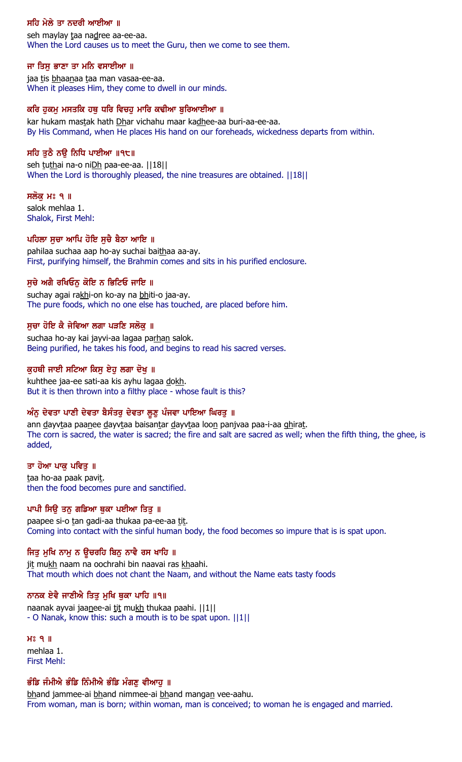ਸਹਿ ਮੇਲੇ ਤਾ ਨਦਰੀ ਆਈਆ ॥

seh maylay taa nadree aa-ee-aa.

When the Lord causes us to meet the Guru, then we come to see them.

ਜਾ ਤਿਸੁ ਭਾਣਾ ਤਾ ਮਨਿ ਵਸਾਈਆ ॥

jaa tis bhaanaa taa man vasaa-ee-aa.

When it pleases Him, they come to dwell in our minds.

ਕਰਿ ਹੁਕਮੁ ਮਸਤਕਿ ਹਥੁ ਧਰਿ ਵਿਚਹੁ ਮਾਰਿ ਕਢੀਆ ਬੁਰਿਆਈਆ ॥

kar hukam mastak hath Dhar vichahu maar kadhee-aa buri-aa-ee-aa.

By His Command, when He places His hand on our foreheads, wickedness departs from within.

ਸਹਿ ਤੁਠੈ ਨਉ ਨਿਧਿ ਪਾਈਆ ॥੧੮॥

seh tuthai na-o niDh paa-ee-aa. ||18||

When the Lord is thoroughly pleased, the nine treasures are obtained. ||18||

ਸਲੋਕੁ ਮਃ ੧ ॥

salok mehlaa 1.

Shalok, First Mehl:

ਪਹਿਲਾ ਸੁਚਾ ਆਪਿ ਹੋਇ ਸੁਚੈ ਬੈਠਾ ਆਇ ॥

pahilaa suchaa aap ho-ay suchai baithaa aa-ay.

First, purifying himself, the Brahmin comes and sits in his purified enclosure.

ਸੁਚੇ ਅਗੈ ਰਖਿਓਨੁ ਕੋਇ ਨ ਭਿਟਿਓ ਜਾਇ ॥

suchay agai rakhi-on ko-ay na bhiti-o jaa-ay.

The pure foods, which no one else has touched, are placed before him.

ਸੁਚਾ ਹੋਇ ਕੈ ਜੇਵਿਆ ਲਗਾ ਪੜਣਿ ਸਲੋਕੁ ॥

suchaa ho-ay kai jayvi-aa lagaa parhan salok.

Being purified, he takes his food, and begins to read his sacred verses.

ਕੁਹਥੀ ਜਾਈ ਸਟਿਆ ਕਿਸੁ ਏਹੁ ਲਗਾ ਦੋਖੁ ॥

kuhthee jaa-ee sati-aa kis ayhu lagaa dokh.

But it is then thrown into a filthy place - whose fault is this?

ਅੰਨੁ ਦੇਵਤਾ ਪਾਣੀ ਦੇਵਤਾ ਬੈਸੰਤਰੁ ਦੇਵਤਾ ਲੂਣੁ ਪੰਜਵਾ ਪਾਇਆ ਘਿਰਤੁ ॥

ann dayvtaa paanee dayvtaa baisantar dayvtaa loon panjvaa paa-i-aa ghirat.

The corn is sacred, the water is sacred; the fire and salt are sacred as well; when the fifth thing, the ghee, is added,

ਤਾ ਹੋਆ ਪਾਕੁ ਪਵਿਤੁ ॥

taa ho-aa paak pavit.

then the food becomes pure and sanctified.

ਪਾਪੀ ਸਿਉ ਤਨੁ ਗਡਿਆ ਥੁਕਾ ਪਈਆ ਤਿਤੁ ॥

paapee si-o tan gadi-aa thukaa pa-ee-aa tit.

Coming into contact with the sinful human body, the food becomes so impure that is is spat upon.

ਜਿਤੁ ਮੁਖਿ ਨਾਮੁ ਨ ਊਚਰਹਿ ਬਿਨੁ ਨਾਵੈ ਰਸ ਖਾਹਿ ॥

jit mukh naam na oochrahi bin naavai ras khaahi.

That mouth which does not chant the Naam, and without the Name eats tasty foods

ਨਾਨਕ ਏਵੈ ਜਾਣੀਐ ਤਿਤੁ ਮੁਖਿ ਥੁਕਾ ਪਾਹਿ ॥੧॥

naanak ayvai jaanee-ai tit mukh thukaa paahi. ||1||

- O Nanak, know this: such a mouth is to be spat upon. ||1||

ਮਃ ੧ ॥

mehlaa 1.

First Mehl:

ਭੰਡਿ ਜੰਮੀਐ ਭੰਡਿ ਨਿੰਮੀਐ ਭੰਡਿ ਮੰਗਣੁ ਵੀਆਹੁ ॥

bhand jammee-ai bhand nimmee-ai bhand mangan vee-aahu.

From woman, man is born; within woman, man is conceived; to woman he is engaged and married.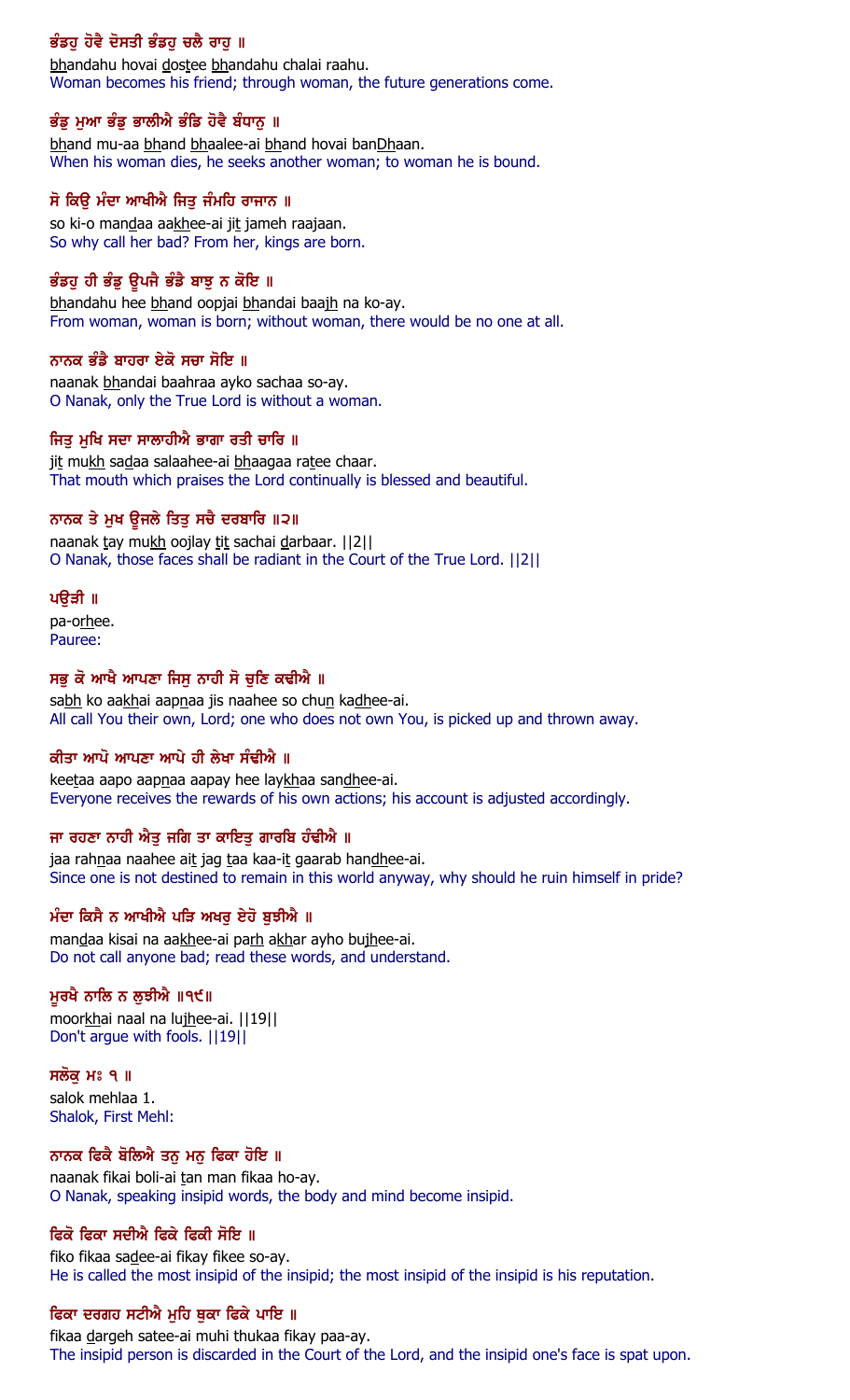ਭੰਡਹੁ ਹੋਵੈ ਦੋਸਤੀ ਭੰਡਹੁ ਚਲੈ ਰਾਹੁ ॥

bhandahu hovai dostee bhandahu chalai raahu.

Woman becomes his friend; through woman, the future generations come.

ਭੰਡੁ ਮੁਆ ਭੰਡੁ ਭਾਲੀਐ ਭੰਡਿ ਹੋਵੈ ਬੰਧਾਨੁ ॥

bhand mu-aa bhand bhaalee-ai bhand hovai banDhaan.

When his woman dies, he seeks another woman; to woman he is bound.

ਸੋ ਕਿਉ ਮੰਦਾ ਆਖੀਐ ਜਿਤੁ ਜੰਮਹਿ ਰਾਜਾਨ ॥

so ki-o mandaa aakhee-ai jit jameh raajaan.

So why call her bad? From her, kings are born.

ਭੰਡਹੁ ਹੀ ਭੰਡੁ ਊਪਜੈ ਭੰਡੈ ਬਾਝੁ ਨ ਕੋਇ ॥

bhandahu hee bhand oopjai bhandai baajh na ko-ay.

From woman, woman is born; without woman, there would be no one at all.

ਨਾਨਕ ਭੰਡੈ ਬਾਹਰਾ ਏਕੋ ਸਚਾ ਸੋਇ ॥

naanak bhandai baahraa ayko sachaa so-ay.

O Nanak, only the True Lord is without a woman.

ਜਿਤੁ ਮੁਖਿ ਸਦਾ ਸਾਲਾਹੀਐ ਭਾਗਾ ਰਤੀ ਚਾਰਿ ॥

jit mukh sadaa salaahee-ai bhaagaa ratee chaar.

That mouth which praises the Lord continually is blessed and beautiful.

ਨਾਨਕ ਤੇ ਮੁਖ ਊਜਲੇ ਤਿਤੁ ਸਚੈ ਦਰਬਾਰਿ ॥੨॥

naanak tay mukh oojlay tit sachai darbaar. ||2||

O Nanak, those faces shall be radiant in the Court of the True Lord. ||2||

ਪਉੜੀ ॥

pa-orhee.

Pauree:

ਸਭੁ ਕੋ ਆਖੈ ਆਪਣਾ ਜਿਸੁ ਨਾਹੀ ਸੋ ਚੁਣਿ ਕਢੀਐ ॥

sabh ko aakhai aapnaa jis naahee so chun kadhee-ai.

All call You their own, Lord; one who does not own You, is picked up and thrown away.

ਕੀਤਾ ਆਪੋ ਆਪਣਾ ਆਪੇ ਹੀ ਲੇਖਾ ਸੰਢੀਐ ॥

keetaa aapo aapnaa aapay hee laykhaa sandhee-ai.

Everyone receives the rewards of his own actions; his account is adjusted accordingly.

ਜਾ ਰਹਣਾ ਨਾਹੀ ਐਤੁ ਜਗਿ ਤਾ ਕਾਇਤੁ ਗਾਰਬਿ ਹੰਢੀਐ ॥

jaa rahnaa naahee ait jag taa kaa-it gaarab handhee-ai.

Since one is not destined to remain in this world anyway, why should he ruin himself in pride?

ਮੰਦਾ ਕਿਸੈ ਨ ਆਖੀਐ ਪੜਿ ਅਖਰੁ ਏਹੋ ਬੁਝੀਐ ॥

mandaa kisai na aakhee-ai parh akhar ayho bujhee-ai.

Do not call anyone bad; read these words, and understand.

ਮੂਰਖੈ ਨਾਲਿ ਨ ਲੁਝੀਐ ॥੧੯॥

moorkhai naal na lujhee-ai. ||19||

Don't argue with fools. ||19||

ਸਲੋਕੁ ਮਃ ੧ ॥

salok mehlaa 1.

Shalok, First Mehl:

ਨਾਨਕ ਫਿਕੈ ਬੋਲਿਐ ਤਨੁ ਮਨੁ ਫਿਕਾ ਹੋਇ ॥

naanak fikai boli-ai tan man fikaa ho-ay.

O Nanak, speaking insipid words, the body and mind become insipid.

ਫਿਕੋ ਫਿਕਾ ਸਦੀਐ ਫਿਕੇ ਫਿਕੀ ਸੋਇ ॥

fiko fikaa sadee-ai fikay fikee so-ay.

He is called the most insipid of the insipid; the most insipid of the insipid is his reputation.

ਫਿਕਾ ਦਰਗਹ ਸਟੀਐ ਮੁਹਿ ਥੁਕਾ ਫਿਕੇ ਪਾਇ ॥

fikaa dargeh satee-ai muhi thukaa fikay paa-ay.

The insipid person is discarded in the Court of the Lord, and the insipid one's face is spat upon.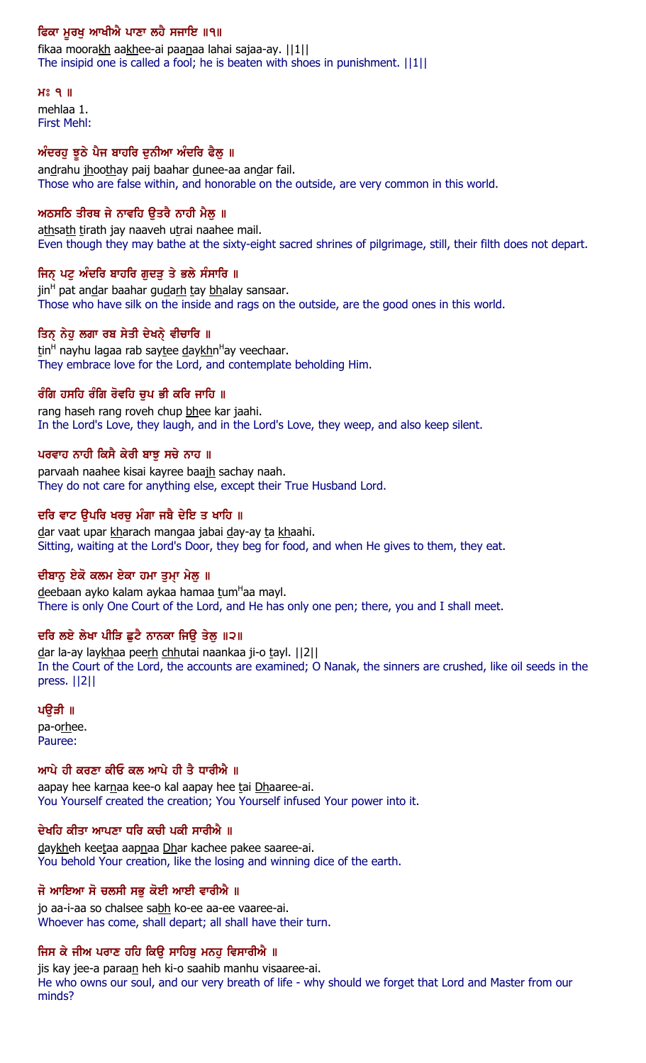ਫਿਕਾ ਮੂਰਖੁ ਆਖੀਐ ਪਾਣਾ ਲਹੈ ਸਜਾਇ ॥੧॥
fikaa moorakh aakhee-ai paanaa lahai sajaa-ay. ||1||
The insipid one is called a fool; he is beaten with shoes in punishment. ||1||

ਮਃ ੧ ॥
mehlaa 1.
First Mehl:

ਅੰਦਰਹੁ ਝੂਠੇ ਪੈਜ ਬਾਹਰਿ ਦੁਨੀਆ ਅੰਦਰਿ ਫੈਲੁ ॥
andrahu jhoothay paij baahar dunee-aa andar fail.
Those who are false within, and honorable on the outside, are very common in this world.

ਅਠਸਠਿ ਤੀਰਥ ਜੇ ਨਾਵਹਿ ਉਤਰੈ ਨਾਹੀ ਮੈਲੁ ॥
athsath tirath jay naaveh utrai naahee mail.
Even though they may bathe at the sixty-eight sacred shrines of pilgrimage, still, their filth does not depart.

ਜਿਨ੍ ਪਟੁ ਅੰਦਰਿ ਬਾਹਰਿ ਗੁਦੜੁ ਤੇ ਭਲੇ ਸੰਸਾਰਿ ॥
jinH pat andar baahar gudarh tay bhalay sansaar.
Those who have silk on the inside and rags on the outside, are the good ones in this world.

ਤਿਨ੍ ਨੇਹੁ ਲਗਾ ਰਬ ਸੇਤੀ ਦੇਖਨ੍ੇ ਵੀਚਾਰਿ ॥
tinH nayhu lagaa rab saytee daykhnHay veechaar.
They embrace love for the Lord, and contemplate beholding Him.

ਰੰਗਿ ਹਸਹਿ ਰੰਗਿ ਰੋਵਹਿ ਚੁਪ ਭੀ ਕਰਿ ਜਾਹਿ ॥
rang haseh rang roveh chup bhee kar jaahi.
In the Lord's Love, they laugh, and in the Lord's Love, they weep, and also keep silent.

ਪਰਵਾਹ ਨਾਹੀ ਕਿਸੈ ਕੇਰੀ ਬਾਝੁ ਸਚੇ ਨਾਹ ॥
parvaah naahee kisai kayree baajh sachay naah.
They do not care for anything else, except their True Husband Lord.

ਦਰਿ ਵਾਟ ਉਪਰਿ ਖਰਚੁ ਮੰਗਾ ਜਬੈ ਦੇਇ ਤ ਖਾਹਿ ॥
dar vaat upar kharach mangaa jabai day-ay ta khaahi.
Sitting, waiting at the Lord's Door, they beg for food, and when He gives to them, they eat.

ਦੀਬਾਨੁ ਏਕੋ ਕਲਮ ਏਕਾ ਹਮਾ ਤੁਮ੍ਾ ਮੇਲੁ ॥
deebaan ayko kalam aykaa hamaa tumHaa mayl.
There is only One Court of the Lord, and He has only one pen; there, you and I shall meet.

ਦਰਿ ਲਏ ਲੇਖਾ ਪੀੜਿ ਛੁਟੈ ਨਾਨਕਾ ਜਿਉ ਤੇਲੁ ॥੨॥
dar la-ay laykhaa peerh chhutai naankaa ji-o tayl. ||2||
In the Court of the Lord, the accounts are examined; O Nanak, the sinners are crushed, like oil seeds in the press. ||2||

ਪਉੜੀ ॥
pa-orhee.
Pauree:

ਆਪੇ ਹੀ ਕਰਣਾ ਕੀਓ ਕਲ ਆਪੇ ਹੀ ਤੈ ਧਾਰੀਐ ॥
aapay hee karnaa kee-o kal aapay hee tai Dhaaree-ai.
You Yourself created the creation; You Yourself infused Your power into it.

ਦੇਖਹਿ ਕੀਤਾ ਆਪਣਾ ਧਰਿ ਕਚੀ ਪਕੀ ਸਾਰੀਐ ॥
daykheh keetaa aapnaa Dhar kachee pakee saaree-ai.
You behold Your creation, like the losing and winning dice of the earth.

ਜੋ ਆਇਆ ਸੋ ਚਲਸੀ ਸਭੁ ਕੋਈ ਆਈ ਵਾਰੀਐ ॥
jo aa-i-aa so chalsee sabh ko-ee aa-ee vaaree-ai.
Whoever has come, shall depart; all shall have their turn.

ਜਿਸ ਕੇ ਜੀਅ ਪਰਾਣ ਹਹਿ ਕਿਉ ਸਾਹਿਬੁ ਮਨਹੁ ਵਿਸਾਰੀਐ ॥
jis kay jee-a paraan heh ki-o saahib manhu visaaree-ai.
He who owns our soul, and our very breath of life - why should we forget that Lord and Master from our minds?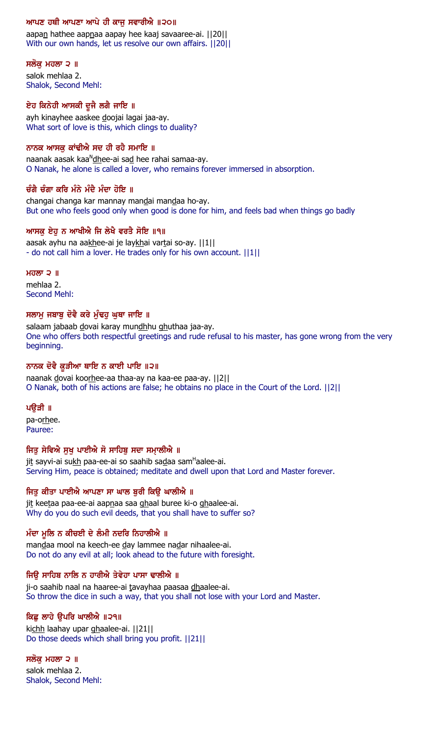ਆਪਣ ਹਥੀ ਆਪਣਾ ਆਪੇ ਹੀ ਕਾਜੁ ਸਵਾਰੀਐ ॥੨੦॥

aapan hathee aapnaa aapay hee kaaj savaaree-ai. ||20||

With our own hands, let us resolve our own affairs. ||20||

ਸਲੋਕੁ ਮਹਲਾ ੨ ॥

salok mehlaa 2.

Shalok, Second Mehl:

ਏਹ ਕਿਨੇਹੀ ਆਸਕੀ ਦੂਜੈ ਲਗੈ ਜਾਇ ॥

ayh kinayhee aaskee doojai lagai jaa-ay.

What sort of love is this, which clings to duality?

ਨਾਨਕ ਆਸਕੁ ਕਾਂਢੀਐ ਸਦ ਹੀ ਰਹੈ ਸਮਾਇ ॥

naanak aasak kaaNdhee-ai sad hee rahai samaa-ay.

O Nanak, he alone is called a lover, who remains forever immersed in absorption.

ਚੰਗੈ ਚੰਗਾ ਕਰਿ ਮੰਨੇ ਮੰਦੈ ਮੰਦਾ ਹੋਇ ॥

changai changa kar mannay mandai mandaa ho-ay.

But one who feels good only when good is done for him, and feels bad when things go badly

ਆਸਕੁ ਏਹੁ ਨ ਆਖੀਐ ਜਿ ਲੇਖੈ ਵਰਤੈ ਸੋਇ ॥੧॥

aasak ayhu na aakhee-ai je laykhai vartai so-ay. ||1||

- do not call him a lover. He trades only for his own account. ||1||

ਮਹਲਾ ੨ ॥

mehlaa 2.

Second Mehl:

ਸਲਾਮੁ ਜਬਾਬੁ ਦੋਵੈ ਕਰੇ ਮੁੰਢਹੁ ਘੁਥਾ ਜਾਇ ॥

salaam jabaab dovai karay mundhhu ghuthaa jaa-ay.

One who offers both respectful greetings and rude refusal to his master, has gone wrong from the very beginning.

ਨਾਨਕ ਦੋਵੈ ਕੂੜੀਆ ਥਾਇ ਨ ਕਾਈ ਪਾਇ ॥੨॥

naanak dovai koorhee-aa thaa-ay na kaa-ee paa-ay. ||2||

O Nanak, both of his actions are false; he obtains no place in the Court of the Lord. ||2||

ਪਉੜੀ ॥

pa-orhee.

Pauree:

ਜਿਤੁ ਸੇਵਿਐ ਸੁਖੁ ਪਾਈਐ ਸੋ ਸਾਹਿਬੁ ਸਦਾ ਸਮ੍ਹਾਲੀਐ ॥

jit sayvi-ai sukh paa-ee-ai so saahib sadaa samHaalee-ai.

Serving Him, peace is obtained; meditate and dwell upon that Lord and Master forever.

ਜਿਤੁ ਕੀਤਾ ਪਾਈਐ ਆਪਣਾ ਸਾ ਘਾਲ ਬੁਰੀ ਕਿਉ ਘਾਲੀਐ ॥

jit keetaa paa-ee-ai aapnaa saa ghaal buree ki-o ghaalee-ai.

Why do you do such evil deeds, that you shall have to suffer so?

ਮੰਦਾ ਮੂਲਿ ਨ ਕੀਚਈ ਦੇ ਲੰਮੀ ਨਦਰਿ ਨਿਹਾਲੀਐ ॥

mandaa mool na keech-ee day lammee nadar nihaalee-ai.

Do not do any evil at all; look ahead to the future with foresight.

ਜਿਉ ਸਾਹਿਬ ਨਾਲਿ ਨ ਹਾਰੀਐ ਤੇਵੇਹਾ ਪਾਸਾ ਢਾਲੀਐ ॥

ji-o saahib naal na haaree-ai tavayhaa paasaa dhaalee-ai.

So throw the dice in such a way, that you shall not lose with your Lord and Master.

ਕਿਛੁ ਲਾਹੇ ਉਪਰਿ ਘਾਲੀਐ ॥੨੧॥

kichh laahay upar ghaalee-ai. ||21||

Do those deeds which shall bring you profit. ||21||

ਸਲੋਕੁ ਮਹਲਾ ੨ ॥

salok mehlaa 2.

Shalok, Second Mehl: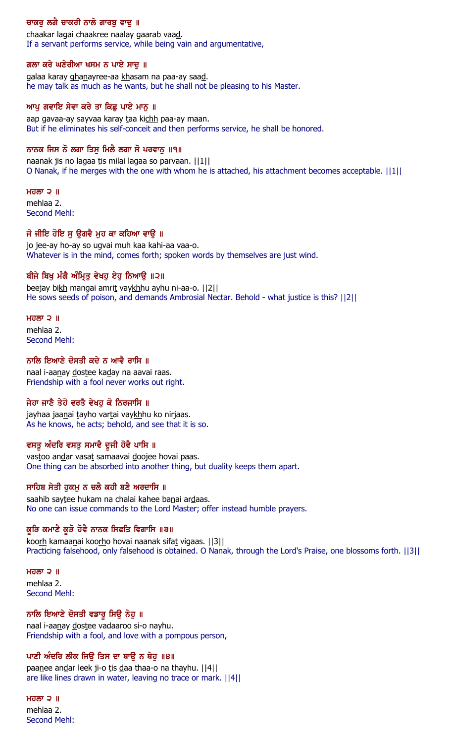**ਚਾਕਰੁ ਲਗੈ ਚਾਕਰੀ ਨਾਲੇ ਗਾਰਬੁ ਵਾਦੁ ॥**

chaakar lagai chaakree naalay gaarab vaad.

If a servant performs service, while being vain and argumentative,

**ਗਲਾ ਕਰੇ ਘਣੇਰੀਆ ਖਸਮ ਨ ਪਾਏ ਸਾਦੁ ॥**

galaa karay ghanayree-aa khasam na paa-ay saad.

he may talk as much as he wants, but he shall not be pleasing to his Master.

**ਆਪੁ ਗਵਾਇ ਸੇਵਾ ਕਰੇ ਤਾ ਕਿਛੁ ਪਾਏ ਮਾਨੁ ॥**

aap gavaa-ay sayvaa karay taa kichh paa-ay maan.

But if he eliminates his self-conceit and then performs service, he shall be honored.

**ਨਾਨਕ ਜਿਸ ਨੋ ਲਗਾ ਤਿਸੁ ਮਿਲੈ ਲਗਾ ਸੋ ਪਰਵਾਨੁ ॥੧॥**

naanak jis no lagaa tis milai lagaa so parvaan. ||1||

O Nanak, if he merges with the one with whom he is attached, his attachment becomes acceptable. ||1||

**ਮਹਲਾ ੨ ॥**

mehlaa 2.

Second Mehl:

**ਜੋ ਜੀਇ ਹੋਇ ਸੁ ਉਗਵੈ ਮੁਹ ਕਾ ਕਹਿਆ ਵਾਉ ॥**

jo jee-ay ho-ay so ugvai muh kaa kahi-aa vaa-o.

Whatever is in the mind, comes forth; spoken words by themselves are just wind.

**ਬੀਜੇ ਬਿਖੁ ਮੰਗੈ ਅੰਮ੍ਰਿਤੁ ਵੇਖਹੁ ਏਹੁ ਨਿਆਉ ॥੨॥**

beejay bikh mangai amrit vaykhhu ayhu ni-aa-o. ||2||

He sows seeds of poison, and demands Ambrosial Nectar. Behold - what justice is this? ||2||

**ਮਹਲਾ ੨ ॥**

mehlaa 2.

Second Mehl:

**ਨਾਲਿ ਇਆਣੇ ਦੋਸਤੀ ਕਦੇ ਨ ਆਵੈ ਰਾਸਿ ॥**

naal i-aanay dostee kaday na aavai raas.

Friendship with a fool never works out right.

**ਜੇਹਾ ਜਾਣੈ ਤੇਹੋ ਵਰਤੈ ਵੇਖਹੁ ਕੋ ਨਿਰਜਾਸਿ ॥**

jayhaa jaanai tayho vartai vaykhhu ko nirjaas.

As he knows, he acts; behold, and see that it is so.

**ਵਸਤੂ ਅੰਦਰਿ ਵਸਤੁ ਸਮਾਵੈ ਦੂਜੀ ਹੋਵੈ ਪਾਸਿ ॥**

vastoo andar vasat samaavai doojee hovai paas.

One thing can be absorbed into another thing, but duality keeps them apart.

**ਸਾਹਿਬ ਸੇਤੀ ਹੁਕਮੁ ਨ ਚਲੈ ਕਹੀ ਬਣੈ ਅਰਦਾਸਿ ॥**

saahib saytee hukam na chalai kahee banai ardaas.

No one can issue commands to the Lord Master; offer instead humble prayers.

**ਕੂੜਿ ਕਮਾਣੈ ਕੂੜੋ ਹੋਵੈ ਨਾਨਕ ਸਿਫਤਿ ਵਿਗਾਸਿ ॥੩॥**

koorh kamaanai koorho hovai naanak sifat vigaas. ||3||

Practicing falsehood, only falsehood is obtained. O Nanak, through the Lord's Praise, one blossoms forth. ||3||

**ਮਹਲਾ ੨ ॥**

mehlaa 2.

Second Mehl:

**ਨਾਲਿ ਇਆਣੇ ਦੋਸਤੀ ਵਡਾਰੂ ਸਿਉ ਨੇਹੁ ॥**

naal i-aanay dostee vadaaroo si-o nayhu.

Friendship with a fool, and love with a pompous person,

**ਪਾਣੀ ਅੰਦਰਿ ਲੀਕ ਜਿਉ ਤਿਸ ਦਾ ਥਾਉ ਨ ਥੇਹੁ ॥੪॥**

paanee andar leek ji-o tis daa thaa-o na thayhu. ||4||

are like lines drawn in water, leaving no trace or mark. ||4||

**ਮਹਲਾ ੨ ॥**

mehlaa 2.

Second Mehl: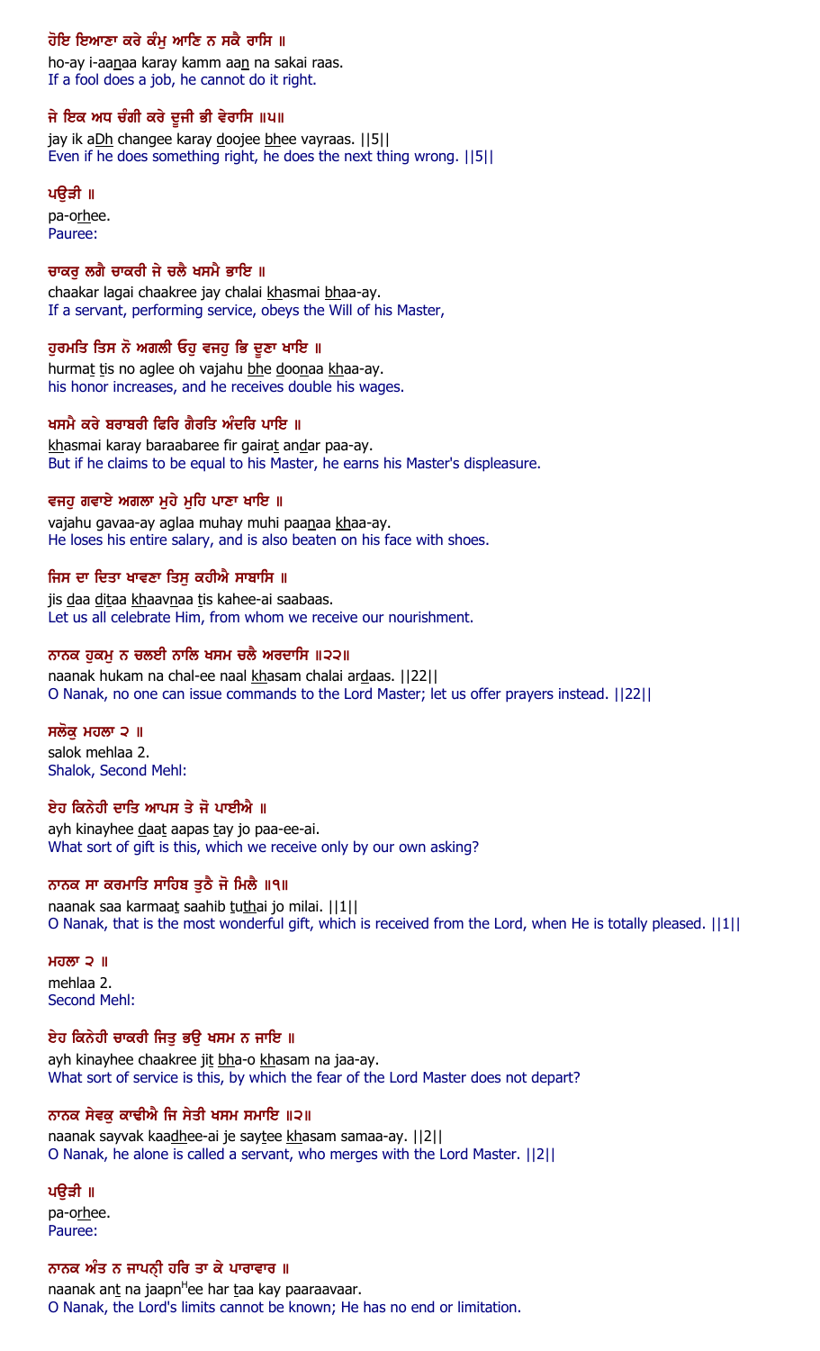ਹੋਇ ਇਆਣਾ ਕਰੇ ਕੰਮੁ ਆਣਿ ਨ ਸਕੈ ਰਾਸਿ ॥

ho-ay i-aanaa karay kamm aan na sakai raas.

If a fool does a job, he cannot do it right.

ਜੇ ਇਕ ਅਧ ਚੰਗੀ ਕਰੇ ਦੂਜੀ ਭੀ ਵੇਰਾਸਿ ॥੫॥

jay ik aDh changee karay doojee bhee vayraas. ||5||

Even if he does something right, he does the next thing wrong. ||5||

ਪਉੜੀ ॥

pa-orhee.

Pauree:

ਚਾਕਰੁ ਲਗੈ ਚਾਕਰੀ ਜੇ ਚਲੈ ਖਸਮੈ ਭਾਇ ॥

chaakar lagai chaakree jay chalai khasmai bhaa-ay.

If a servant, performing service, obeys the Will of his Master,

ਹੁਰਮਤਿ ਤਿਸ ਨੋ ਅਗਲੀ ਓਹੁ ਵਜਹੁ ਭਿ ਦੂਣਾ ਖਾਇ ॥

hurmat tis no aglee oh vajahu bhe doonaa khaa-ay.

his honor increases, and he receives double his wages.

ਖਸਮੈ ਕਰੇ ਬਰਾਬਰੀ ਫਿਰਿ ਗੈਰਤਿ ਅੰਦਰਿ ਪਾਇ ॥

khasmai karay baraabaree fir gairat andar paa-ay.

But if he claims to be equal to his Master, he earns his Master's displeasure.

ਵਜਹੁ ਗਵਾਏ ਅਗਲਾ ਮੁਹੇ ਮੁਹਿ ਪਾਣਾ ਖਾਇ ॥

vajahu gavaa-ay aglaa muhay muhi paanaa khaa-ay.

He loses his entire salary, and is also beaten on his face with shoes.

ਜਿਸ ਦਾ ਦਿਤਾ ਖਾਵਣਾ ਤਿਸੁ ਕਹੀਐ ਸਾਬਾਸਿ ॥

jis daa ditaa khaavnaa tis kahee-ai saabaas.

Let us all celebrate Him, from whom we receive our nourishment.

ਨਾਨਕ ਹੁਕਮੁ ਨ ਚਲਈ ਨਾਲਿ ਖਸਮ ਚਲੈ ਅਰਦਾਸਿ ॥੨੨॥

naanak hukam na chal-ee naal khasam chalai ardaas. ||22||

O Nanak, no one can issue commands to the Lord Master; let us offer prayers instead. ||22||

ਸਲੋਕੁ ਮਹਲਾ ੨ ॥

salok mehlaa 2.

Shalok, Second Mehl:

ਏਹ ਕਿਨੇਹੀ ਦਾਤਿ ਆਪਸ ਤੇ ਜੋ ਪਾਈਐ ॥

ayh kinayhee daat aapas tay jo paa-ee-ai.

What sort of gift is this, which we receive only by our own asking?

ਨਾਨਕ ਸਾ ਕਰਮਾਤਿ ਸਾਹਿਬ ਤੁਠੈ ਜੋ ਮਿਲੈ ॥੧॥

naanak saa karmaat saahib tuthai jo milai. ||1||

O Nanak, that is the most wonderful gift, which is received from the Lord, when He is totally pleased. ||1||

ਮਹਲਾ ੨ ॥

mehlaa 2.

Second Mehl:

ਏਹ ਕਿਨੇਹੀ ਚਾਕਰੀ ਜਿਤੁ ਭਉ ਖਸਮ ਨ ਜਾਇ ॥

ayh kinayhee chaakree jit bha-o khasam na jaa-ay.

What sort of service is this, by which the fear of the Lord Master does not depart?

ਨਾਨਕ ਸੇਵਕੁ ਕਾਢੀਐ ਜਿ ਸੇਤੀ ਖਸਮ ਸਮਾਇ ॥੨॥

naanak sayvak kaadhee-ai je saytee khasam samaa-ay. ||2||

O Nanak, he alone is called a servant, who merges with the Lord Master. ||2||

ਪਉੜੀ ॥

pa-orhee.

Pauree:

ਨਾਨਕ ਅੰਤ ਨ ਜਾਪਨ੍ਹੀ ਹਰਿ ਤਾ ਕੇ ਪਾਰਾਵਾਰ ॥

naanak ant na jaapnHee har taa kay paaraavaar.

O Nanak, the Lord's limits cannot be known; He has no end or limitation.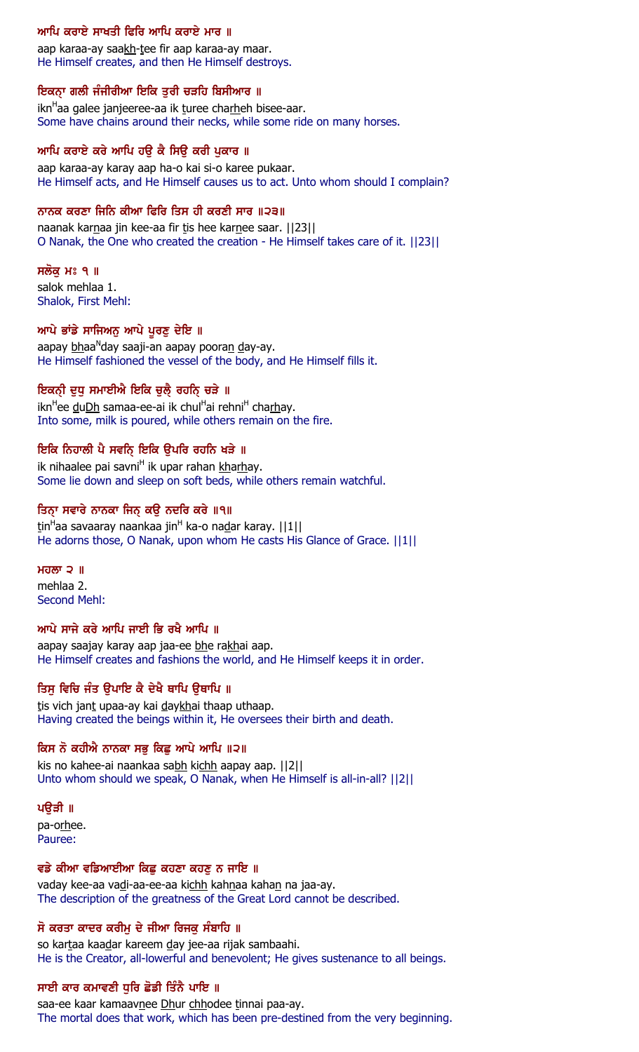ਆਪਿ ਕਰਾਏ ਸਾਖਤੀ ਫਿਰਿ ਆਪਿ ਕਰਾਏ ਮਾਰ ॥

aap karaa-ay saakh-tee fir aap karaa-ay maar.

He Himself creates, and then He Himself destroys.

ਇਕਨ੍ਹਾ ਗਲੀ ਜੰਜੀਰੀਆ ਇਕਿ ਤੁਰੀ ਚੜਹਿ ਬਿਸੀਆਰ ॥

ikn[H]aa galee janjeeree-aa ik turee charheh bisee-aar.

Some have chains around their necks, while some ride on many horses.

ਆਪਿ ਕਰਾਏ ਕਰੇ ਆਪਿ ਹਉ ਕੈ ਸਿਉ ਕਰੀ ਪੁਕਾਰ ॥

aap karaa-ay karay aap ha-o kai si-o karee pukaar.

He Himself acts, and He Himself causes us to act. Unto whom should I complain?

ਨਾਨਕ ਕਰਣਾ ਜਿਨਿ ਕੀਆ ਫਿਰਿ ਤਿਸ ਹੀ ਕਰਣੀ ਸਾਰ ॥੨੩॥

naanak karnaa jin kee-aa fir tis hee karnee saar. ||23||

O Nanak, the One who created the creation - He Himself takes care of it. ||23||

ਸਲੋਕੁ ਮਃ ੧ ॥

salok mehlaa 1.

Shalok, First Mehl:

ਆਪੇ ਭਾਂਡੇ ਸਾਜਿਅਨੁ ਆਪੇ ਪੂਰਣੁ ਦੇਇ ॥

aapay bhaa[N]day saaji-an aapay pooran day-ay.

He Himself fashioned the vessel of the body, and He Himself fills it.

ਇਕਨ੍ਹੀ ਦੁਧੁ ਸਮਾਈਐ ਇਕਿ ਚੁਲ੍ਹੈ ਰਹਨ੍ਹਿ ਚੜੇ ॥

ikn[H]ee duDh samaa-ee-ai ik chul[H]ai rehni[H] charhay.

Into some, milk is poured, while others remain on the fire.

ਇਕਿ ਨਿਹਾਲੀ ਪੈ ਸਵਨ੍ਹਿ ਇਕਿ ਉਪਰਿ ਰਹਨਿ ਖੜੇ ॥

ik nihaalee pai savni[H] ik upar rahan kharhay.

Some lie down and sleep on soft beds, while others remain watchful.

ਤਿਨ੍ਹਾ ਸਵਾਰੇ ਨਾਨਕਾ ਜਿਨ੍ਹ ਕਉ ਨਦਰਿ ਕਰੇ ॥੧॥

tin[H]aa savaaray naankaa jin[H] ka-o nadar karay. ||1||

He adorns those, O Nanak, upon whom He casts His Glance of Grace. ||1||

ਮਹਲਾ ੨ ॥

mehlaa 2.

Second Mehl:

ਆਪੇ ਸਾਜੇ ਕਰੇ ਆਪਿ ਜਾਈ ਭਿ ਰਖੈ ਆਪਿ ॥

aapay saajay karay aap jaa-ee bhe rakhai aap.

He Himself creates and fashions the world, and He Himself keeps it in order.

ਤਿਸੁ ਵਿਚਿ ਜੰਤ ਉਪਾਇ ਕੈ ਦੇਖੈ ਥਾਪਿ ਉਥਾਪਿ ॥

tis vich jant upaa-ay kai daykhai thaap uthaap.

Having created the beings within it, He oversees their birth and death.

ਕਿਸ ਨੋ ਕਹੀਐ ਨਾਨਕਾ ਸਭੁ ਕਿਛੁ ਆਪੇ ਆਪਿ ॥੨॥

kis no kahee-ai naankaa sabh kichh aapay aap. ||2||

Unto whom should we speak, O Nanak, when He Himself is all-in-all? ||2||

ਪਉੜੀ ॥

pa-orhee.

Pauree:

ਵਡੇ ਕੀਆ ਵਡਿਆਈਆ ਕਿਛੁ ਕਹਣਾ ਕਹਣੁ ਨ ਜਾਇ ॥

vaday kee-aa vadi-aa-ee-aa kichh kahnaa kahan na jaa-ay.

The description of the greatness of the Great Lord cannot be described.

ਸੋ ਕਰਤਾ ਕਾਦਰ ਕਰੀਮੁ ਦੇ ਜੀਆ ਰਿਜਕੁ ਸੰਬਾਹਿ ॥

so kartaa kaadar kareem day jee-aa rijak sambaahi.

He is the Creator, all-lowerful and benevolent; He gives sustenance to all beings.

ਸਾਈ ਕਾਰ ਕਮਾਵਣੀ ਧੁਰਿ ਛੋਡੀ ਤਿੰਨੈ ਪਾਇ ॥

saa-ee kaar kamaavnee Dhur chhodee tinnai paa-ay.

The mortal does that work, which has been pre-destined from the very beginning.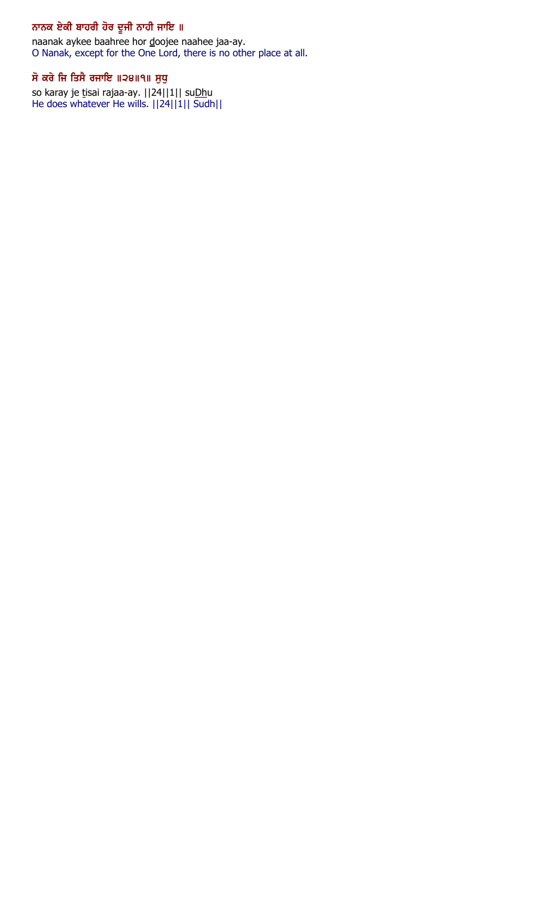**ਨਾਨਕ ਏਕੀ ਬਾਹਰੀ ਹੋਰ ਦੂਜੀ ਨਾਹੀ ਜਾਇ ॥**

naanak aykee baahree hor doojee naahee jaa-ay.
O Nanak, except for the One Lord, there is no other place at all.

**ਸੋ ਕਰੇ ਜਿ ਤਿਸੈ ਰਜਾਇ ॥੨੪॥੧॥ ਸੁਧੁ**

so karay je tisai rajaa-ay. ||24||1|| suDhu
He does whatever He wills. ||24||1|| Sudh||